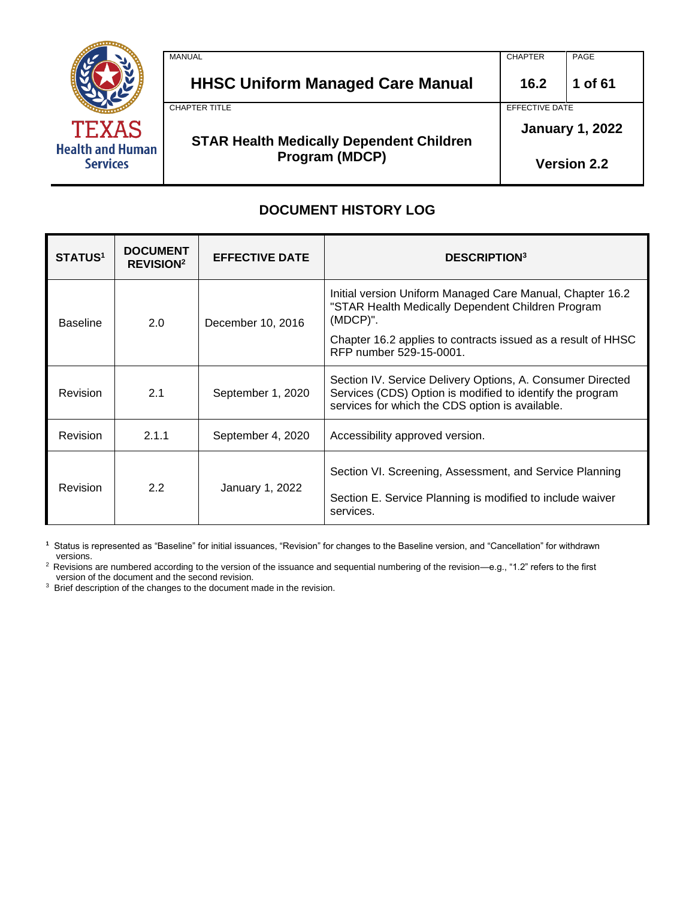| MANUAL | CHAPTER | PAGE |
|---|---|---|
| **HHSC Uniform Managed Care Manual** | **16.2** | **1 of 61** |
| CHAPTER TITLE | EFFECTIVE DATE | |
| **STAR Health Medically Dependent Children Program (MDCP)** | **January 1, 2022** **Version 2.2** | |

## DOCUMENT HISTORY LOG

| STATUS[1] | DOCUMENT REVISION[2] | EFFECTIVE DATE | DESCRIPTION[3] |
|---|---|---|---|
| Baseline | 2.0 | December 10, 2016 | Initial version Uniform Managed Care Manual, Chapter 16.2 "STAR Health Medically Dependent Children Program (MDCP)". Chapter 16.2 applies to contracts issued as a result of HHSC RFP number 529-15-0001. |
| Revision | 2.1 | September 1, 2020 | Section IV. Service Delivery Options, A. Consumer Directed Services (CDS) Option is modified to identify the program services for which the CDS option is available. |
| Revision | 2.1.1 | September 4, 2020 | Accessibility approved version. |
| Revision | 2.2 | January 1, 2022 | Section VI. Screening, Assessment, and Service Planning Section E. Service Planning is modified to include waiver services. |

[1] Status is represented as "Baseline" for initial issuances, "Revision" for changes to the Baseline version, and "Cancellation" for withdrawn versions.

[2] Revisions are numbered according to the version of the issuance and sequential numbering of the revision—e.g., "1.2" refers to the first version of the document and the second revision.

[3] Brief description of the changes to the document made in the revision.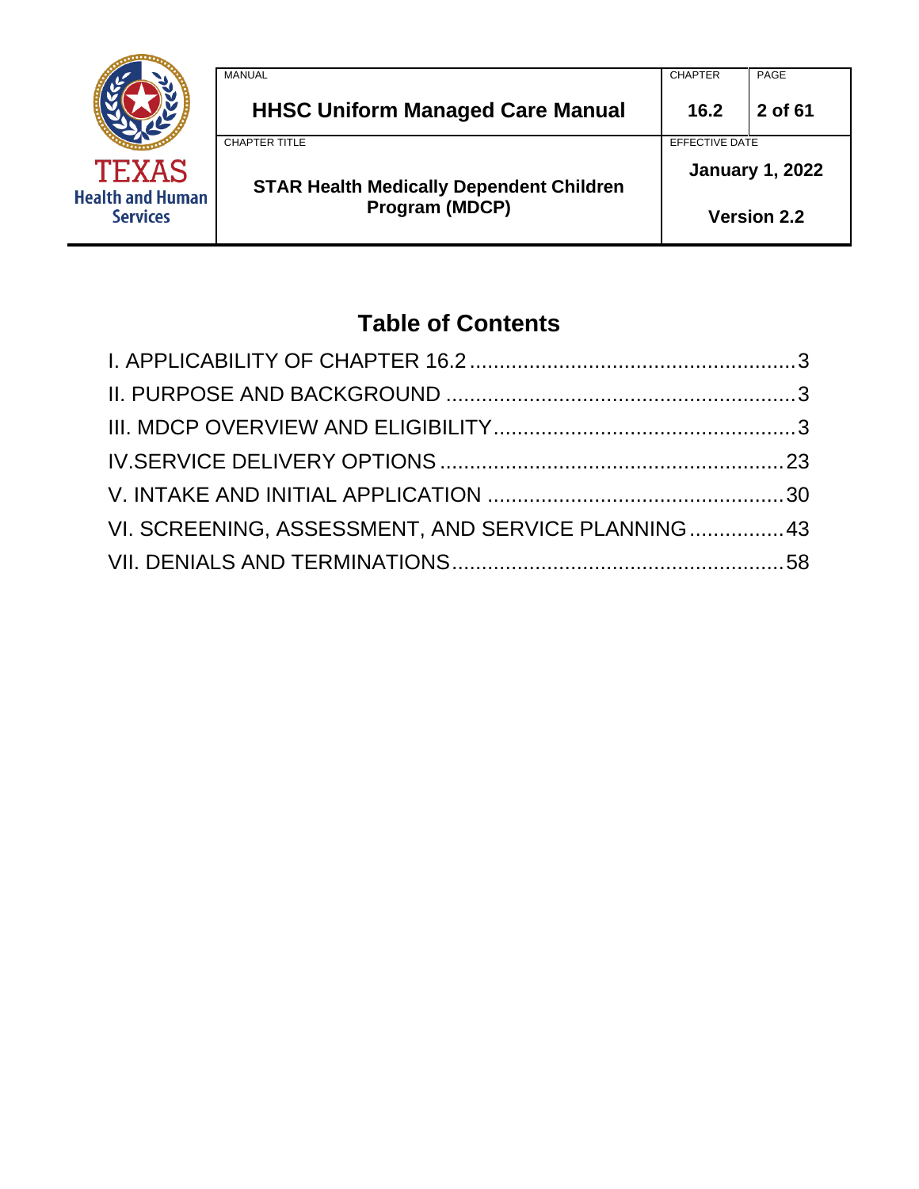## Table of Contents

I. APPLICABILITY OF CHAPTER 16.2 ........................................................ 3
II. PURPOSE AND BACKGROUND ............................................................ 3
III. MDCP OVERVIEW AND ELIGIBILITY .................................................... 3
IV.SERVICE DELIVERY OPTIONS .......................................................... 23
V. INTAKE AND INITIAL APPLICATION .................................................. 30
VI. SCREENING, ASSESSMENT, AND SERVICE PLANNING ................ 43
VII. DENIALS AND TERMINATIONS ........................................................ 58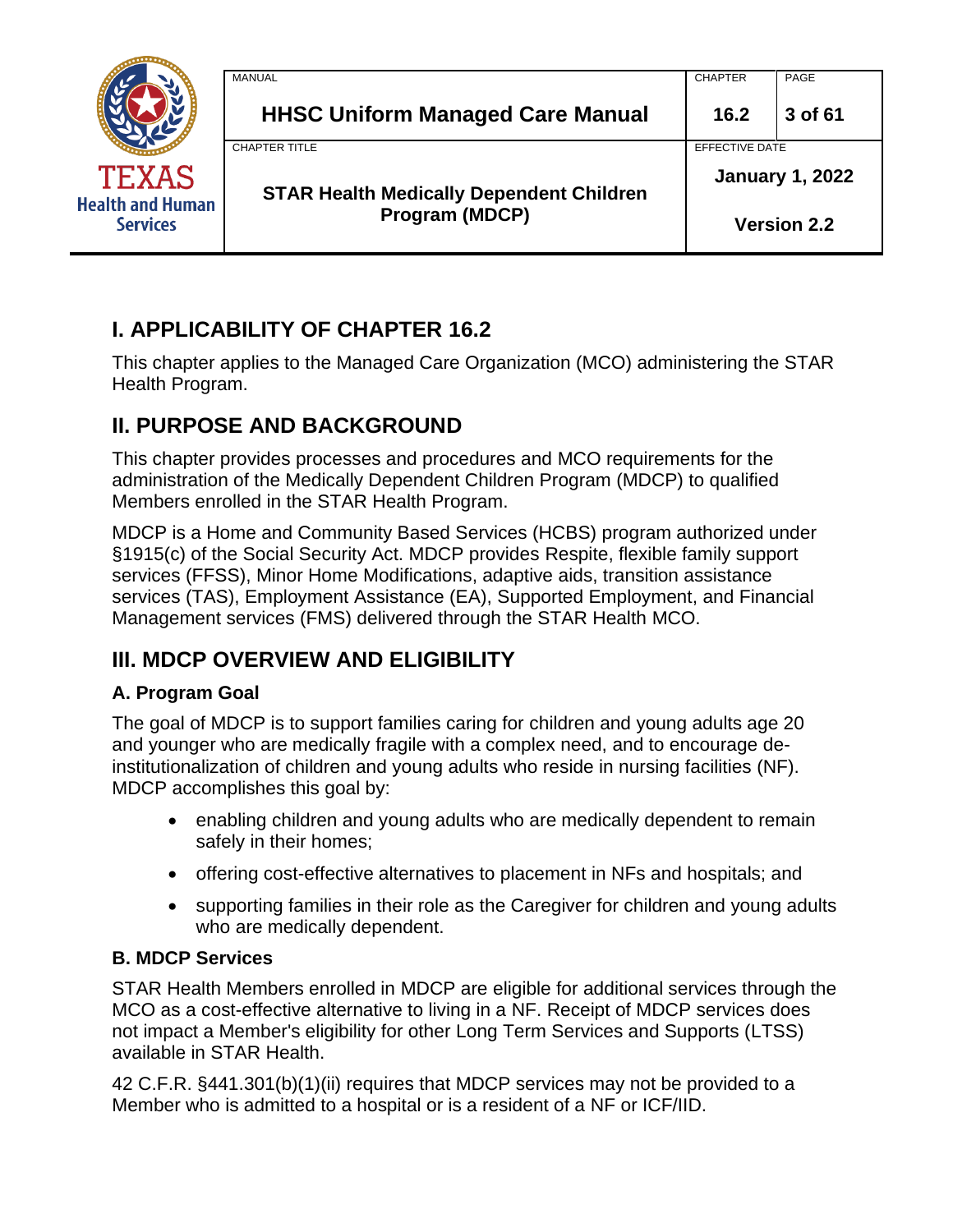## I. APPLICABILITY OF CHAPTER 16.2

This chapter applies to the Managed Care Organization (MCO) administering the STAR Health Program.

## II. PURPOSE AND BACKGROUND

This chapter provides processes and procedures and MCO requirements for the administration of the Medically Dependent Children Program (MDCP) to qualified Members enrolled in the STAR Health Program.

MDCP is a Home and Community Based Services (HCBS) program authorized under §1915(c) of the Social Security Act. MDCP provides Respite, flexible family support services (FFSS), Minor Home Modifications, adaptive aids, transition assistance services (TAS), Employment Assistance (EA), Supported Employment, and Financial Management services (FMS) delivered through the STAR Health MCO.

## III. MDCP OVERVIEW AND ELIGIBILITY

### A. Program Goal

The goal of MDCP is to support families caring for children and young adults age 20 and younger who are medically fragile with a complex need, and to encourage de-institutionalization of children and young adults who reside in nursing facilities (NF). MDCP accomplishes this goal by:

- enabling children and young adults who are medically dependent to remain safely in their homes;
- offering cost-effective alternatives to placement in NFs and hospitals; and
- supporting families in their role as the Caregiver for children and young adults who are medically dependent.

### B. MDCP Services

STAR Health Members enrolled in MDCP are eligible for additional services through the MCO as a cost-effective alternative to living in a NF. Receipt of MDCP services does not impact a Member's eligibility for other Long Term Services and Supports (LTSS) available in STAR Health.

42 C.F.R. §441.301(b)(1)(ii) requires that MDCP services may not be provided to a Member who is admitted to a hospital or is a resident of a NF or ICF/IID.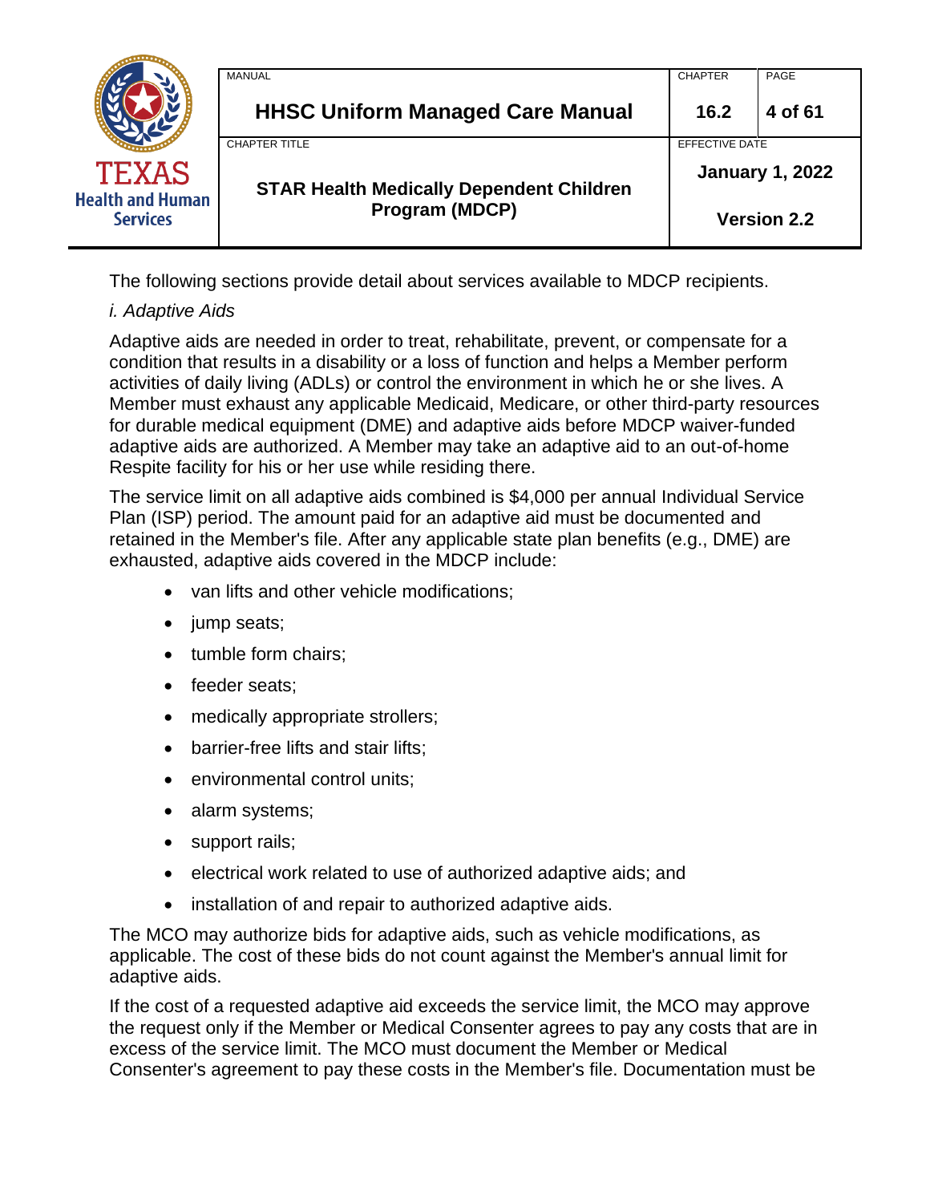The following sections provide detail about services available to MDCP recipients.

*i. Adaptive Aids*

Adaptive aids are needed in order to treat, rehabilitate, prevent, or compensate for a condition that results in a disability or a loss of function and helps a Member perform activities of daily living (ADLs) or control the environment in which he or she lives. A Member must exhaust any applicable Medicaid, Medicare, or other third-party resources for durable medical equipment (DME) and adaptive aids before MDCP waiver-funded adaptive aids are authorized. A Member may take an adaptive aid to an out-of-home Respite facility for his or her use while residing there.

The service limit on all adaptive aids combined is $4,000 per annual Individual Service Plan (ISP) period. The amount paid for an adaptive aid must be documented and retained in the Member's file. After any applicable state plan benefits (e.g., DME) are exhausted, adaptive aids covered in the MDCP include:

- van lifts and other vehicle modifications;
- jump seats;
- tumble form chairs;
- feeder seats;
- medically appropriate strollers;
- barrier-free lifts and stair lifts;
- environmental control units;
- alarm systems;
- support rails;
- electrical work related to use of authorized adaptive aids; and
- installation of and repair to authorized adaptive aids.

The MCO may authorize bids for adaptive aids, such as vehicle modifications, as applicable. The cost of these bids do not count against the Member's annual limit for adaptive aids.

If the cost of a requested adaptive aid exceeds the service limit, the MCO may approve the request only if the Member or Medical Consenter agrees to pay any costs that are in excess of the service limit. The MCO must document the Member or Medical Consenter's agreement to pay these costs in the Member's file. Documentation must be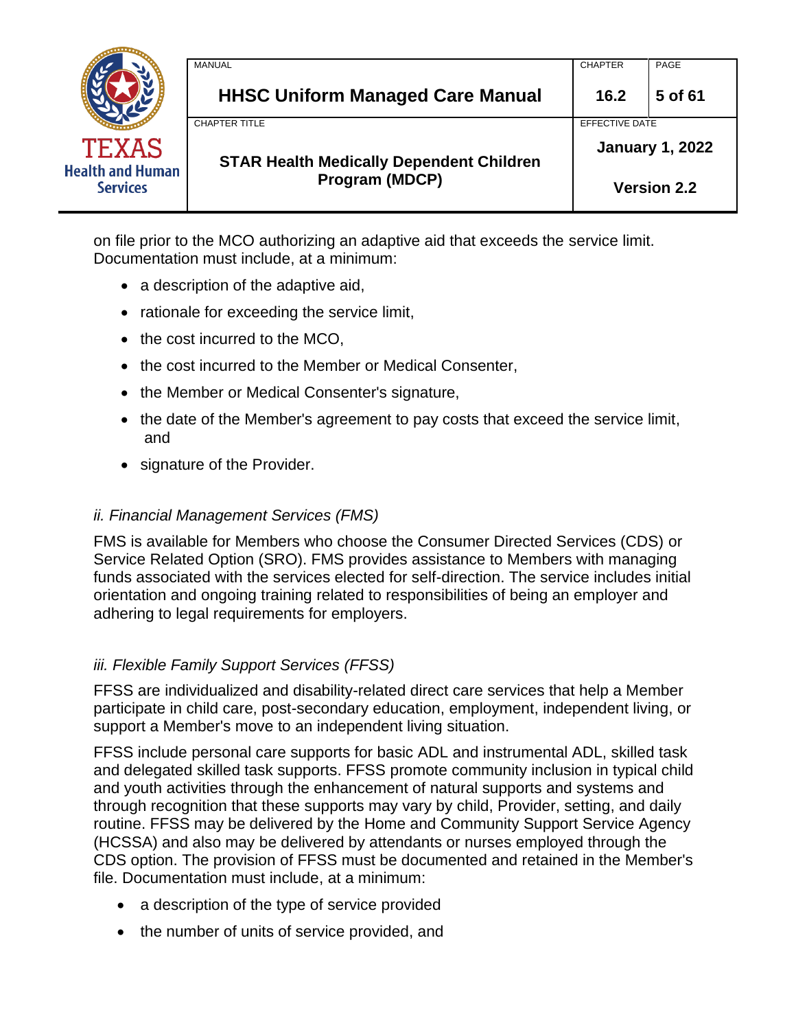on file prior to the MCO authorizing an adaptive aid that exceeds the service limit. Documentation must include, at a minimum:

- a description of the adaptive aid,
- rationale for exceeding the service limit,
- the cost incurred to the MCO,
- the cost incurred to the Member or Medical Consenter,
- the Member or Medical Consenter's signature,
- the date of the Member's agreement to pay costs that exceed the service limit, and
- signature of the Provider.

*ii. Financial Management Services (FMS)*

FMS is available for Members who choose the Consumer Directed Services (CDS) or Service Related Option (SRO). FMS provides assistance to Members with managing funds associated with the services elected for self-direction. The service includes initial orientation and ongoing training related to responsibilities of being an employer and adhering to legal requirements for employers.

*iii. Flexible Family Support Services (FFSS)*

FFSS are individualized and disability-related direct care services that help a Member participate in child care, post-secondary education, employment, independent living, or support a Member's move to an independent living situation.

FFSS include personal care supports for basic ADL and instrumental ADL, skilled task and delegated skilled task supports. FFSS promote community inclusion in typical child and youth activities through the enhancement of natural supports and systems and through recognition that these supports may vary by child, Provider, setting, and daily routine. FFSS may be delivered by the Home and Community Support Service Agency (HCSSA) and also may be delivered by attendants or nurses employed through the CDS option. The provision of FFSS must be documented and retained in the Member's file. Documentation must include, at a minimum:

- a description of the type of service provided
- the number of units of service provided, and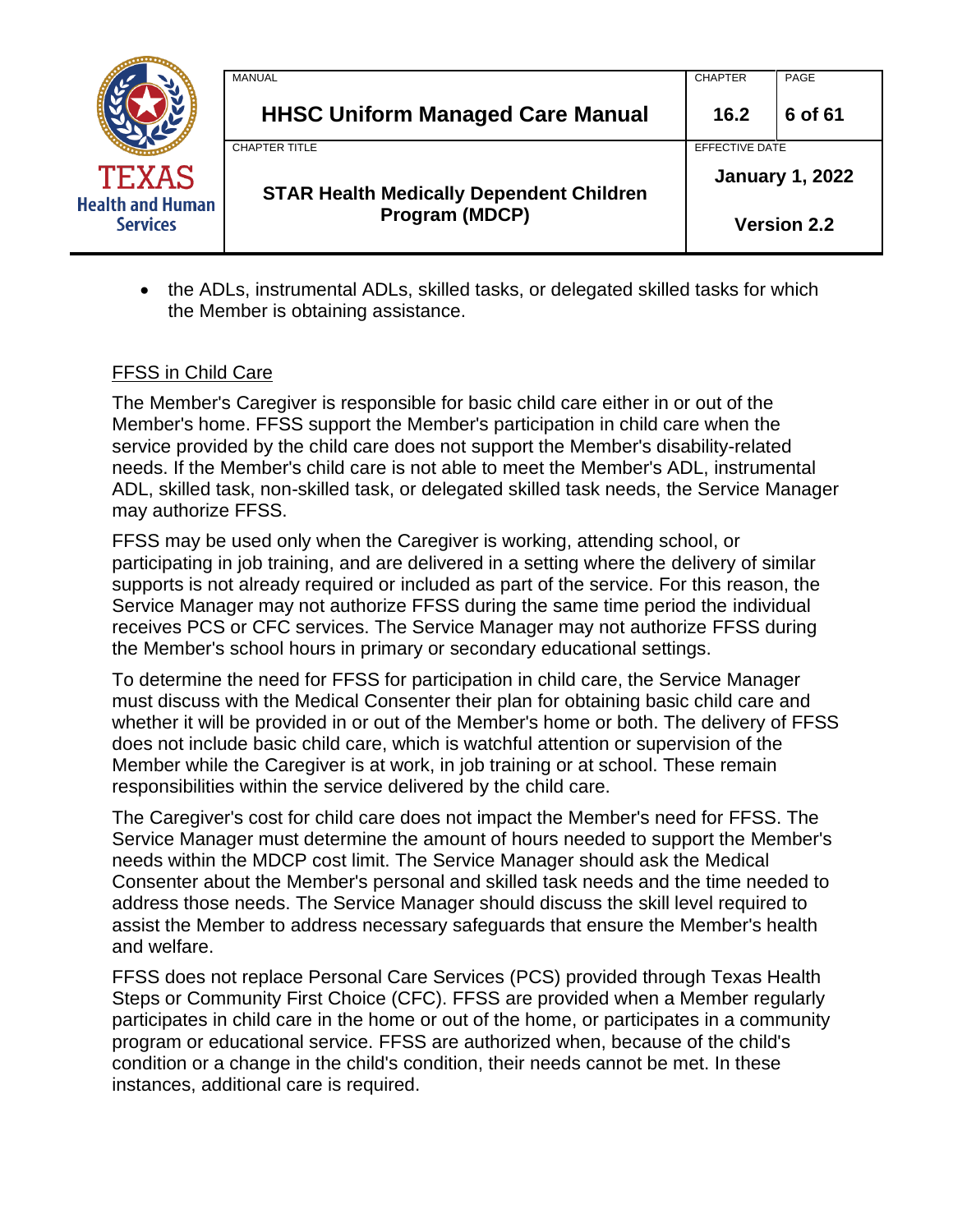- the ADLs, instrumental ADLs, skilled tasks, or delegated skilled tasks for which the Member is obtaining assistance.

FFSS in Child Care

The Member's Caregiver is responsible for basic child care either in or out of the Member's home. FFSS support the Member's participation in child care when the service provided by the child care does not support the Member's disability-related needs. If the Member's child care is not able to meet the Member's ADL, instrumental ADL, skilled task, non-skilled task, or delegated skilled task needs, the Service Manager may authorize FFSS.

FFSS may be used only when the Caregiver is working, attending school, or participating in job training, and are delivered in a setting where the delivery of similar supports is not already required or included as part of the service. For this reason, the Service Manager may not authorize FFSS during the same time period the individual receives PCS or CFC services. The Service Manager may not authorize FFSS during the Member's school hours in primary or secondary educational settings.

To determine the need for FFSS for participation in child care, the Service Manager must discuss with the Medical Consenter their plan for obtaining basic child care and whether it will be provided in or out of the Member's home or both. The delivery of FFSS does not include basic child care, which is watchful attention or supervision of the Member while the Caregiver is at work, in job training or at school. These remain responsibilities within the service delivered by the child care.

The Caregiver's cost for child care does not impact the Member's need for FFSS. The Service Manager must determine the amount of hours needed to support the Member's needs within the MDCP cost limit. The Service Manager should ask the Medical Consenter about the Member's personal and skilled task needs and the time needed to address those needs. The Service Manager should discuss the skill level required to assist the Member to address necessary safeguards that ensure the Member's health and welfare.

FFSS does not replace Personal Care Services (PCS) provided through Texas Health Steps or Community First Choice (CFC). FFSS are provided when a Member regularly participates in child care in the home or out of the home, or participates in a community program or educational service. FFSS are authorized when, because of the child's condition or a change in the child's condition, their needs cannot be met. In these instances, additional care is required.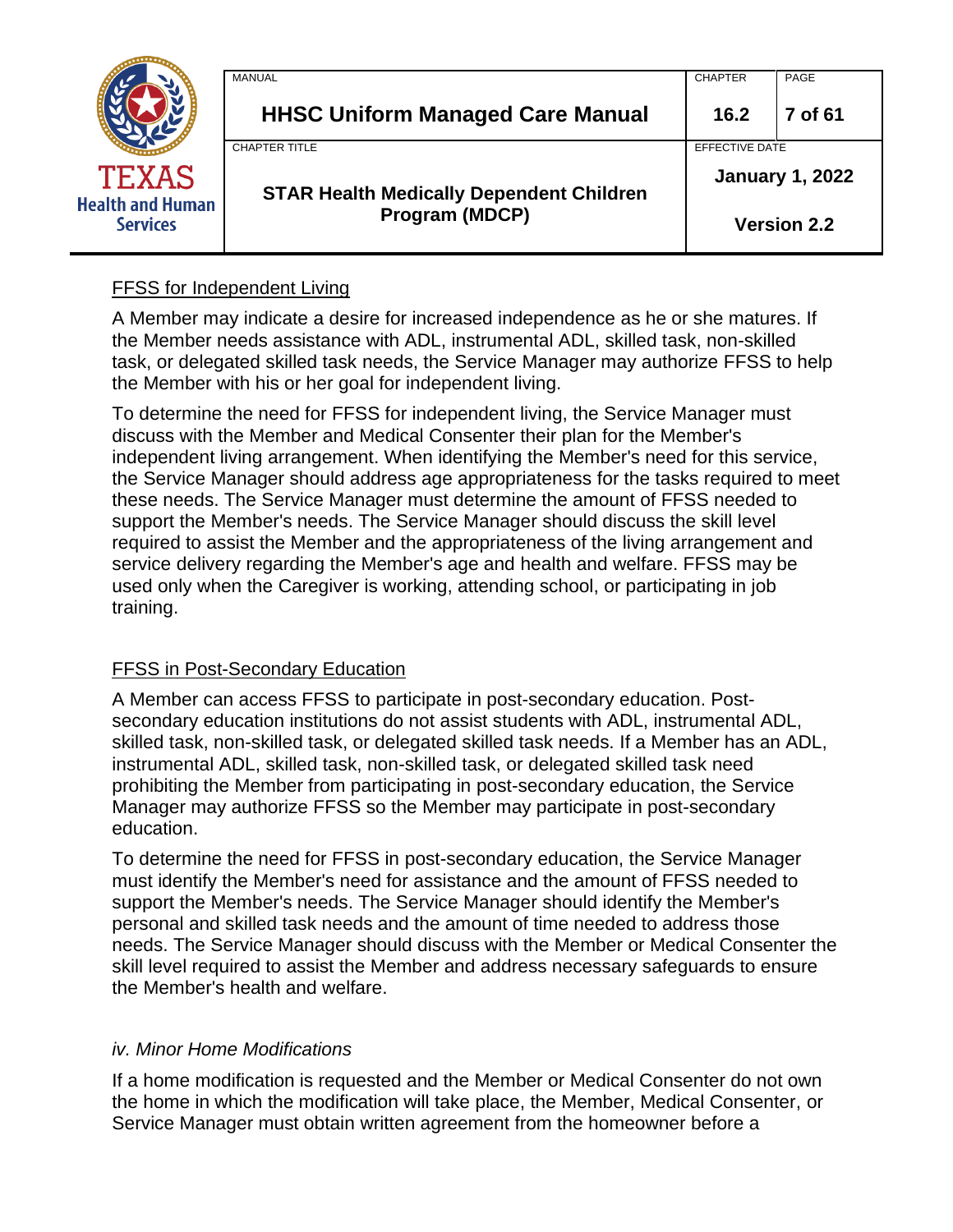FFSS for Independent Living

A Member may indicate a desire for increased independence as he or she matures. If the Member needs assistance with ADL, instrumental ADL, skilled task, non-skilled task, or delegated skilled task needs, the Service Manager may authorize FFSS to help the Member with his or her goal for independent living.

To determine the need for FFSS for independent living, the Service Manager must discuss with the Member and Medical Consenter their plan for the Member's independent living arrangement. When identifying the Member's need for this service, the Service Manager should address age appropriateness for the tasks required to meet these needs. The Service Manager must determine the amount of FFSS needed to support the Member's needs. The Service Manager should discuss the skill level required to assist the Member and the appropriateness of the living arrangement and service delivery regarding the Member's age and health and welfare. FFSS may be used only when the Caregiver is working, attending school, or participating in job training.

FFSS in Post-Secondary Education

A Member can access FFSS to participate in post-secondary education. Post-secondary education institutions do not assist students with ADL, instrumental ADL, skilled task, non-skilled task, or delegated skilled task needs. If a Member has an ADL, instrumental ADL, skilled task, non-skilled task, or delegated skilled task need prohibiting the Member from participating in post-secondary education, the Service Manager may authorize FFSS so the Member may participate in post-secondary education.

To determine the need for FFSS in post-secondary education, the Service Manager must identify the Member's need for assistance and the amount of FFSS needed to support the Member's needs. The Service Manager should identify the Member's personal and skilled task needs and the amount of time needed to address those needs. The Service Manager should discuss with the Member or Medical Consenter the skill level required to assist the Member and address necessary safeguards to ensure the Member's health and welfare.

*iv. Minor Home Modifications*

If a home modification is requested and the Member or Medical Consenter do not own the home in which the modification will take place, the Member, Medical Consenter, or Service Manager must obtain written agreement from the homeowner before a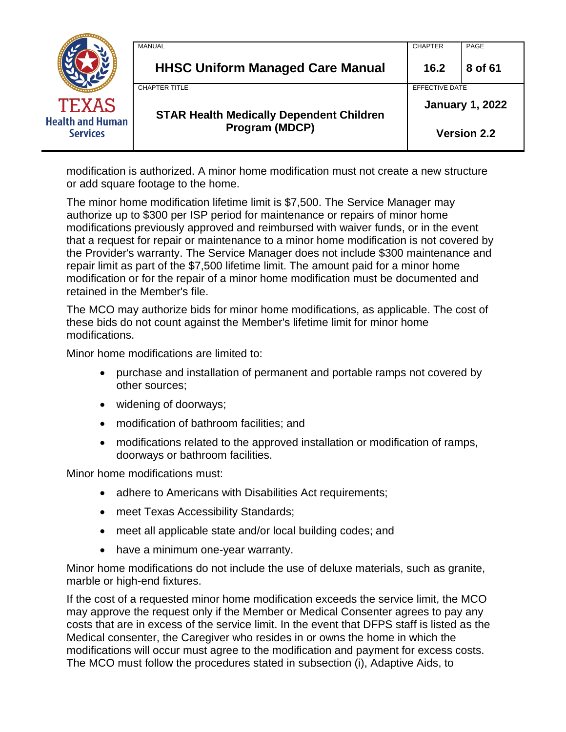modification is authorized. A minor home modification must not create a new structure or add square footage to the home.

The minor home modification lifetime limit is $7,500. The Service Manager may authorize up to $300 per ISP period for maintenance or repairs of minor home modifications previously approved and reimbursed with waiver funds, or in the event that a request for repair or maintenance to a minor home modification is not covered by the Provider's warranty. The Service Manager does not include $300 maintenance and repair limit as part of the $7,500 lifetime limit. The amount paid for a minor home modification or for the repair of a minor home modification must be documented and retained in the Member's file.

The MCO may authorize bids for minor home modifications, as applicable. The cost of these bids do not count against the Member's lifetime limit for minor home modifications.

Minor home modifications are limited to:

- purchase and installation of permanent and portable ramps not covered by other sources;
- widening of doorways;
- modification of bathroom facilities; and
- modifications related to the approved installation or modification of ramps, doorways or bathroom facilities.

Minor home modifications must:

- adhere to Americans with Disabilities Act requirements;
- meet Texas Accessibility Standards;
- meet all applicable state and/or local building codes; and
- have a minimum one-year warranty.

Minor home modifications do not include the use of deluxe materials, such as granite, marble or high-end fixtures.

If the cost of a requested minor home modification exceeds the service limit, the MCO may approve the request only if the Member or Medical Consenter agrees to pay any costs that are in excess of the service limit. In the event that DFPS staff is listed as the Medical consenter, the Caregiver who resides in or owns the home in which the modifications will occur must agree to the modification and payment for excess costs. The MCO must follow the procedures stated in subsection (i), Adaptive Aids, to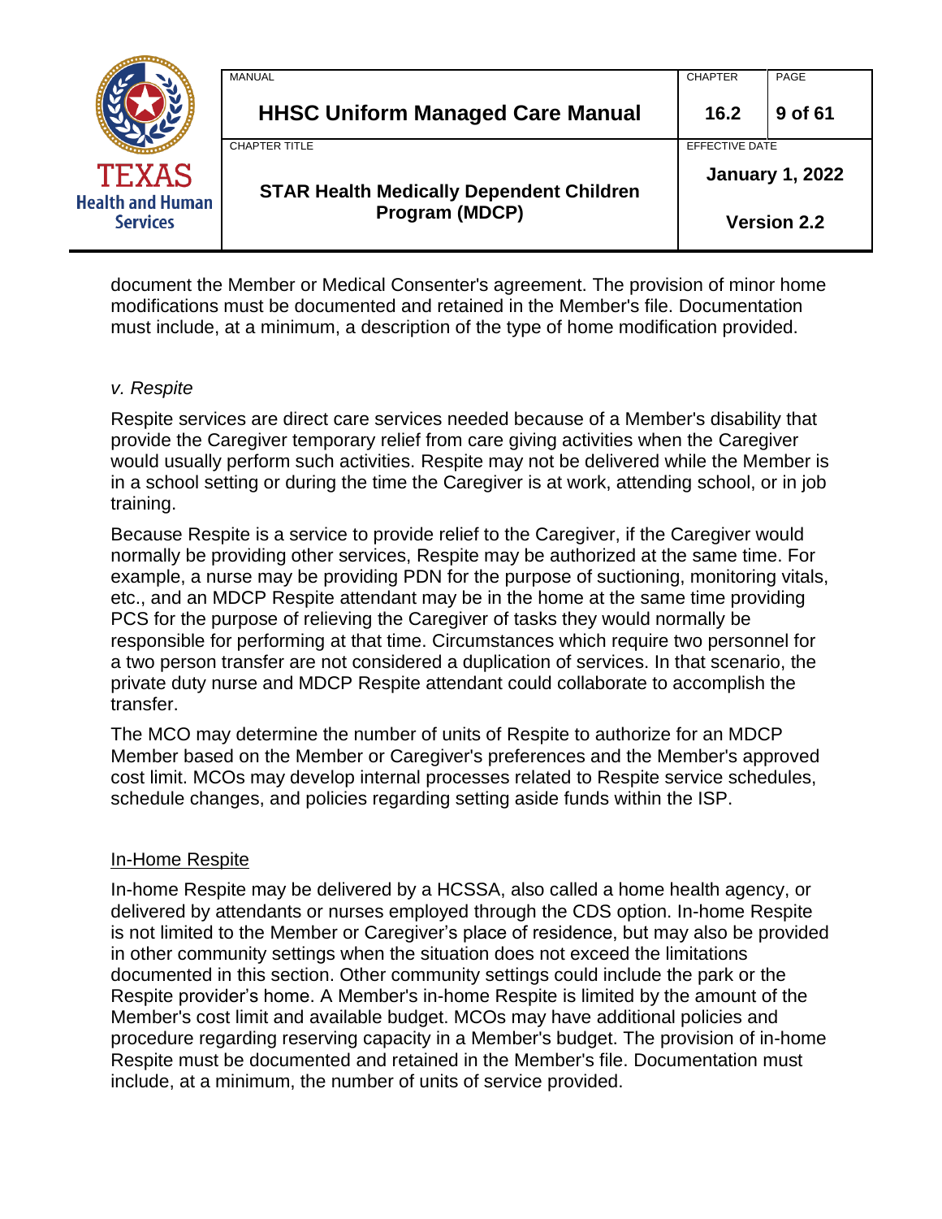document the Member or Medical Consenter's agreement. The provision of minor home modifications must be documented and retained in the Member's file. Documentation must include, at a minimum, a description of the type of home modification provided.

*v. Respite*

Respite services are direct care services needed because of a Member's disability that provide the Caregiver temporary relief from care giving activities when the Caregiver would usually perform such activities. Respite may not be delivered while the Member is in a school setting or during the time the Caregiver is at work, attending school, or in job training.

Because Respite is a service to provide relief to the Caregiver, if the Caregiver would normally be providing other services, Respite may be authorized at the same time. For example, a nurse may be providing PDN for the purpose of suctioning, monitoring vitals, etc., and an MDCP Respite attendant may be in the home at the same time providing PCS for the purpose of relieving the Caregiver of tasks they would normally be responsible for performing at that time. Circumstances which require two personnel for a two person transfer are not considered a duplication of services. In that scenario, the private duty nurse and MDCP Respite attendant could collaborate to accomplish the transfer.

The MCO may determine the number of units of Respite to authorize for an MDCP Member based on the Member or Caregiver's preferences and the Member's approved cost limit. MCOs may develop internal processes related to Respite service schedules, schedule changes, and policies regarding setting aside funds within the ISP.

<u>In-Home Respite</u>

In-home Respite may be delivered by a HCSSA, also called a home health agency, or delivered by attendants or nurses employed through the CDS option. In-home Respite is not limited to the Member or Caregiver's place of residence, but may also be provided in other community settings when the situation does not exceed the limitations documented in this section. Other community settings could include the park or the Respite provider's home. A Member's in-home Respite is limited by the amount of the Member's cost limit and available budget. MCOs may have additional policies and procedure regarding reserving capacity in a Member's budget. The provision of in-home Respite must be documented and retained in the Member's file. Documentation must include, at a minimum, the number of units of service provided.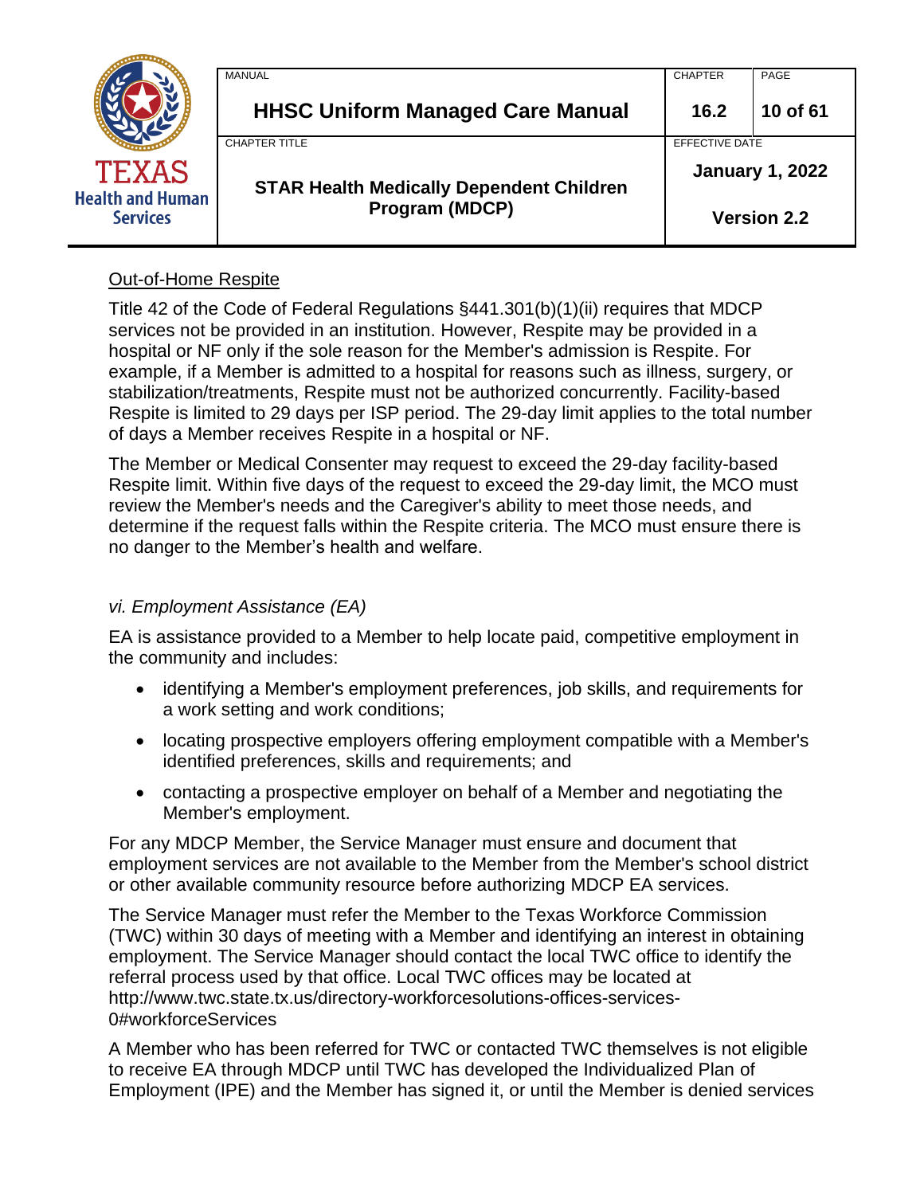Out-of-Home Respite

Title 42 of the Code of Federal Regulations §441.301(b)(1)(ii) requires that MDCP services not be provided in an institution. However, Respite may be provided in a hospital or NF only if the sole reason for the Member's admission is Respite. For example, if a Member is admitted to a hospital for reasons such as illness, surgery, or stabilization/treatments, Respite must not be authorized concurrently. Facility-based Respite is limited to 29 days per ISP period. The 29-day limit applies to the total number of days a Member receives Respite in a hospital or NF.

The Member or Medical Consenter may request to exceed the 29-day facility-based Respite limit. Within five days of the request to exceed the 29-day limit, the MCO must review the Member's needs and the Caregiver's ability to meet those needs, and determine if the request falls within the Respite criteria. The MCO must ensure there is no danger to the Member's health and welfare.

*vi. Employment Assistance (EA)*

EA is assistance provided to a Member to help locate paid, competitive employment in the community and includes:

- identifying a Member's employment preferences, job skills, and requirements for a work setting and work conditions;
- locating prospective employers offering employment compatible with a Member's identified preferences, skills and requirements; and
- contacting a prospective employer on behalf of a Member and negotiating the Member's employment.

For any MDCP Member, the Service Manager must ensure and document that employment services are not available to the Member from the Member's school district or other available community resource before authorizing MDCP EA services.

The Service Manager must refer the Member to the Texas Workforce Commission (TWC) within 30 days of meeting with a Member and identifying an interest in obtaining employment. The Service Manager should contact the local TWC office to identify the referral process used by that office. Local TWC offices may be located at http://www.twc.state.tx.us/directory-workforcesolutions-offices-services-0#workforceServices

A Member who has been referred for TWC or contacted TWC themselves is not eligible to receive EA through MDCP until TWC has developed the Individualized Plan of Employment (IPE) and the Member has signed it, or until the Member is denied services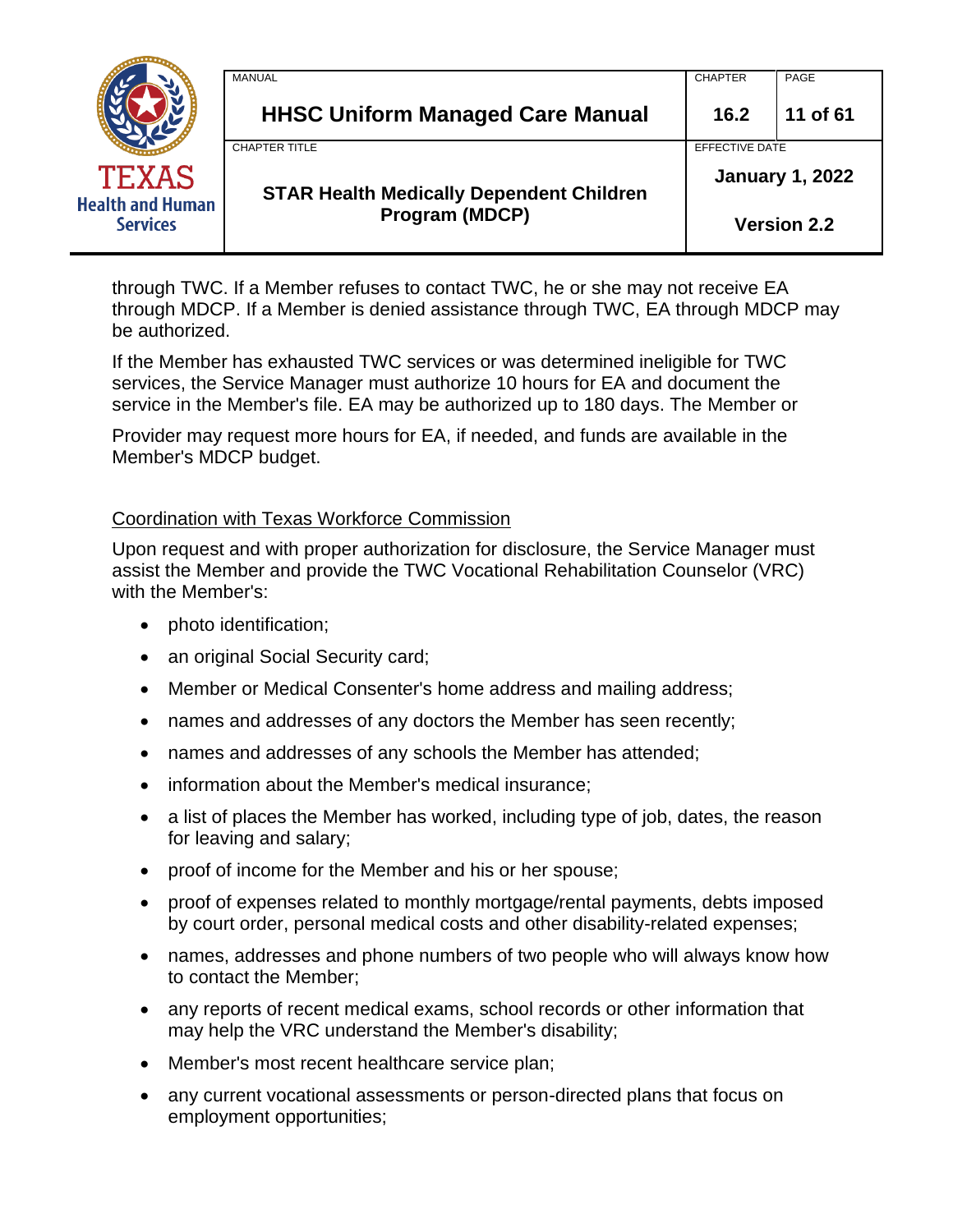through TWC. If a Member refuses to contact TWC, he or she may not receive EA through MDCP. If a Member is denied assistance through TWC, EA through MDCP may be authorized.

If the Member has exhausted TWC services or was determined ineligible for TWC services, the Service Manager must authorize 10 hours for EA and document the service in the Member's file. EA may be authorized up to 180 days. The Member or

Provider may request more hours for EA, if needed, and funds are available in the Member's MDCP budget.

Coordination with Texas Workforce Commission

Upon request and with proper authorization for disclosure, the Service Manager must assist the Member and provide the TWC Vocational Rehabilitation Counselor (VRC) with the Member's:

- photo identification;
- an original Social Security card;
- Member or Medical Consenter's home address and mailing address;
- names and addresses of any doctors the Member has seen recently;
- names and addresses of any schools the Member has attended;
- information about the Member's medical insurance;
- a list of places the Member has worked, including type of job, dates, the reason for leaving and salary;
- proof of income for the Member and his or her spouse;
- proof of expenses related to monthly mortgage/rental payments, debts imposed by court order, personal medical costs and other disability-related expenses;
- names, addresses and phone numbers of two people who will always know how to contact the Member;
- any reports of recent medical exams, school records or other information that may help the VRC understand the Member's disability;
- Member's most recent healthcare service plan;
- any current vocational assessments or person-directed plans that focus on employment opportunities;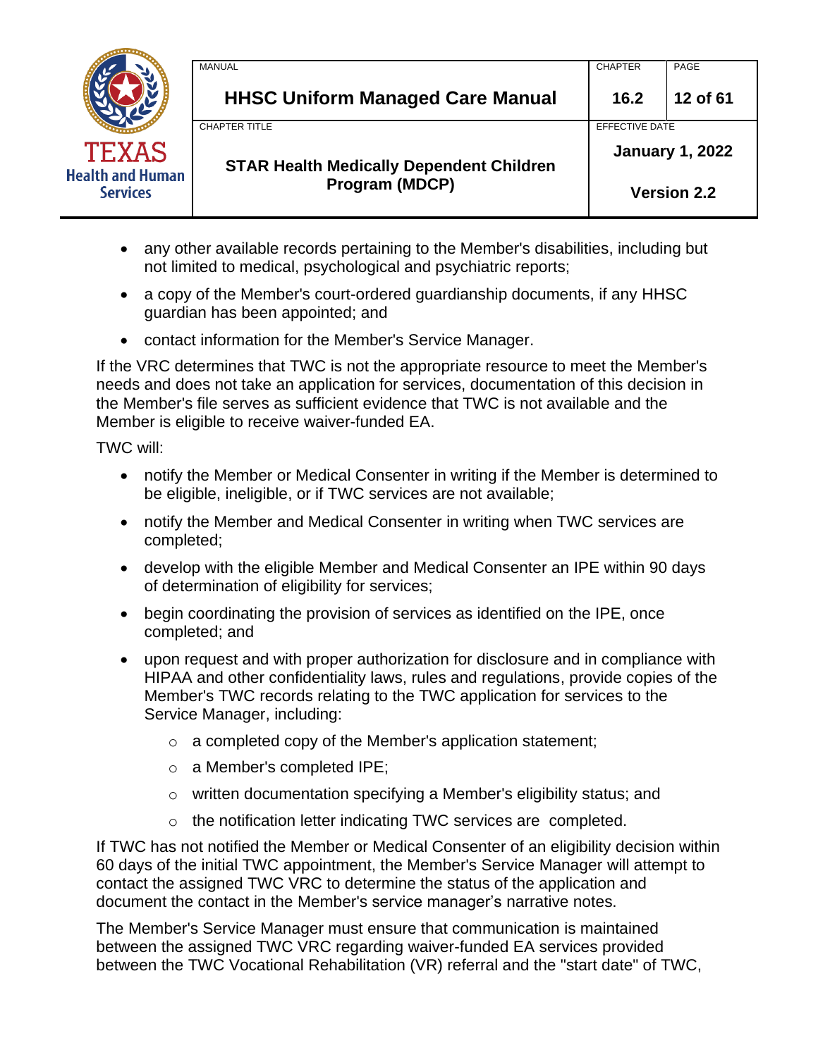- any other available records pertaining to the Member's disabilities, including but not limited to medical, psychological and psychiatric reports;
- a copy of the Member's court-ordered guardianship documents, if any HHSC guardian has been appointed; and
- contact information for the Member's Service Manager.

If the VRC determines that TWC is not the appropriate resource to meet the Member's needs and does not take an application for services, documentation of this decision in the Member's file serves as sufficient evidence that TWC is not available and the Member is eligible to receive waiver-funded EA.

TWC will:

- notify the Member or Medical Consenter in writing if the Member is determined to be eligible, ineligible, or if TWC services are not available;
- notify the Member and Medical Consenter in writing when TWC services are completed;
- develop with the eligible Member and Medical Consenter an IPE within 90 days of determination of eligibility for services;
- begin coordinating the provision of services as identified on the IPE, once completed; and
- upon request and with proper authorization for disclosure and in compliance with HIPAA and other confidentiality laws, rules and regulations, provide copies of the Member's TWC records relating to the TWC application for services to the Service Manager, including:
    - a completed copy of the Member's application statement;
    - a Member's completed IPE;
    - written documentation specifying a Member's eligibility status; and
    - the notification letter indicating TWC services are completed.

If TWC has not notified the Member or Medical Consenter of an eligibility decision within 60 days of the initial TWC appointment, the Member's Service Manager will attempt to contact the assigned TWC VRC to determine the status of the application and document the contact in the Member's service manager's narrative notes.

The Member's Service Manager must ensure that communication is maintained between the assigned TWC VRC regarding waiver-funded EA services provided between the TWC Vocational Rehabilitation (VR) referral and the "start date" of TWC,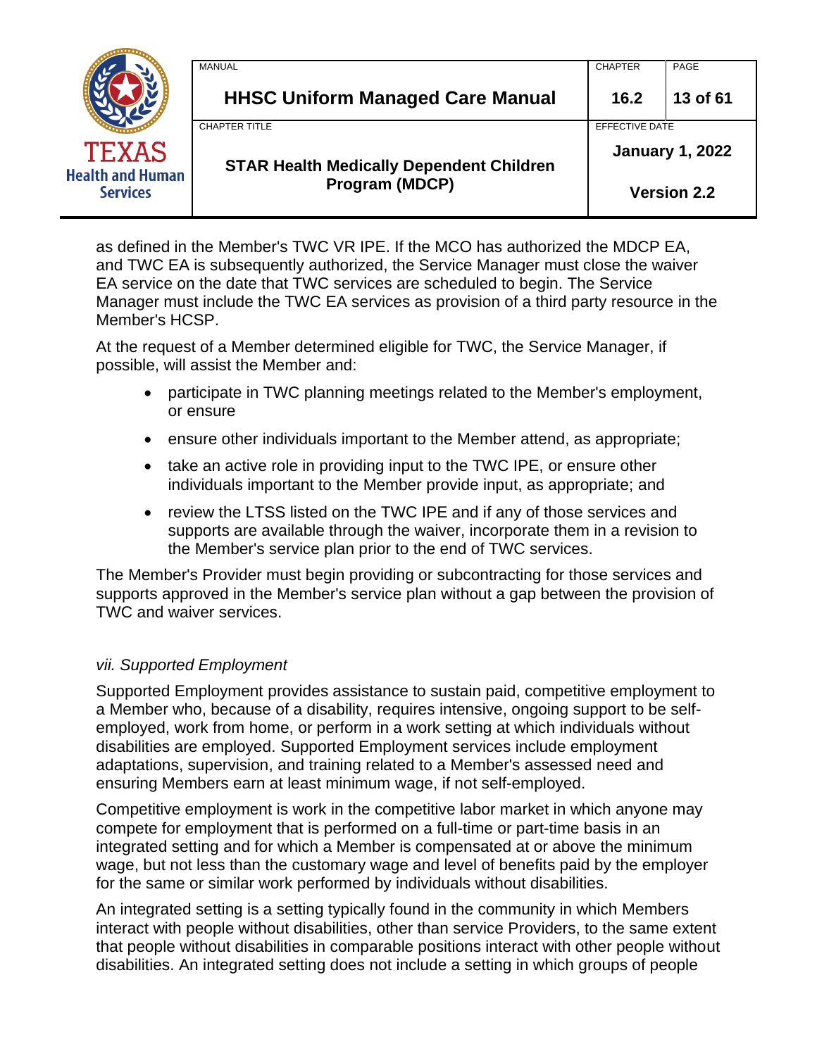as defined in the Member's TWC VR IPE. If the MCO has authorized the MDCP EA, and TWC EA is subsequently authorized, the Service Manager must close the waiver EA service on the date that TWC services are scheduled to begin. The Service Manager must include the TWC EA services as provision of a third party resource in the Member's HCSP.

At the request of a Member determined eligible for TWC, the Service Manager, if possible, will assist the Member and:

- participate in TWC planning meetings related to the Member's employment, or ensure
- ensure other individuals important to the Member attend, as appropriate;
- take an active role in providing input to the TWC IPE, or ensure other individuals important to the Member provide input, as appropriate; and
- review the LTSS listed on the TWC IPE and if any of those services and supports are available through the waiver, incorporate them in a revision to the Member's service plan prior to the end of TWC services.

The Member's Provider must begin providing or subcontracting for those services and supports approved in the Member's service plan without a gap between the provision of TWC and waiver services.

*vii. Supported Employment*

Supported Employment provides assistance to sustain paid, competitive employment to a Member who, because of a disability, requires intensive, ongoing support to be self-employed, work from home, or perform in a work setting at which individuals without disabilities are employed. Supported Employment services include employment adaptations, supervision, and training related to a Member's assessed need and ensuring Members earn at least minimum wage, if not self-employed.

Competitive employment is work in the competitive labor market in which anyone may compete for employment that is performed on a full-time or part-time basis in an integrated setting and for which a Member is compensated at or above the minimum wage, but not less than the customary wage and level of benefits paid by the employer for the same or similar work performed by individuals without disabilities.

An integrated setting is a setting typically found in the community in which Members interact with people without disabilities, other than service Providers, to the same extent that people without disabilities in comparable positions interact with other people without disabilities. An integrated setting does not include a setting in which groups of people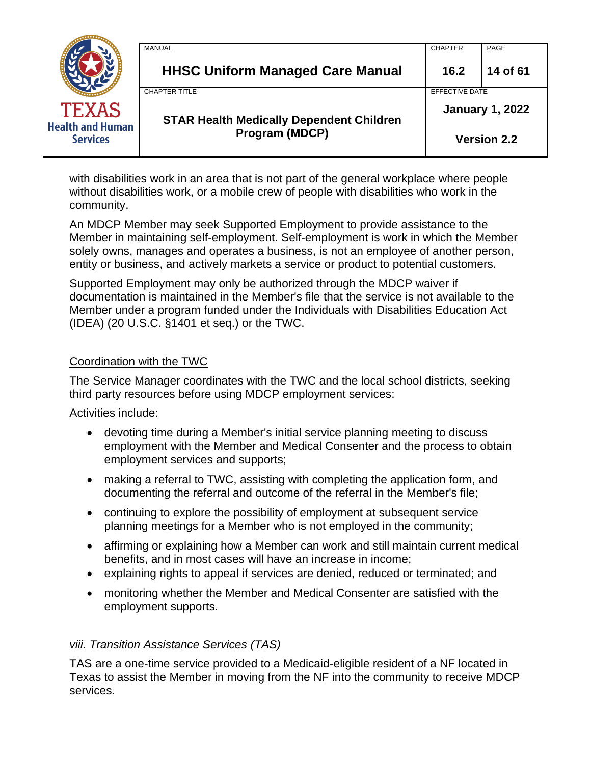with disabilities work in an area that is not part of the general workplace where people without disabilities work, or a mobile crew of people with disabilities who work in the community.

An MDCP Member may seek Supported Employment to provide assistance to the Member in maintaining self-employment. Self-employment is work in which the Member solely owns, manages and operates a business, is not an employee of another person, entity or business, and actively markets a service or product to potential customers.

Supported Employment may only be authorized through the MDCP waiver if documentation is maintained in the Member's file that the service is not available to the Member under a program funded under the Individuals with Disabilities Education Act (IDEA) (20 U.S.C. §1401 et seq.) or the TWC.

<u>Coordination with the TWC</u>

The Service Manager coordinates with the TWC and the local school districts, seeking third party resources before using MDCP employment services:

Activities include:

- devoting time during a Member's initial service planning meeting to discuss employment with the Member and Medical Consenter and the process to obtain employment services and supports;
- making a referral to TWC, assisting with completing the application form, and documenting the referral and outcome of the referral in the Member's file;
- continuing to explore the possibility of employment at subsequent service planning meetings for a Member who is not employed in the community;
- affirming or explaining how a Member can work and still maintain current medical benefits, and in most cases will have an increase in income;
- explaining rights to appeal if services are denied, reduced or terminated; and
- monitoring whether the Member and Medical Consenter are satisfied with the employment supports.

*viii. Transition Assistance Services (TAS)*

TAS are a one-time service provided to a Medicaid-eligible resident of a NF located in Texas to assist the Member in moving from the NF into the community to receive MDCP services.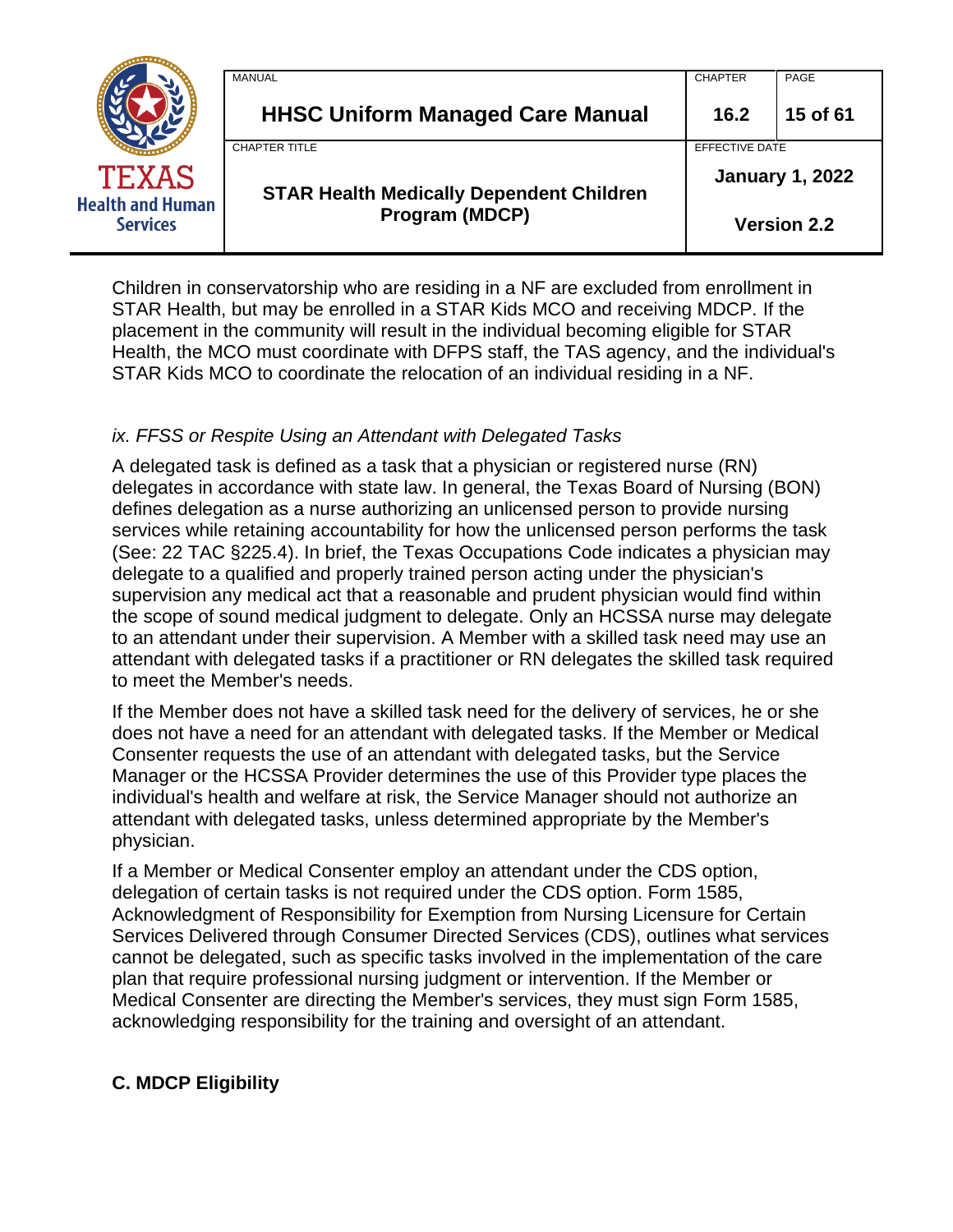Children in conservatorship who are residing in a NF are excluded from enrollment in STAR Health, but may be enrolled in a STAR Kids MCO and receiving MDCP. If the placement in the community will result in the individual becoming eligible for STAR Health, the MCO must coordinate with DFPS staff, the TAS agency, and the individual's STAR Kids MCO to coordinate the relocation of an individual residing in a NF.

### *ix. FFSS or Respite Using an Attendant with Delegated Tasks*

A delegated task is defined as a task that a physician or registered nurse (RN) delegates in accordance with state law. In general, the Texas Board of Nursing (BON) defines delegation as a nurse authorizing an unlicensed person to provide nursing services while retaining accountability for how the unlicensed person performs the task (See: 22 TAC §225.4). In brief, the Texas Occupations Code indicates a physician may delegate to a qualified and properly trained person acting under the physician's supervision any medical act that a reasonable and prudent physician would find within the scope of sound medical judgment to delegate. Only an HCSSA nurse may delegate to an attendant under their supervision. A Member with a skilled task need may use an attendant with delegated tasks if a practitioner or RN delegates the skilled task required to meet the Member's needs.

If the Member does not have a skilled task need for the delivery of services, he or she does not have a need for an attendant with delegated tasks. If the Member or Medical Consenter requests the use of an attendant with delegated tasks, but the Service Manager or the HCSSA Provider determines the use of this Provider type places the individual's health and welfare at risk, the Service Manager should not authorize an attendant with delegated tasks, unless determined appropriate by the Member's physician.

If a Member or Medical Consenter employ an attendant under the CDS option, delegation of certain tasks is not required under the CDS option. Form 1585, Acknowledgment of Responsibility for Exemption from Nursing Licensure for Certain Services Delivered through Consumer Directed Services (CDS), outlines what services cannot be delegated, such as specific tasks involved in the implementation of the care plan that require professional nursing judgment or intervention. If the Member or Medical Consenter are directing the Member's services, they must sign Form 1585, acknowledging responsibility for the training and oversight of an attendant.

## C. MDCP Eligibility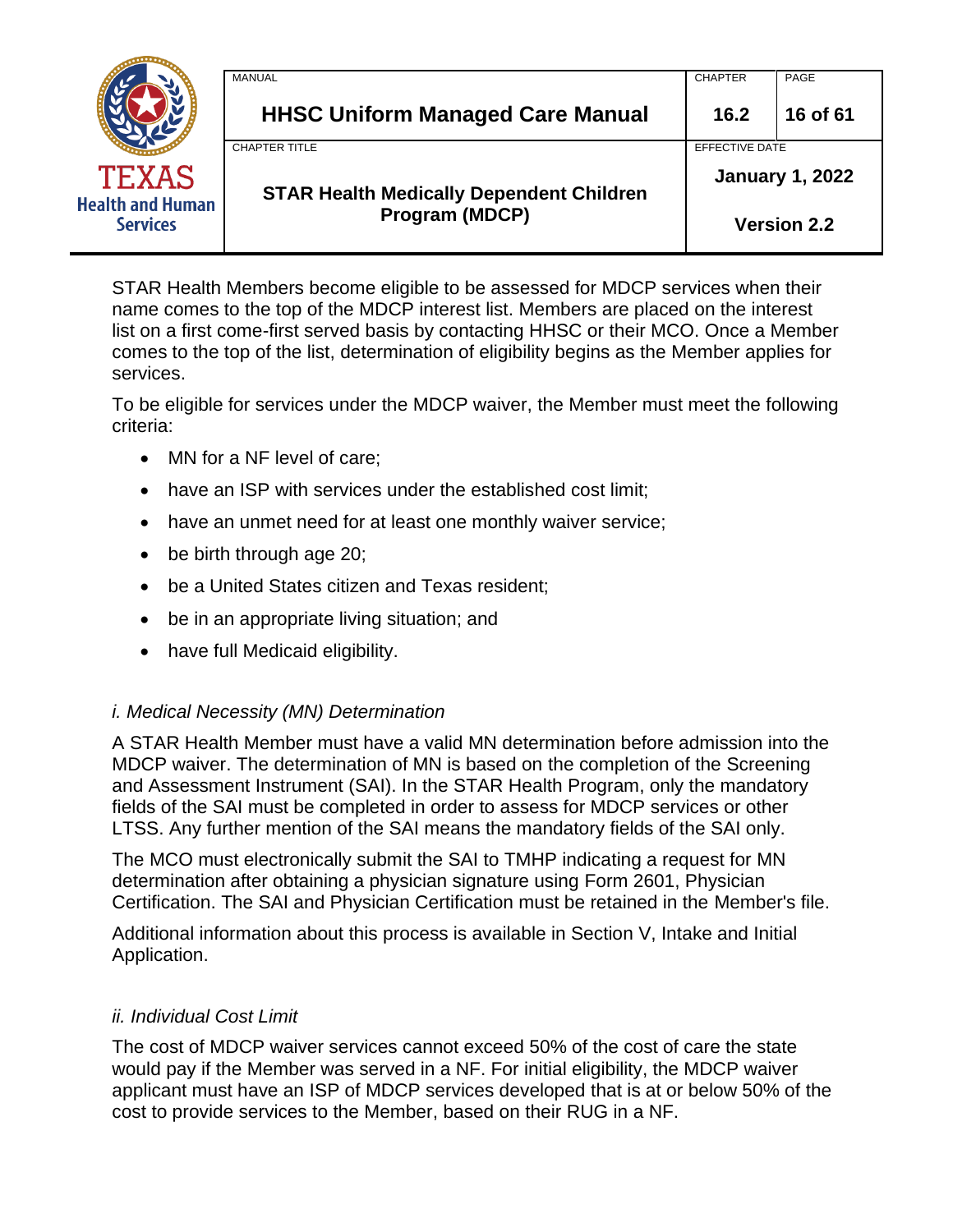STAR Health Members become eligible to be assessed for MDCP services when their name comes to the top of the MDCP interest list. Members are placed on the interest list on a first come-first served basis by contacting HHSC or their MCO. Once a Member comes to the top of the list, determination of eligibility begins as the Member applies for services.

To be eligible for services under the MDCP waiver, the Member must meet the following criteria:

- MN for a NF level of care;
- have an ISP with services under the established cost limit;
- have an unmet need for at least one monthly waiver service;
- be birth through age 20;
- be a United States citizen and Texas resident;
- be in an appropriate living situation; and
- have full Medicaid eligibility.

*i. Medical Necessity (MN) Determination*

A STAR Health Member must have a valid MN determination before admission into the MDCP waiver. The determination of MN is based on the completion of the Screening and Assessment Instrument (SAI). In the STAR Health Program, only the mandatory fields of the SAI must be completed in order to assess for MDCP services or other LTSS. Any further mention of the SAI means the mandatory fields of the SAI only.

The MCO must electronically submit the SAI to TMHP indicating a request for MN determination after obtaining a physician signature using Form 2601, Physician Certification. The SAI and Physician Certification must be retained in the Member's file.

Additional information about this process is available in Section V, Intake and Initial Application.

*ii. Individual Cost Limit*

The cost of MDCP waiver services cannot exceed 50% of the cost of care the state would pay if the Member was served in a NF. For initial eligibility, the MDCP waiver applicant must have an ISP of MDCP services developed that is at or below 50% of the cost to provide services to the Member, based on their RUG in a NF.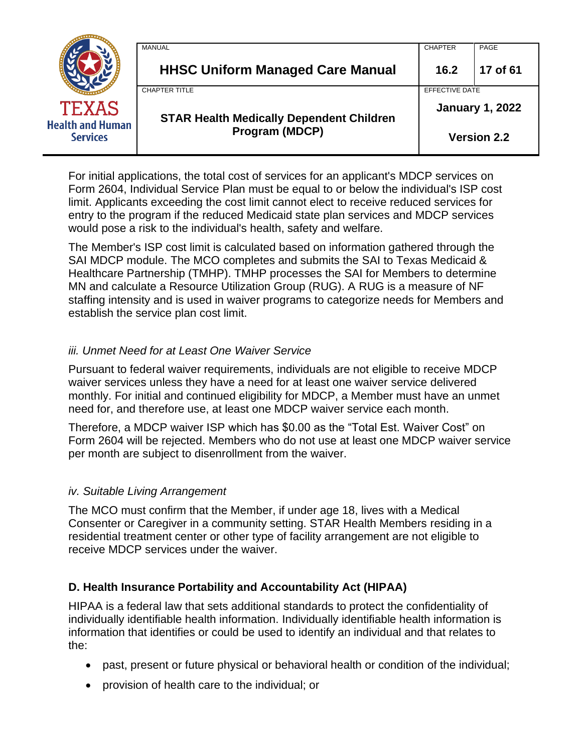For initial applications, the total cost of services for an applicant's MDCP services on Form 2604, Individual Service Plan must be equal to or below the individual's ISP cost limit. Applicants exceeding the cost limit cannot elect to receive reduced services for entry to the program if the reduced Medicaid state plan services and MDCP services would pose a risk to the individual's health, safety and welfare.

The Member's ISP cost limit is calculated based on information gathered through the SAI MDCP module. The MCO completes and submits the SAI to Texas Medicaid & Healthcare Partnership (TMHP). TMHP processes the SAI for Members to determine MN and calculate a Resource Utilization Group (RUG). A RUG is a measure of NF staffing intensity and is used in waiver programs to categorize needs for Members and establish the service plan cost limit.

*iii. Unmet Need for at Least One Waiver Service*

Pursuant to federal waiver requirements, individuals are not eligible to receive MDCP waiver services unless they have a need for at least one waiver service delivered monthly. For initial and continued eligibility for MDCP, a Member must have an unmet need for, and therefore use, at least one MDCP waiver service each month.

Therefore, a MDCP waiver ISP which has $0.00 as the "Total Est. Waiver Cost" on Form 2604 will be rejected. Members who do not use at least one MDCP waiver service per month are subject to disenrollment from the waiver.

*iv. Suitable Living Arrangement*

The MCO must confirm that the Member, if under age 18, lives with a Medical Consenter or Caregiver in a community setting. STAR Health Members residing in a residential treatment center or other type of facility arrangement are not eligible to receive MDCP services under the waiver.

### D. Health Insurance Portability and Accountability Act (HIPAA)

HIPAA is a federal law that sets additional standards to protect the confidentiality of individually identifiable health information. Individually identifiable health information is information that identifies or could be used to identify an individual and that relates to the:

- past, present or future physical or behavioral health or condition of the individual;
- provision of health care to the individual; or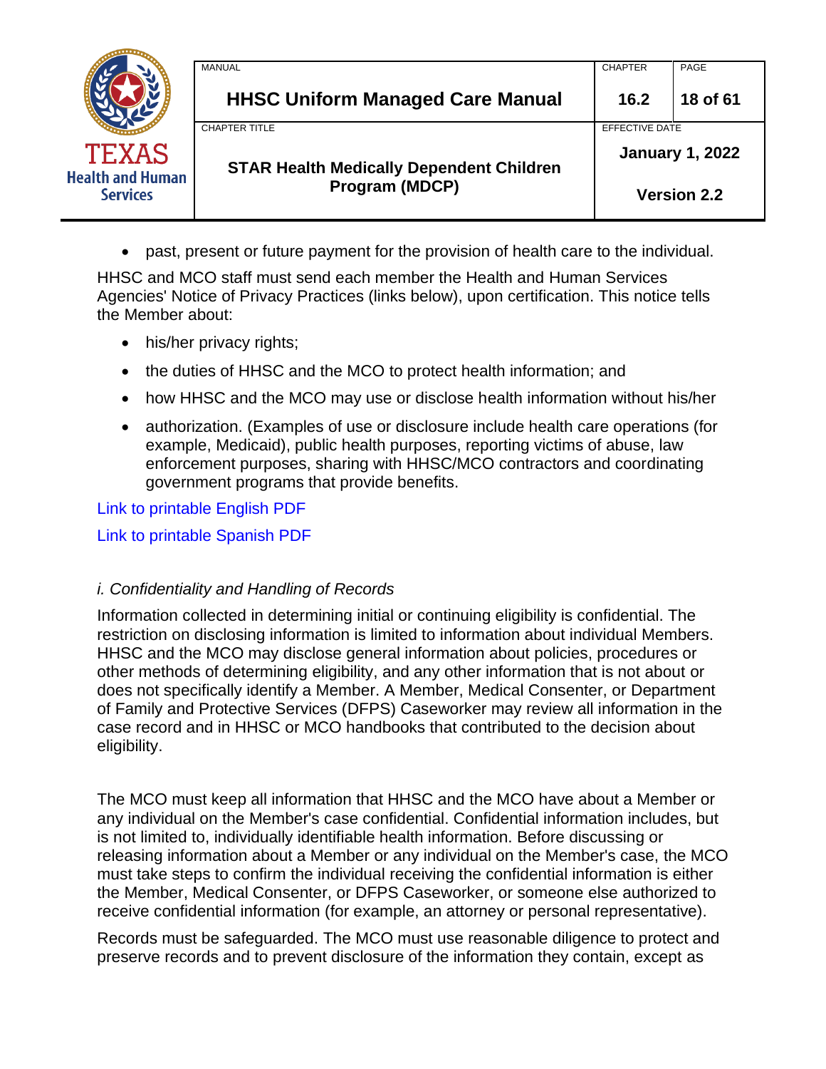- past, present or future payment for the provision of health care to the individual.

HHSC and MCO staff must send each member the Health and Human Services Agencies' Notice of Privacy Practices (links below), upon certification. This notice tells the Member about:

- his/her privacy rights;
- the duties of HHSC and the MCO to protect health information; and
- how HHSC and the MCO may use or disclose health information without his/her
- authorization. (Examples of use or disclosure include health care operations (for example, Medicaid), public health purposes, reporting victims of abuse, law enforcement purposes, sharing with HHSC/MCO contractors and coordinating government programs that provide benefits.

Link to printable English PDF

Link to printable Spanish PDF

*i. Confidentiality and Handling of Records*

Information collected in determining initial or continuing eligibility is confidential. The restriction on disclosing information is limited to information about individual Members. HHSC and the MCO may disclose general information about policies, procedures or other methods of determining eligibility, and any other information that is not about or does not specifically identify a Member. A Member, Medical Consenter, or Department of Family and Protective Services (DFPS) Caseworker may review all information in the case record and in HHSC or MCO handbooks that contributed to the decision about eligibility.

The MCO must keep all information that HHSC and the MCO have about a Member or any individual on the Member's case confidential. Confidential information includes, but is not limited to, individually identifiable health information. Before discussing or releasing information about a Member or any individual on the Member's case, the MCO must take steps to confirm the individual receiving the confidential information is either the Member, Medical Consenter, or DFPS Caseworker, or someone else authorized to receive confidential information (for example, an attorney or personal representative).

Records must be safeguarded. The MCO must use reasonable diligence to protect and preserve records and to prevent disclosure of the information they contain, except as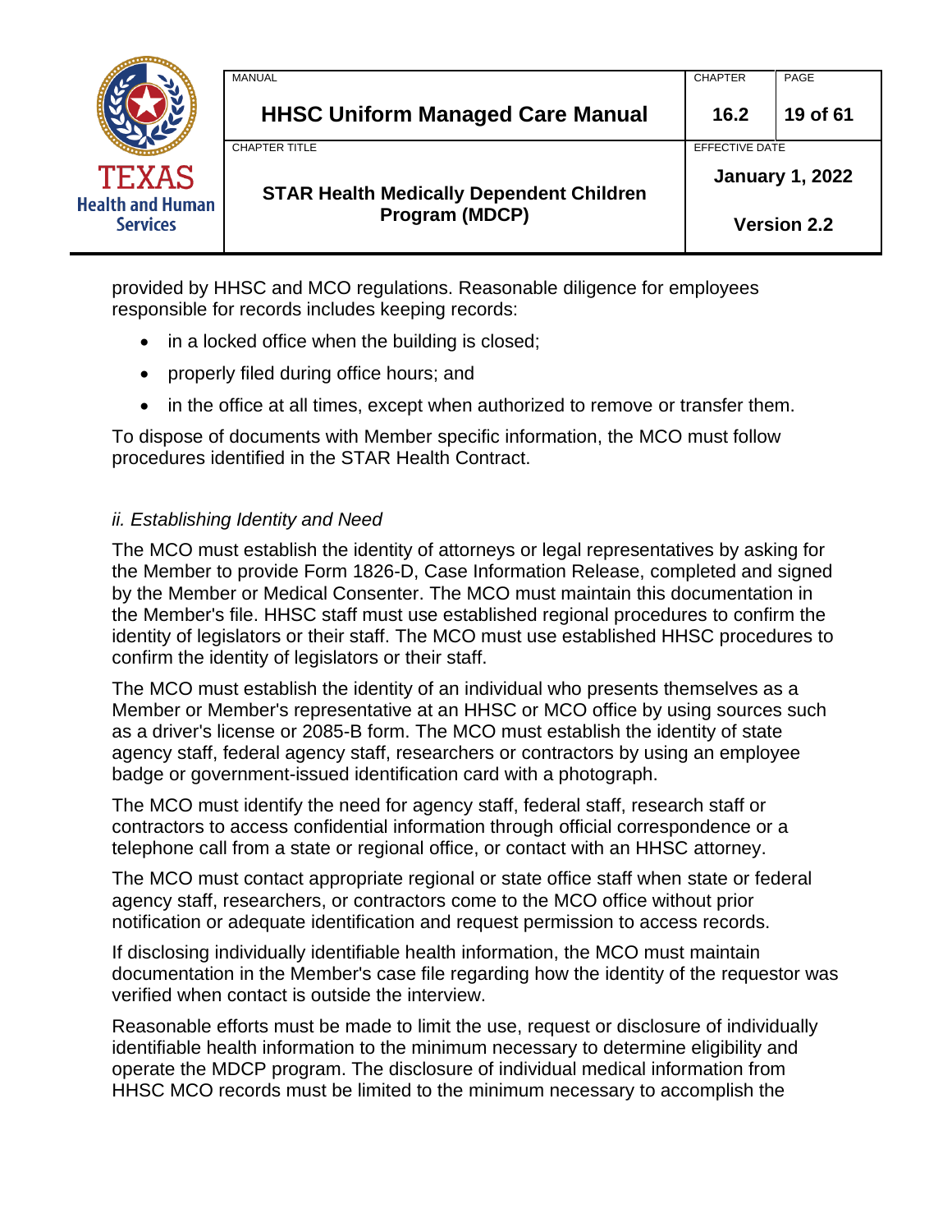provided by HHSC and MCO regulations. Reasonable diligence for employees responsible for records includes keeping records:

- in a locked office when the building is closed;
- properly filed during office hours; and
- in the office at all times, except when authorized to remove or transfer them.

To dispose of documents with Member specific information, the MCO must follow procedures identified in the STAR Health Contract.

*ii. Establishing Identity and Need*

The MCO must establish the identity of attorneys or legal representatives by asking for the Member to provide Form 1826-D, Case Information Release, completed and signed by the Member or Medical Consenter. The MCO must maintain this documentation in the Member's file. HHSC staff must use established regional procedures to confirm the identity of legislators or their staff. The MCO must use established HHSC procedures to confirm the identity of legislators or their staff.

The MCO must establish the identity of an individual who presents themselves as a Member or Member's representative at an HHSC or MCO office by using sources such as a driver's license or 2085-B form. The MCO must establish the identity of state agency staff, federal agency staff, researchers or contractors by using an employee badge or government-issued identification card with a photograph.

The MCO must identify the need for agency staff, federal staff, research staff or contractors to access confidential information through official correspondence or a telephone call from a state or regional office, or contact with an HHSC attorney.

The MCO must contact appropriate regional or state office staff when state or federal agency staff, researchers, or contractors come to the MCO office without prior notification or adequate identification and request permission to access records.

If disclosing individually identifiable health information, the MCO must maintain documentation in the Member's case file regarding how the identity of the requestor was verified when contact is outside the interview.

Reasonable efforts must be made to limit the use, request or disclosure of individually identifiable health information to the minimum necessary to determine eligibility and operate the MDCP program. The disclosure of individual medical information from HHSC MCO records must be limited to the minimum necessary to accomplish the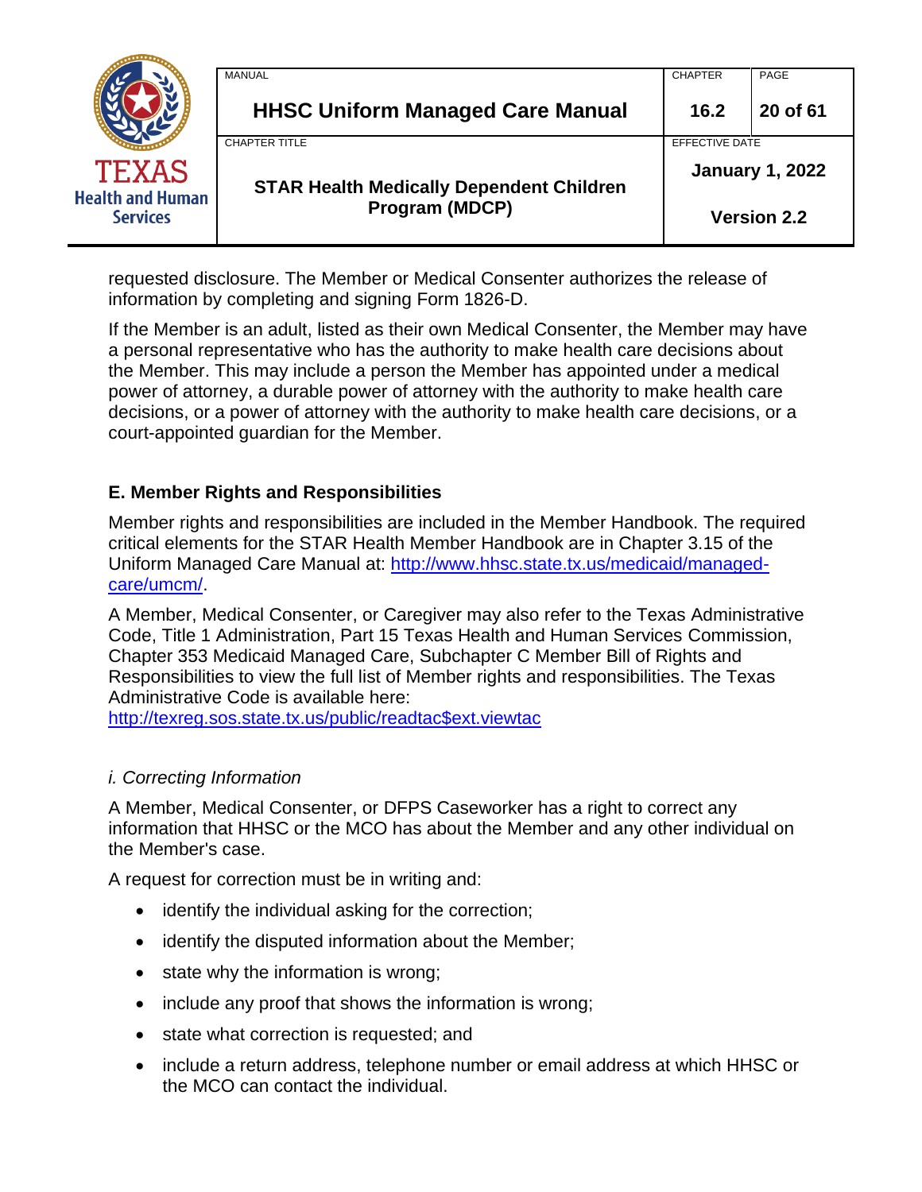requested disclosure. The Member or Medical Consenter authorizes the release of information by completing and signing Form 1826-D.

If the Member is an adult, listed as their own Medical Consenter, the Member may have a personal representative who has the authority to make health care decisions about the Member. This may include a person the Member has appointed under a medical power of attorney, a durable power of attorney with the authority to make health care decisions, or a power of attorney with the authority to make health care decisions, or a court-appointed guardian for the Member.

### E. Member Rights and Responsibilities

Member rights and responsibilities are included in the Member Handbook. The required critical elements for the STAR Health Member Handbook are in Chapter 3.15 of the Uniform Managed Care Manual at: [http://www.hhsc.state.tx.us/medicaid/managed-care/umcm/](http://www.hhsc.state.tx.us/medicaid/managed-care/umcm/).

A Member, Medical Consenter, or Caregiver may also refer to the Texas Administrative Code, Title 1 Administration, Part 15 Texas Health and Human Services Commission, Chapter 353 Medicaid Managed Care, Subchapter C Member Bill of Rights and Responsibilities to view the full list of Member rights and responsibilities. The Texas Administrative Code is available here: [http://texreg.sos.state.tx.us/public/readtac$ext.viewtac](http://texreg.sos.state.tx.us/public/readtac$ext.viewtac)

#### *i. Correcting Information*

A Member, Medical Consenter, or DFPS Caseworker has a right to correct any information that HHSC or the MCO has about the Member and any other individual on the Member's case.

A request for correction must be in writing and:

- identify the individual asking for the correction;
- identify the disputed information about the Member;
- state why the information is wrong;
- include any proof that shows the information is wrong;
- state what correction is requested; and
- include a return address, telephone number or email address at which HHSC or the MCO can contact the individual.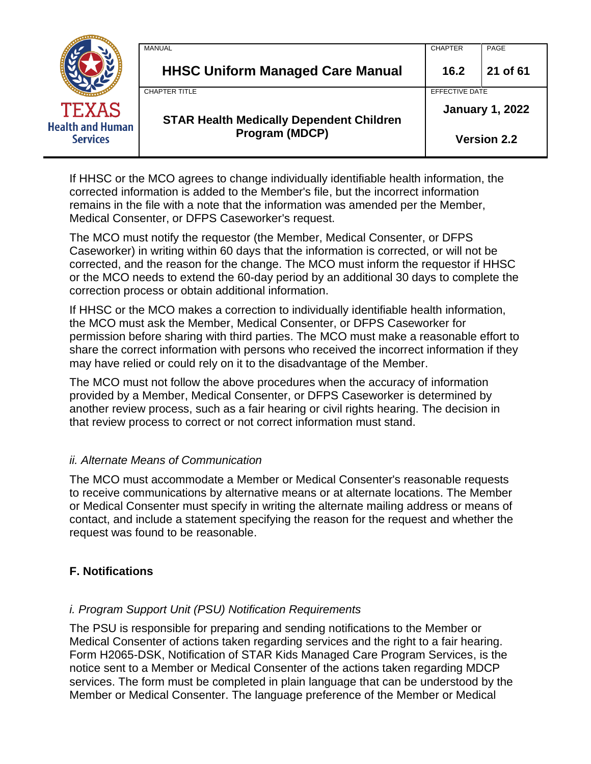If HHSC or the MCO agrees to change individually identifiable health information, the corrected information is added to the Member's file, but the incorrect information remains in the file with a note that the information was amended per the Member, Medical Consenter, or DFPS Caseworker's request.

The MCO must notify the requestor (the Member, Medical Consenter, or DFPS Caseworker) in writing within 60 days that the information is corrected, or will not be corrected, and the reason for the change. The MCO must inform the requestor if HHSC or the MCO needs to extend the 60-day period by an additional 30 days to complete the correction process or obtain additional information.

If HHSC or the MCO makes a correction to individually identifiable health information, the MCO must ask the Member, Medical Consenter, or DFPS Caseworker for permission before sharing with third parties. The MCO must make a reasonable effort to share the correct information with persons who received the incorrect information if they may have relied or could rely on it to the disadvantage of the Member.

The MCO must not follow the above procedures when the accuracy of information provided by a Member, Medical Consenter, or DFPS Caseworker is determined by another review process, such as a fair hearing or civil rights hearing. The decision in that review process to correct or not correct information must stand.

#### *ii. Alternate Means of Communication*

The MCO must accommodate a Member or Medical Consenter's reasonable requests to receive communications by alternative means or at alternate locations. The Member or Medical Consenter must specify in writing the alternate mailing address or means of contact, and include a statement specifying the reason for the request and whether the request was found to be reasonable.

### F. Notifications

#### *i. Program Support Unit (PSU) Notification Requirements*

The PSU is responsible for preparing and sending notifications to the Member or Medical Consenter of actions taken regarding services and the right to a fair hearing. Form H2065-DSK, Notification of STAR Kids Managed Care Program Services, is the notice sent to a Member or Medical Consenter of the actions taken regarding MDCP services. The form must be completed in plain language that can be understood by the Member or Medical Consenter. The language preference of the Member or Medical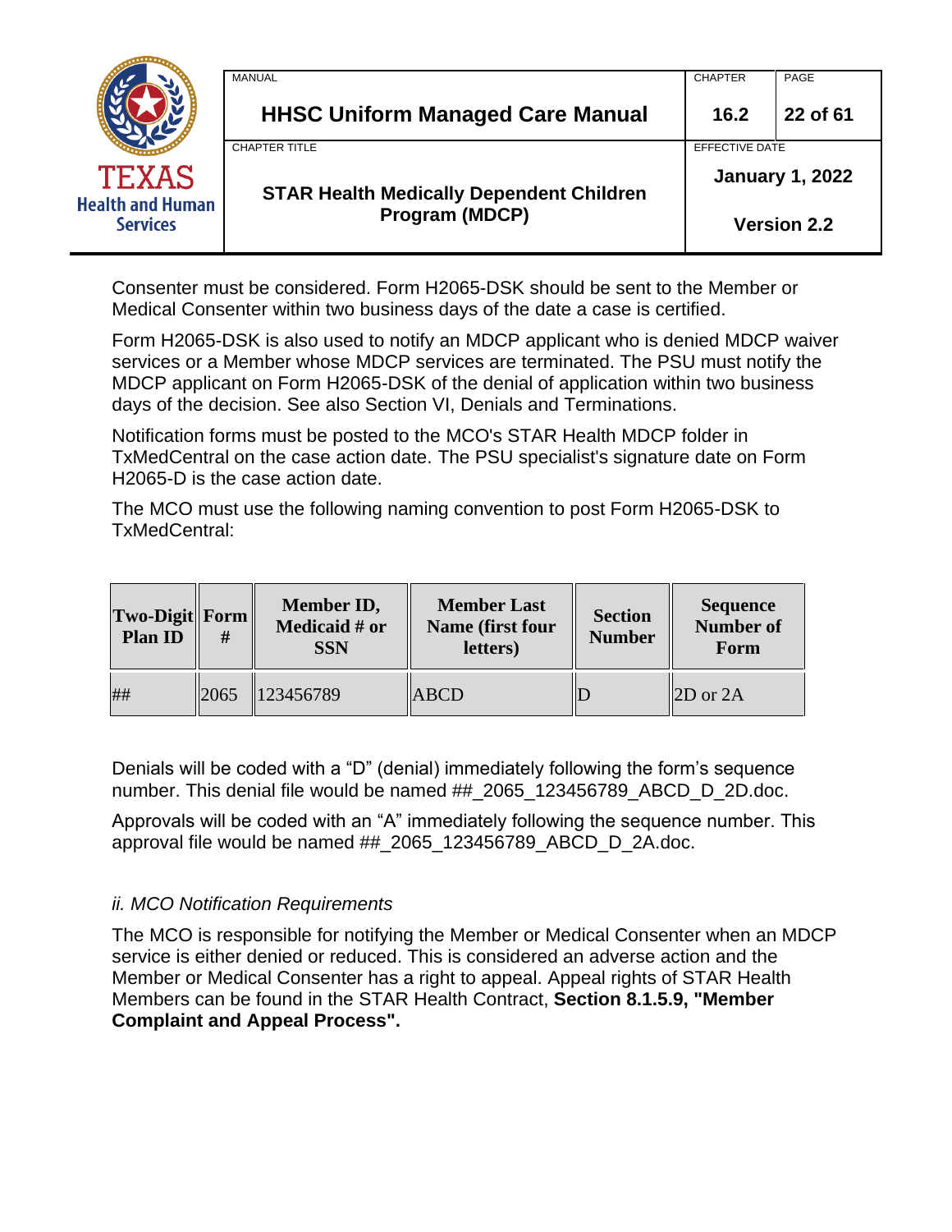Consenter must be considered. Form H2065-DSK should be sent to the Member or Medical Consenter within two business days of the date a case is certified.

Form H2065-DSK is also used to notify an MDCP applicant who is denied MDCP waiver services or a Member whose MDCP services are terminated. The PSU must notify the MDCP applicant on Form H2065-DSK of the denial of application within two business days of the decision. See also Section VI, Denials and Terminations.

Notification forms must be posted to the MCO's STAR Health MDCP folder in TxMedCentral on the case action date. The PSU specialist's signature date on Form H2065-D is the case action date.

The MCO must use the following naming convention to post Form H2065-DSK to TxMedCentral:

| Two-Digit Plan ID | Form # | Member ID, Medicaid # or SSN | Member Last Name (first four letters) | Section Number | Sequence Number of Form |
|---|---|---|---|---|---|
| ## | 2065 | 123456789 | ABCD | D | 2D or 2A |

Denials will be coded with a “D” (denial) immediately following the form’s sequence number. This denial file would be named ##_2065_123456789_ABCD_D_2D.doc.

Approvals will be coded with an “A” immediately following the sequence number. This approval file would be named ##_2065_123456789_ABCD_D_2A.doc.

*ii. MCO Notification Requirements*

The MCO is responsible for notifying the Member or Medical Consenter when an MDCP service is either denied or reduced. This is considered an adverse action and the Member or Medical Consenter has a right to appeal. Appeal rights of STAR Health Members can be found in the STAR Health Contract, **Section 8.1.5.9, "Member Complaint and Appeal Process".**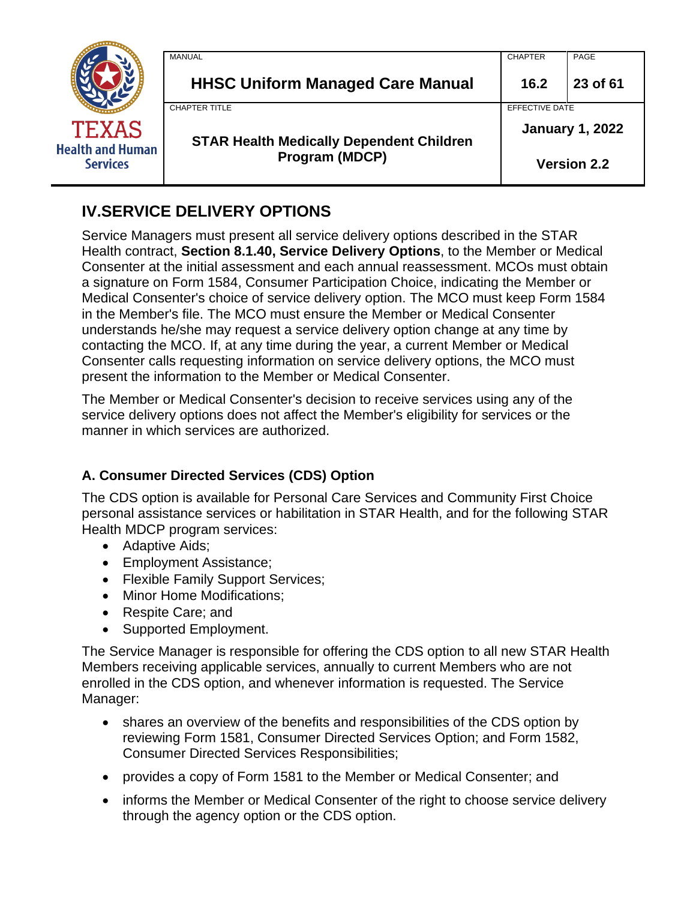## IV.SERVICE DELIVERY OPTIONS

Service Managers must present all service delivery options described in the STAR Health contract, **Section 8.1.40, Service Delivery Options**, to the Member or Medical Consenter at the initial assessment and each annual reassessment. MCOs must obtain a signature on Form 1584, Consumer Participation Choice, indicating the Member or Medical Consenter's choice of service delivery option. The MCO must keep Form 1584 in the Member's file. The MCO must ensure the Member or Medical Consenter understands he/she may request a service delivery option change at any time by contacting the MCO. If, at any time during the year, a current Member or Medical Consenter calls requesting information on service delivery options, the MCO must present the information to the Member or Medical Consenter.

The Member or Medical Consenter's decision to receive services using any of the service delivery options does not affect the Member's eligibility for services or the manner in which services are authorized.

### A. Consumer Directed Services (CDS) Option

The CDS option is available for Personal Care Services and Community First Choice personal assistance services or habilitation in STAR Health, and for the following STAR Health MDCP program services:

- Adaptive Aids;
- Employment Assistance;
- Flexible Family Support Services;
- Minor Home Modifications;
- Respite Care; and
- Supported Employment.

The Service Manager is responsible for offering the CDS option to all new STAR Health Members receiving applicable services, annually to current Members who are not enrolled in the CDS option, and whenever information is requested. The Service Manager:

- shares an overview of the benefits and responsibilities of the CDS option by reviewing Form 1581, Consumer Directed Services Option; and Form 1582, Consumer Directed Services Responsibilities;
- provides a copy of Form 1581 to the Member or Medical Consenter; and
- informs the Member or Medical Consenter of the right to choose service delivery through the agency option or the CDS option.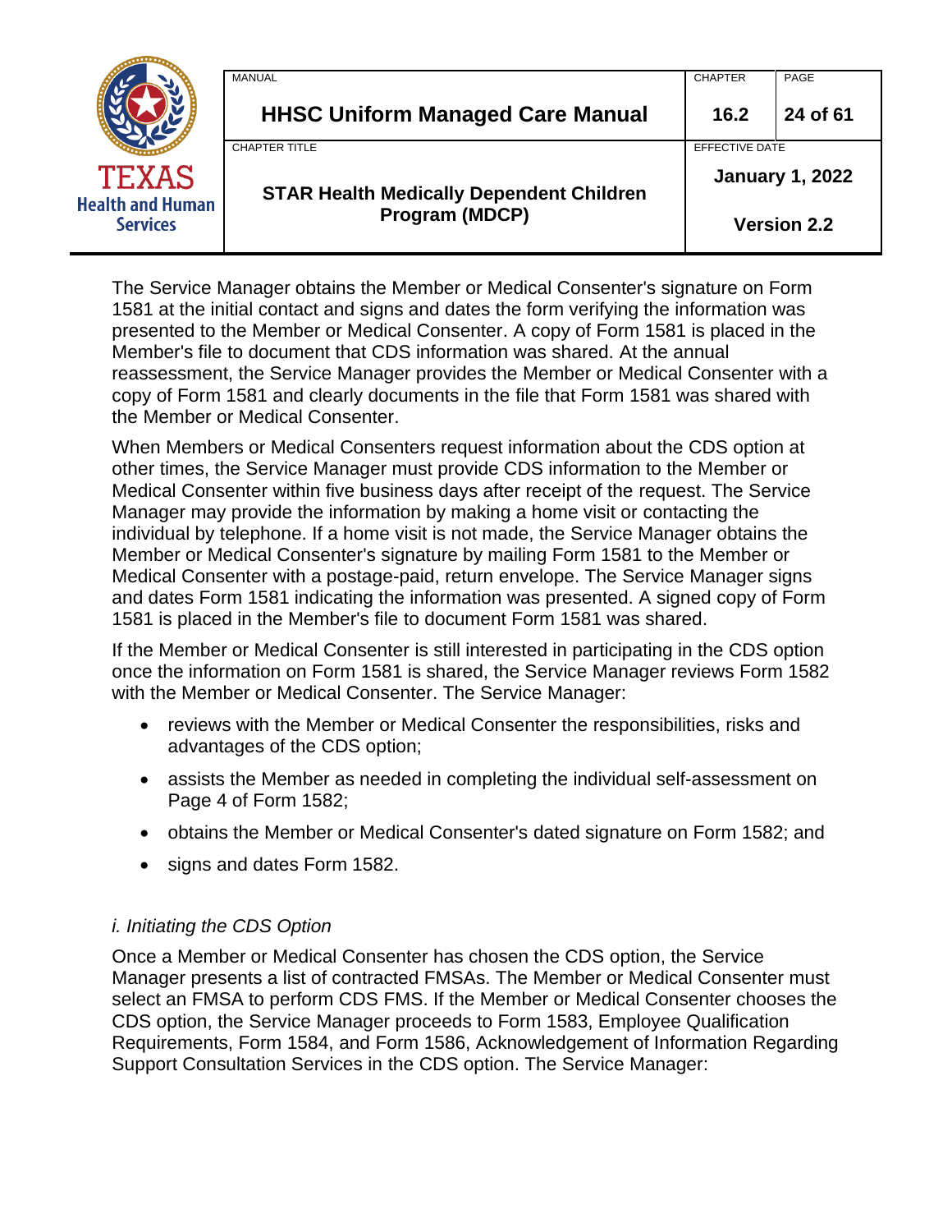The Service Manager obtains the Member or Medical Consenter's signature on Form 1581 at the initial contact and signs and dates the form verifying the information was presented to the Member or Medical Consenter. A copy of Form 1581 is placed in the Member's file to document that CDS information was shared. At the annual reassessment, the Service Manager provides the Member or Medical Consenter with a copy of Form 1581 and clearly documents in the file that Form 1581 was shared with the Member or Medical Consenter.

When Members or Medical Consenters request information about the CDS option at other times, the Service Manager must provide CDS information to the Member or Medical Consenter within five business days after receipt of the request. The Service Manager may provide the information by making a home visit or contacting the individual by telephone. If a home visit is not made, the Service Manager obtains the Member or Medical Consenter's signature by mailing Form 1581 to the Member or Medical Consenter with a postage-paid, return envelope. The Service Manager signs and dates Form 1581 indicating the information was presented. A signed copy of Form 1581 is placed in the Member's file to document Form 1581 was shared.

If the Member or Medical Consenter is still interested in participating in the CDS option once the information on Form 1581 is shared, the Service Manager reviews Form 1582 with the Member or Medical Consenter. The Service Manager:

- reviews with the Member or Medical Consenter the responsibilities, risks and advantages of the CDS option;
- assists the Member as needed in completing the individual self-assessment on Page 4 of Form 1582;
- obtains the Member or Medical Consenter's dated signature on Form 1582; and
- signs and dates Form 1582.

*i. Initiating the CDS Option*

Once a Member or Medical Consenter has chosen the CDS option, the Service Manager presents a list of contracted FMSAs. The Member or Medical Consenter must select an FMSA to perform CDS FMS. If the Member or Medical Consenter chooses the CDS option, the Service Manager proceeds to Form 1583, Employee Qualification Requirements, Form 1584, and Form 1586, Acknowledgement of Information Regarding Support Consultation Services in the CDS option. The Service Manager: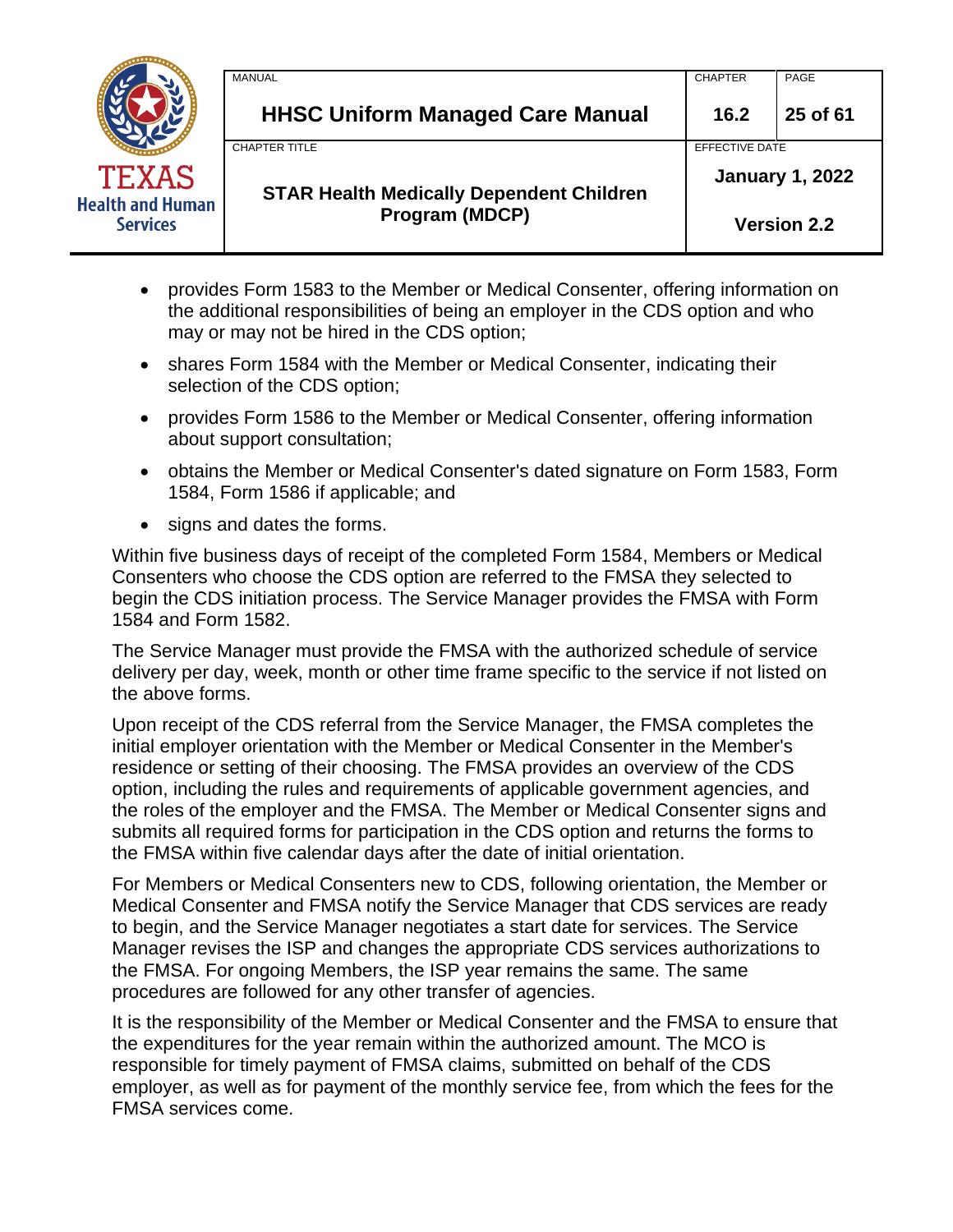- provides Form 1583 to the Member or Medical Consenter, offering information on the additional responsibilities of being an employer in the CDS option and who may or may not be hired in the CDS option;
- shares Form 1584 with the Member or Medical Consenter, indicating their selection of the CDS option;
- provides Form 1586 to the Member or Medical Consenter, offering information about support consultation;
- obtains the Member or Medical Consenter's dated signature on Form 1583, Form 1584, Form 1586 if applicable; and
- signs and dates the forms.

Within five business days of receipt of the completed Form 1584, Members or Medical Consenters who choose the CDS option are referred to the FMSA they selected to begin the CDS initiation process. The Service Manager provides the FMSA with Form 1584 and Form 1582.

The Service Manager must provide the FMSA with the authorized schedule of service delivery per day, week, month or other time frame specific to the service if not listed on the above forms.

Upon receipt of the CDS referral from the Service Manager, the FMSA completes the initial employer orientation with the Member or Medical Consenter in the Member's residence or setting of their choosing. The FMSA provides an overview of the CDS option, including the rules and requirements of applicable government agencies, and the roles of the employer and the FMSA. The Member or Medical Consenter signs and submits all required forms for participation in the CDS option and returns the forms to the FMSA within five calendar days after the date of initial orientation.

For Members or Medical Consenters new to CDS, following orientation, the Member or Medical Consenter and FMSA notify the Service Manager that CDS services are ready to begin, and the Service Manager negotiates a start date for services. The Service Manager revises the ISP and changes the appropriate CDS services authorizations to the FMSA. For ongoing Members, the ISP year remains the same. The same procedures are followed for any other transfer of agencies.

It is the responsibility of the Member or Medical Consenter and the FMSA to ensure that the expenditures for the year remain within the authorized amount. The MCO is responsible for timely payment of FMSA claims, submitted on behalf of the CDS employer, as well as for payment of the monthly service fee, from which the fees for the FMSA services come.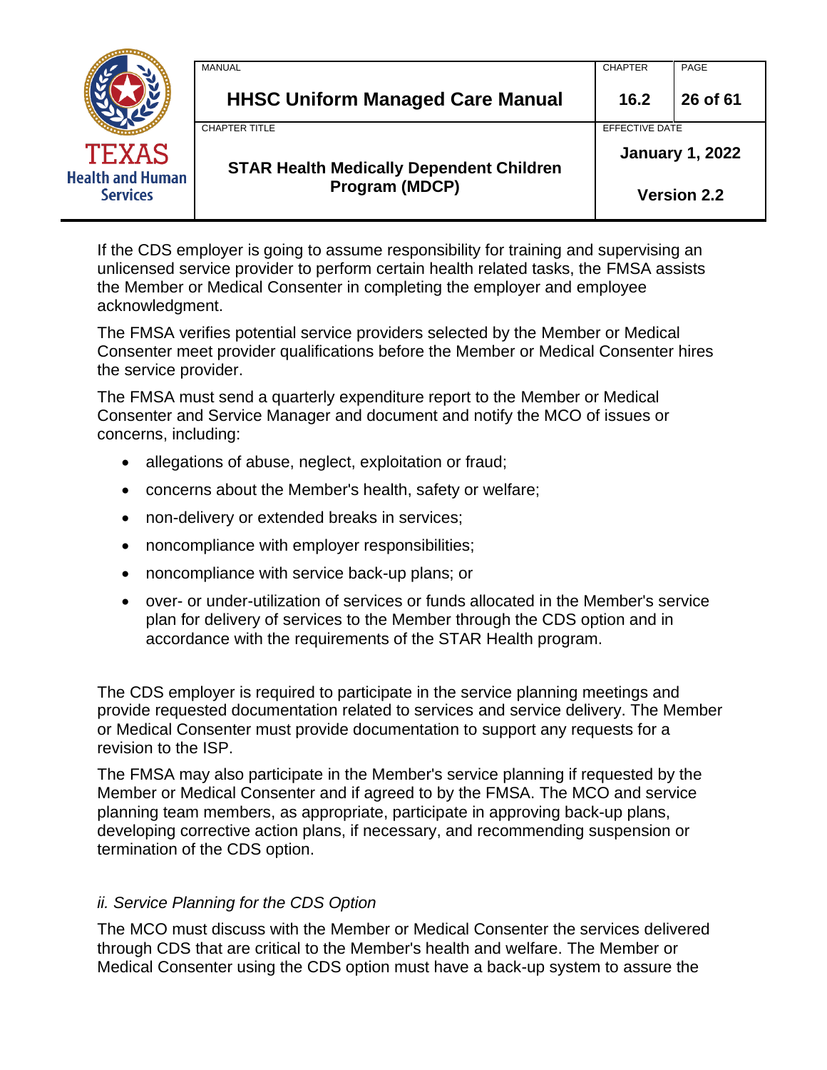If the CDS employer is going to assume responsibility for training and supervising an unlicensed service provider to perform certain health related tasks, the FMSA assists the Member or Medical Consenter in completing the employer and employee acknowledgment.

The FMSA verifies potential service providers selected by the Member or Medical Consenter meet provider qualifications before the Member or Medical Consenter hires the service provider.

The FMSA must send a quarterly expenditure report to the Member or Medical Consenter and Service Manager and document and notify the MCO of issues or concerns, including:

- allegations of abuse, neglect, exploitation or fraud;
- concerns about the Member's health, safety or welfare;
- non-delivery or extended breaks in services;
- noncompliance with employer responsibilities;
- noncompliance with service back-up plans; or
- over- or under-utilization of services or funds allocated in the Member's service plan for delivery of services to the Member through the CDS option and in accordance with the requirements of the STAR Health program.

The CDS employer is required to participate in the service planning meetings and provide requested documentation related to services and service delivery. The Member or Medical Consenter must provide documentation to support any requests for a revision to the ISP.

The FMSA may also participate in the Member's service planning if requested by the Member or Medical Consenter and if agreed to by the FMSA. The MCO and service planning team members, as appropriate, participate in approving back-up plans, developing corrective action plans, if necessary, and recommending suspension or termination of the CDS option.

*ii. Service Planning for the CDS Option*

The MCO must discuss with the Member or Medical Consenter the services delivered through CDS that are critical to the Member's health and welfare. The Member or Medical Consenter using the CDS option must have a back-up system to assure the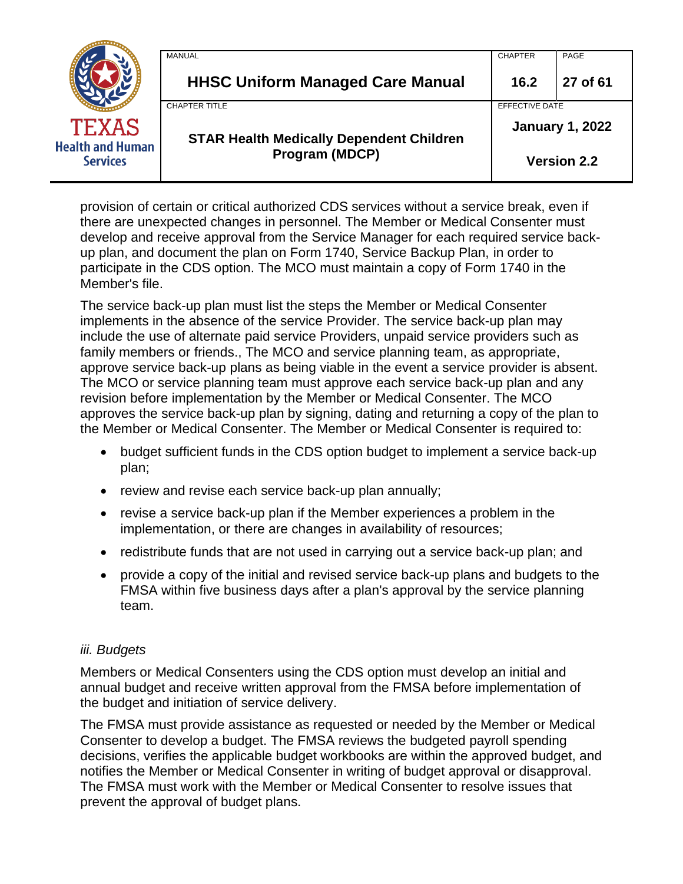provision of certain or critical authorized CDS services without a service break, even if there are unexpected changes in personnel. The Member or Medical Consenter must develop and receive approval from the Service Manager for each required service back-up plan, and document the plan on Form 1740, Service Backup Plan, in order to participate in the CDS option. The MCO must maintain a copy of Form 1740 in the Member's file.

The service back-up plan must list the steps the Member or Medical Consenter implements in the absence of the service Provider. The service back-up plan may include the use of alternate paid service Providers, unpaid service providers such as family members or friends., The MCO and service planning team, as appropriate, approve service back-up plans as being viable in the event a service provider is absent. The MCO or service planning team must approve each service back-up plan and any revision before implementation by the Member or Medical Consenter. The MCO approves the service back-up plan by signing, dating and returning a copy of the plan to the Member or Medical Consenter. The Member or Medical Consenter is required to:

- budget sufficient funds in the CDS option budget to implement a service back-up plan;
- review and revise each service back-up plan annually;
- revise a service back-up plan if the Member experiences a problem in the implementation, or there are changes in availability of resources;
- redistribute funds that are not used in carrying out a service back-up plan; and
- provide a copy of the initial and revised service back-up plans and budgets to the FMSA within five business days after a plan's approval by the service planning team.

*iii. Budgets*

Members or Medical Consenters using the CDS option must develop an initial and annual budget and receive written approval from the FMSA before implementation of the budget and initiation of service delivery.

The FMSA must provide assistance as requested or needed by the Member or Medical Consenter to develop a budget. The FMSA reviews the budgeted payroll spending decisions, verifies the applicable budget workbooks are within the approved budget, and notifies the Member or Medical Consenter in writing of budget approval or disapproval. The FMSA must work with the Member or Medical Consenter to resolve issues that prevent the approval of budget plans.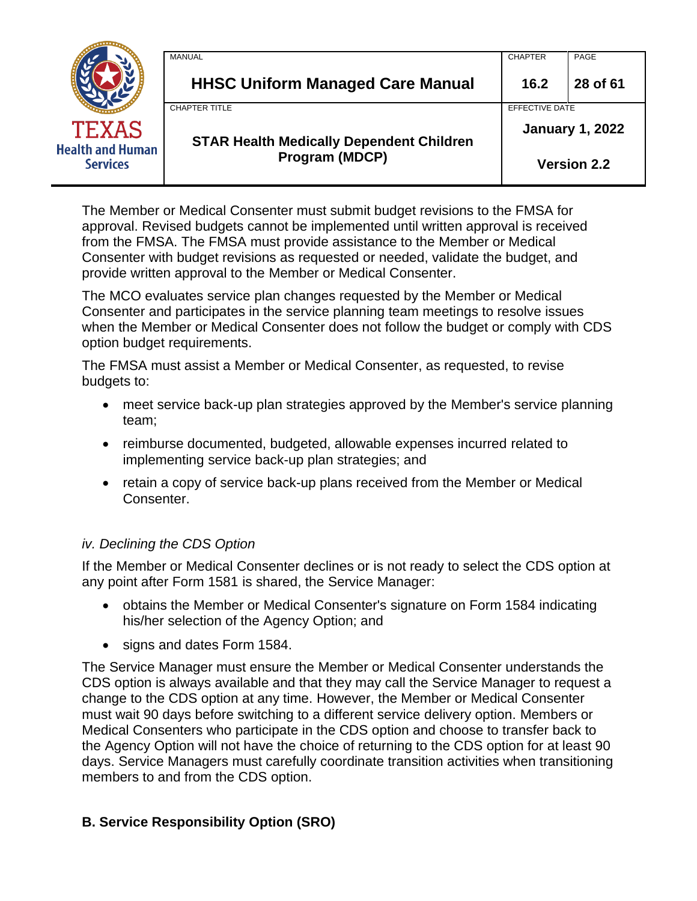The Member or Medical Consenter must submit budget revisions to the FMSA for approval. Revised budgets cannot be implemented until written approval is received from the FMSA. The FMSA must provide assistance to the Member or Medical Consenter with budget revisions as requested or needed, validate the budget, and provide written approval to the Member or Medical Consenter.

The MCO evaluates service plan changes requested by the Member or Medical Consenter and participates in the service planning team meetings to resolve issues when the Member or Medical Consenter does not follow the budget or comply with CDS option budget requirements.

The FMSA must assist a Member or Medical Consenter, as requested, to revise budgets to:

- meet service back-up plan strategies approved by the Member's service planning team;
- reimburse documented, budgeted, allowable expenses incurred related to implementing service back-up plan strategies; and
- retain a copy of service back-up plans received from the Member or Medical Consenter.

*iv. Declining the CDS Option*

If the Member or Medical Consenter declines or is not ready to select the CDS option at any point after Form 1581 is shared, the Service Manager:

- obtains the Member or Medical Consenter's signature on Form 1584 indicating his/her selection of the Agency Option; and
- signs and dates Form 1584.

The Service Manager must ensure the Member or Medical Consenter understands the CDS option is always available and that they may call the Service Manager to request a change to the CDS option at any time. However, the Member or Medical Consenter must wait 90 days before switching to a different service delivery option. Members or Medical Consenters who participate in the CDS option and choose to transfer back to the Agency Option will not have the choice of returning to the CDS option for at least 90 days. Service Managers must carefully coordinate transition activities when transitioning members to and from the CDS option.

## B. Service Responsibility Option (SRO)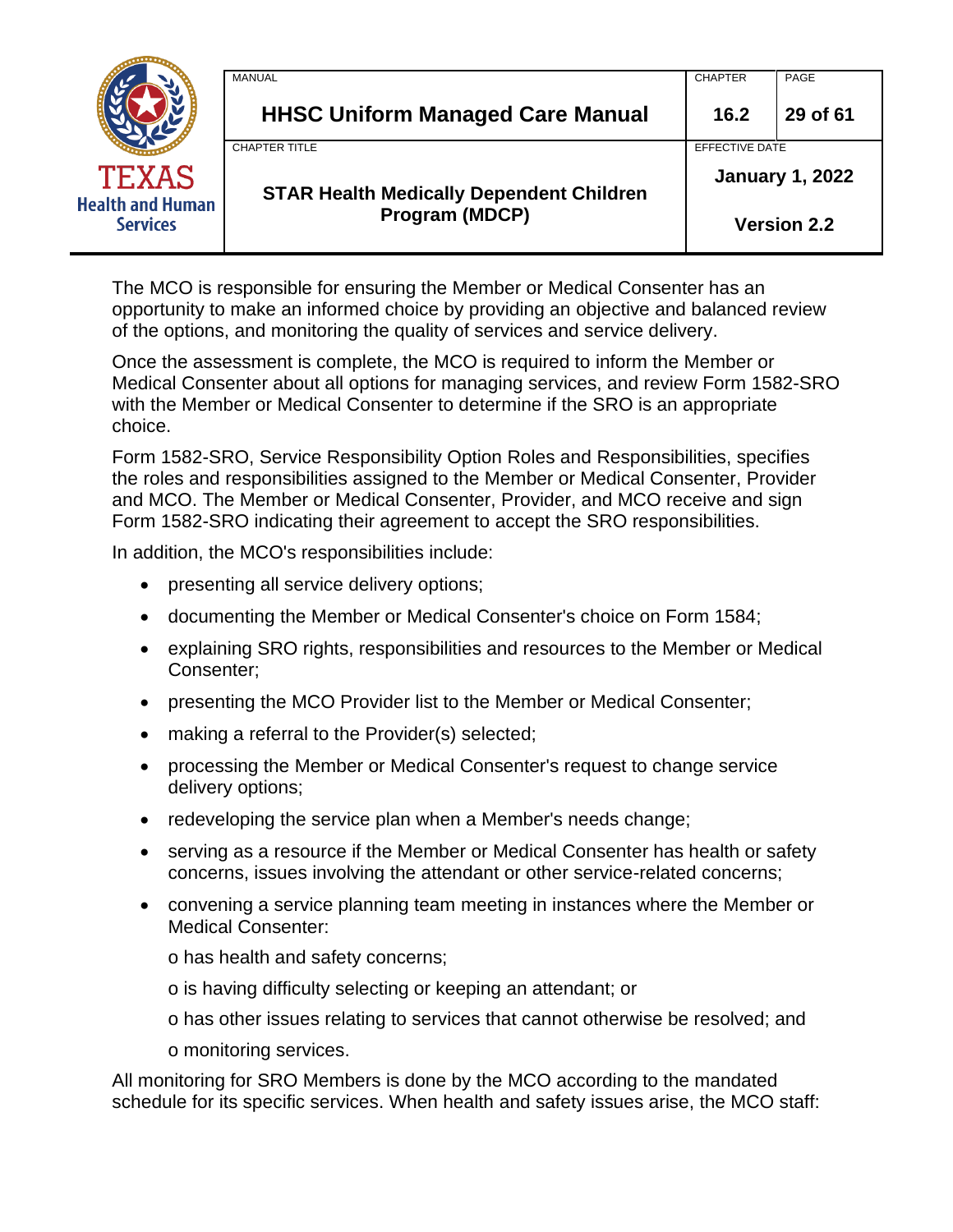The MCO is responsible for ensuring the Member or Medical Consenter has an opportunity to make an informed choice by providing an objective and balanced review of the options, and monitoring the quality of services and service delivery.

Once the assessment is complete, the MCO is required to inform the Member or Medical Consenter about all options for managing services, and review Form 1582-SRO with the Member or Medical Consenter to determine if the SRO is an appropriate choice.

Form 1582-SRO, Service Responsibility Option Roles and Responsibilities, specifies the roles and responsibilities assigned to the Member or Medical Consenter, Provider and MCO. The Member or Medical Consenter, Provider, and MCO receive and sign Form 1582-SRO indicating their agreement to accept the SRO responsibilities.

In addition, the MCO's responsibilities include:

- presenting all service delivery options;
- documenting the Member or Medical Consenter's choice on Form 1584;
- explaining SRO rights, responsibilities and resources to the Member or Medical Consenter;
- presenting the MCO Provider list to the Member or Medical Consenter;
- making a referral to the Provider(s) selected;
- processing the Member or Medical Consenter's request to change service delivery options;
- redeveloping the service plan when a Member's needs change;
- serving as a resource if the Member or Medical Consenter has health or safety concerns, issues involving the attendant or other service-related concerns;
- convening a service planning team meeting in instances where the Member or Medical Consenter:
  - o has health and safety concerns;
  - o is having difficulty selecting or keeping an attendant; or
  - o has other issues relating to services that cannot otherwise be resolved; and
  - o monitoring services.

All monitoring for SRO Members is done by the MCO according to the mandated schedule for its specific services. When health and safety issues arise, the MCO staff: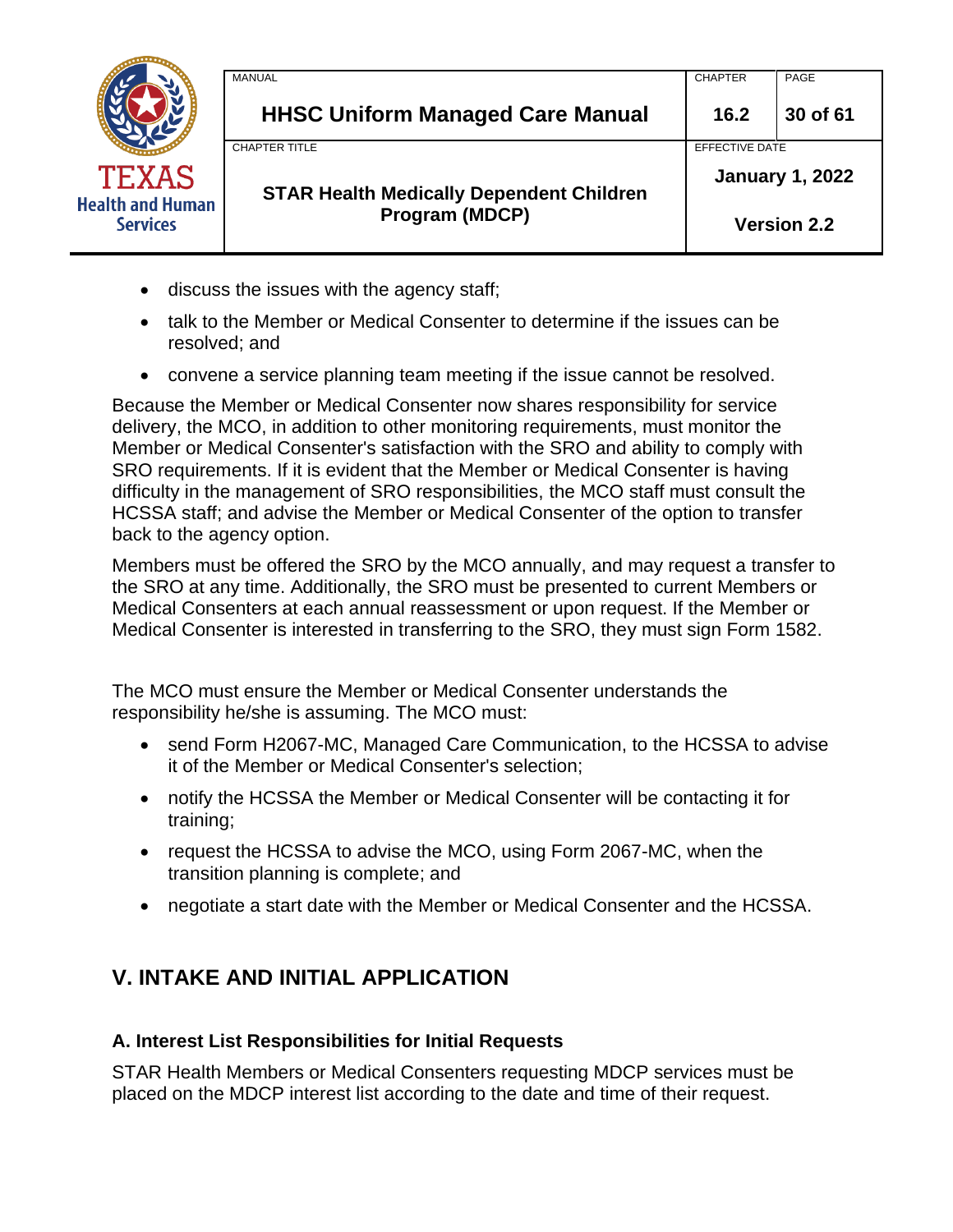- discuss the issues with the agency staff;
- talk to the Member or Medical Consenter to determine if the issues can be resolved; and
- convene a service planning team meeting if the issue cannot be resolved.

Because the Member or Medical Consenter now shares responsibility for service delivery, the MCO, in addition to other monitoring requirements, must monitor the Member or Medical Consenter's satisfaction with the SRO and ability to comply with SRO requirements. If it is evident that the Member or Medical Consenter is having difficulty in the management of SRO responsibilities, the MCO staff must consult the HCSSA staff; and advise the Member or Medical Consenter of the option to transfer back to the agency option.

Members must be offered the SRO by the MCO annually, and may request a transfer to the SRO at any time. Additionally, the SRO must be presented to current Members or Medical Consenters at each annual reassessment or upon request. If the Member or Medical Consenter is interested in transferring to the SRO, they must sign Form 1582.

The MCO must ensure the Member or Medical Consenter understands the responsibility he/she is assuming. The MCO must:

- send Form H2067-MC, Managed Care Communication, to the HCSSA to advise it of the Member or Medical Consenter's selection;
- notify the HCSSA the Member or Medical Consenter will be contacting it for training;
- request the HCSSA to advise the MCO, using Form 2067-MC, when the transition planning is complete; and
- negotiate a start date with the Member or Medical Consenter and the HCSSA.

## V. INTAKE AND INITIAL APPLICATION

### A. Interest List Responsibilities for Initial Requests

STAR Health Members or Medical Consenters requesting MDCP services must be placed on the MDCP interest list according to the date and time of their request.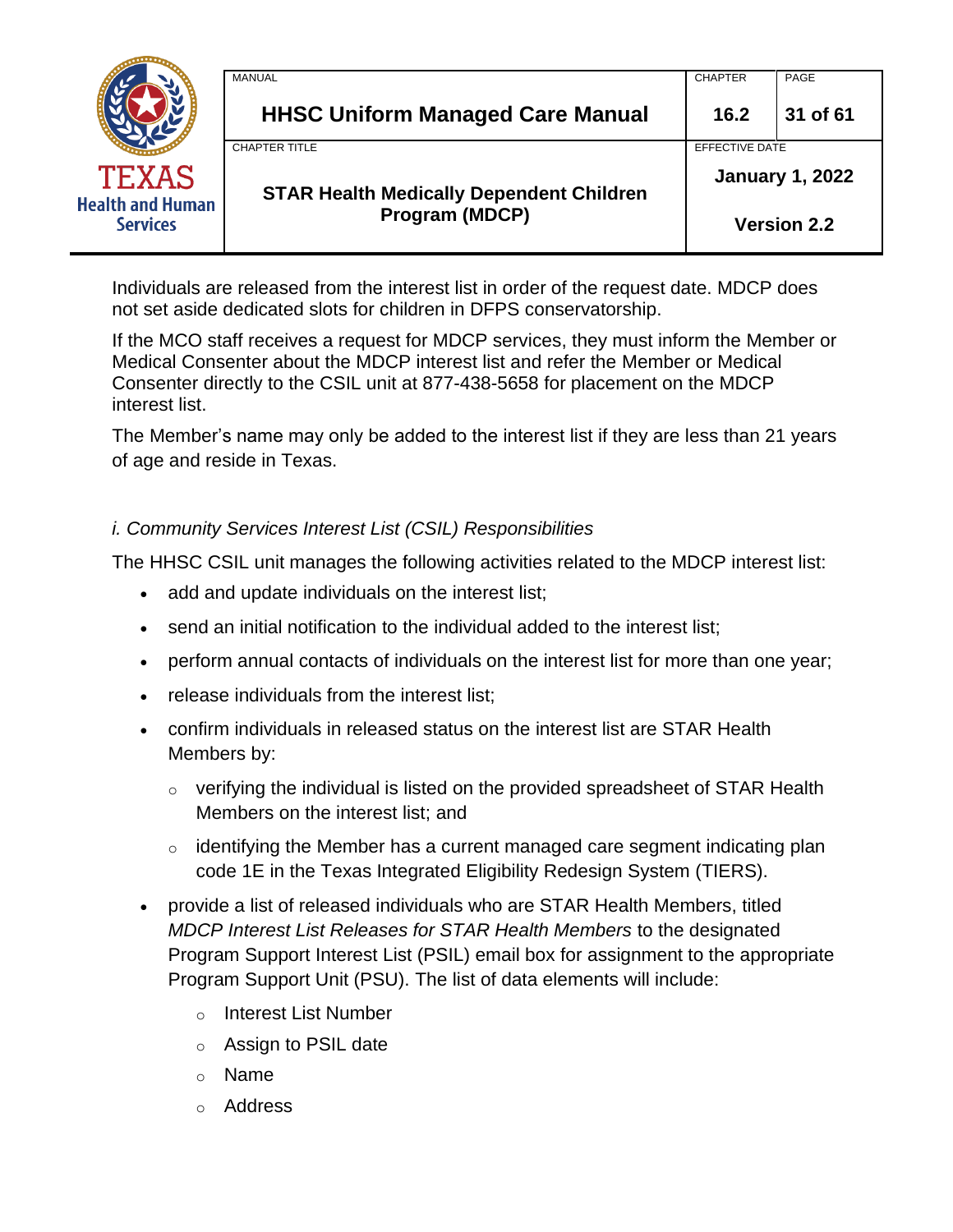Individuals are released from the interest list in order of the request date. MDCP does not set aside dedicated slots for children in DFPS conservatorship.

If the MCO staff receives a request for MDCP services, they must inform the Member or Medical Consenter about the MDCP interest list and refer the Member or Medical Consenter directly to the CSIL unit at 877-438-5658 for placement on the MDCP interest list.

The Member's name may only be added to the interest list if they are less than 21 years of age and reside in Texas.

#### *i. Community Services Interest List (CSIL) Responsibilities*

The HHSC CSIL unit manages the following activities related to the MDCP interest list:

- add and update individuals on the interest list;
- send an initial notification to the individual added to the interest list;
- perform annual contacts of individuals on the interest list for more than one year;
- release individuals from the interest list;
- confirm individuals in released status on the interest list are STAR Health Members by:
    - verifying the individual is listed on the provided spreadsheet of STAR Health Members on the interest list; and
    - identifying the Member has a current managed care segment indicating plan code 1E in the Texas Integrated Eligibility Redesign System (TIERS).
- provide a list of released individuals who are STAR Health Members, titled *MDCP Interest List Releases for STAR Health Members* to the designated Program Support Interest List (PSIL) email box for assignment to the appropriate Program Support Unit (PSU). The list of data elements will include:
    - Interest List Number
    - Assign to PSIL date
    - Name
    - Address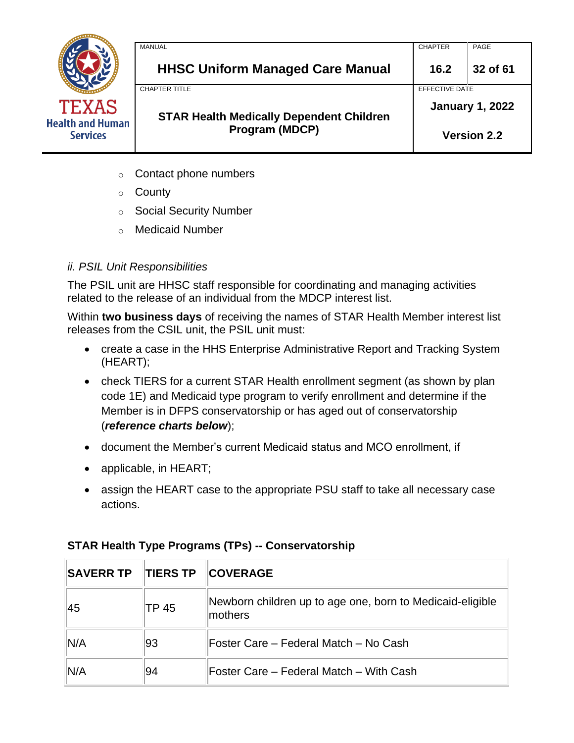- Contact phone numbers
- County
- Social Security Number
- Medicaid Number

*ii. PSIL Unit Responsibilities*

The PSIL unit are HHSC staff responsible for coordinating and managing activities related to the release of an individual from the MDCP interest list.

Within **two business days** of receiving the names of STAR Health Member interest list releases from the CSIL unit, the PSIL unit must:

- create a case in the HHS Enterprise Administrative Report and Tracking System (HEART);
- check TIERS for a current STAR Health enrollment segment (as shown by plan code 1E) and Medicaid type program to verify enrollment and determine if the Member is in DFPS conservatorship or has aged out of conservatorship (***reference charts below***);
- document the Member's current Medicaid status and MCO enrollment, if
- applicable, in HEART;
- assign the HEART case to the appropriate PSU staff to take all necessary case actions.

**STAR Health Type Programs (TPs) -- Conservatorship**

| SAVERR TP | TIERS TP | COVERAGE |
|---|---|---|
| 45 | TP 45 | Newborn children up to age one, born to Medicaid-eligible mothers |
| N/A | 93 | Foster Care – Federal Match – No Cash |
| N/A | 94 | Foster Care – Federal Match – With Cash |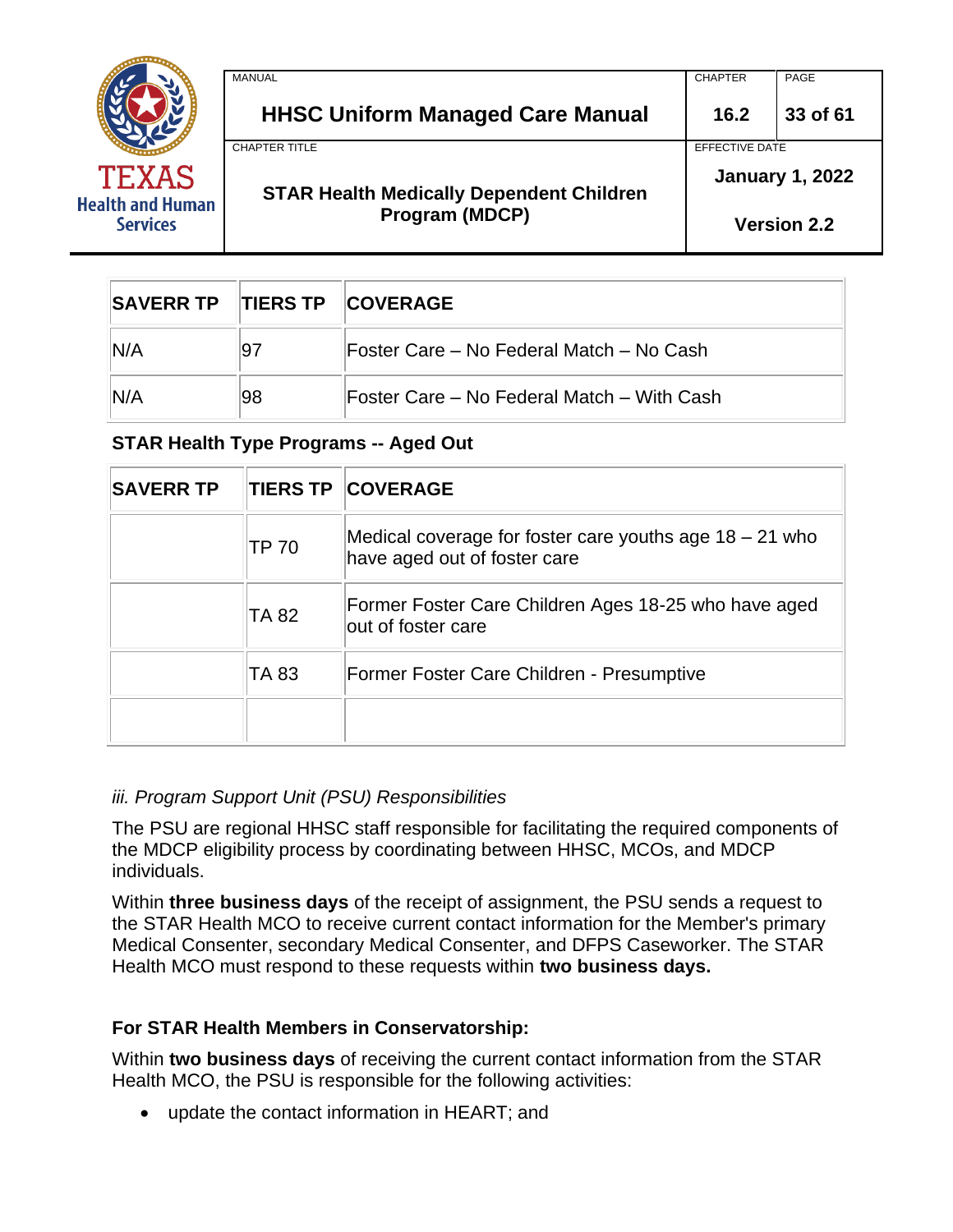| SAVERR TP | TIERS TP | COVERAGE |
|---|---|---|
| N/A | 97 | Foster Care – No Federal Match – No Cash |
| N/A | 98 | Foster Care – No Federal Match – With Cash |

**STAR Health Type Programs -- Aged Out**

| SAVERR TP | TIERS TP | COVERAGE |
|---|---|---|
| | TP 70 | Medical coverage for foster care youths age 18 – 21 who have aged out of foster care |
| | TA 82 | Former Foster Care Children Ages 18-25 who have aged out of foster care |
| | TA 83 | Former Foster Care Children - Presumptive |
| | | |

*iii. Program Support Unit (PSU) Responsibilities*

The PSU are regional HHSC staff responsible for facilitating the required components of the MDCP eligibility process by coordinating between HHSC, MCOs, and MDCP individuals.

Within **three business days** of the receipt of assignment, the PSU sends a request to the STAR Health MCO to receive current contact information for the Member's primary Medical Consenter, secondary Medical Consenter, and DFPS Caseworker. The STAR Health MCO must respond to these requests within **two business days.**

**For STAR Health Members in Conservatorship:**

Within **two business days** of receiving the current contact information from the STAR Health MCO, the PSU is responsible for the following activities:

- update the contact information in HEART; and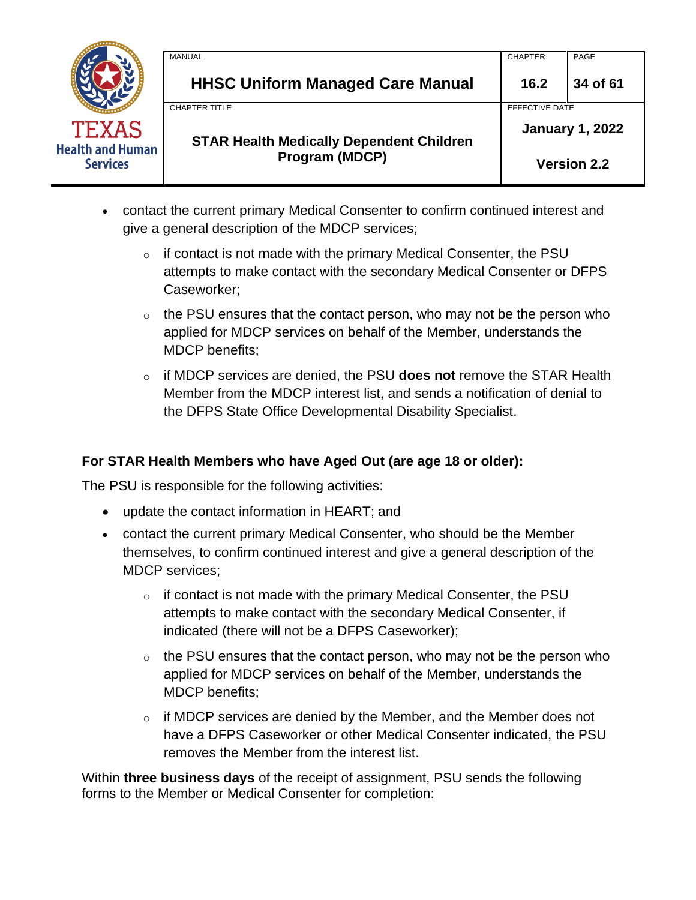- contact the current primary Medical Consenter to confirm continued interest and give a general description of the MDCP services;
  - if contact is not made with the primary Medical Consenter, the PSU attempts to make contact with the secondary Medical Consenter or DFPS Caseworker;
  - the PSU ensures that the contact person, who may not be the person who applied for MDCP services on behalf of the Member, understands the MDCP benefits;
  - if MDCP services are denied, the PSU **does not** remove the STAR Health Member from the MDCP interest list, and sends a notification of denial to the DFPS State Office Developmental Disability Specialist.

**For STAR Health Members who have Aged Out (are age 18 or older):**

The PSU is responsible for the following activities:

- update the contact information in HEART; and
- contact the current primary Medical Consenter, who should be the Member themselves, to confirm continued interest and give a general description of the MDCP services;
  - if contact is not made with the primary Medical Consenter, the PSU attempts to make contact with the secondary Medical Consenter, if indicated (there will not be a DFPS Caseworker);
  - the PSU ensures that the contact person, who may not be the person who applied for MDCP services on behalf of the Member, understands the MDCP benefits;
  - if MDCP services are denied by the Member, and the Member does not have a DFPS Caseworker or other Medical Consenter indicated, the PSU removes the Member from the interest list.

Within **three business days** of the receipt of assignment, PSU sends the following forms to the Member or Medical Consenter for completion: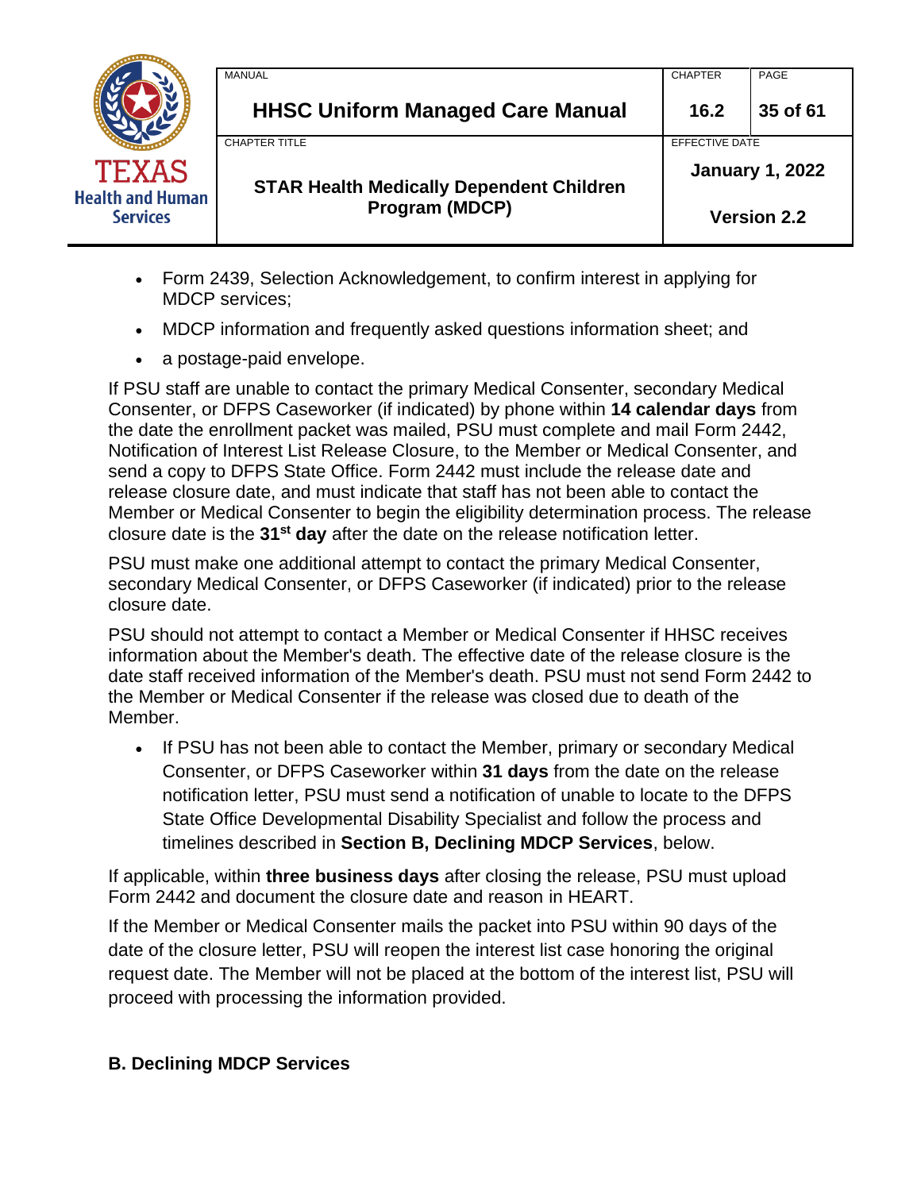- Form 2439, Selection Acknowledgement, to confirm interest in applying for MDCP services;
- MDCP information and frequently asked questions information sheet; and
- a postage-paid envelope.

If PSU staff are unable to contact the primary Medical Consenter, secondary Medical Consenter, or DFPS Caseworker (if indicated) by phone within **14 calendar days** from the date the enrollment packet was mailed, PSU must complete and mail Form 2442, Notification of Interest List Release Closure, to the Member or Medical Consenter, and send a copy to DFPS State Office. Form 2442 must include the release date and release closure date, and must indicate that staff has not been able to contact the Member or Medical Consenter to begin the eligibility determination process. The release closure date is the **31st day** after the date on the release notification letter.

PSU must make one additional attempt to contact the primary Medical Consenter, secondary Medical Consenter, or DFPS Caseworker (if indicated) prior to the release closure date.

PSU should not attempt to contact a Member or Medical Consenter if HHSC receives information about the Member's death. The effective date of the release closure is the date staff received information of the Member's death. PSU must not send Form 2442 to the Member or Medical Consenter if the release was closed due to death of the Member.

- If PSU has not been able to contact the Member, primary or secondary Medical Consenter, or DFPS Caseworker within **31 days** from the date on the release notification letter, PSU must send a notification of unable to locate to the DFPS State Office Developmental Disability Specialist and follow the process and timelines described in **Section B, Declining MDCP Services**, below.

If applicable, within **three business days** after closing the release, PSU must upload Form 2442 and document the closure date and reason in HEART.

If the Member or Medical Consenter mails the packet into PSU within 90 days of the date of the closure letter, PSU will reopen the interest list case honoring the original request date. The Member will not be placed at the bottom of the interest list, PSU will proceed with processing the information provided.

### B. Declining MDCP Services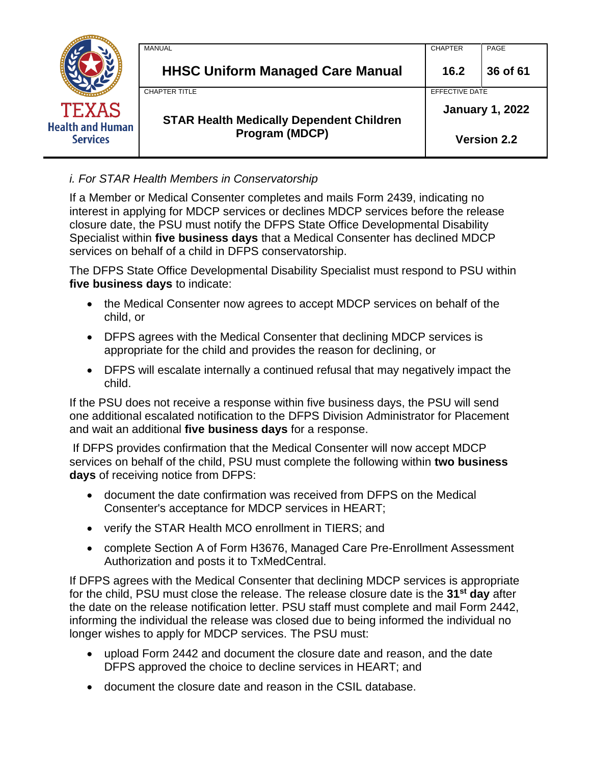*i. For STAR Health Members in Conservatorship*

If a Member or Medical Consenter completes and mails Form 2439, indicating no interest in applying for MDCP services or declines MDCP services before the release closure date, the PSU must notify the DFPS State Office Developmental Disability Specialist within **five business days** that a Medical Consenter has declined MDCP services on behalf of a child in DFPS conservatorship.

The DFPS State Office Developmental Disability Specialist must respond to PSU within **five business days** to indicate:

- the Medical Consenter now agrees to accept MDCP services on behalf of the child, or
- DFPS agrees with the Medical Consenter that declining MDCP services is appropriate for the child and provides the reason for declining, or
- DFPS will escalate internally a continued refusal that may negatively impact the child.

If the PSU does not receive a response within five business days, the PSU will send one additional escalated notification to the DFPS Division Administrator for Placement and wait an additional **five business days** for a response.

If DFPS provides confirmation that the Medical Consenter will now accept MDCP services on behalf of the child, PSU must complete the following within **two business days** of receiving notice from DFPS:

- document the date confirmation was received from DFPS on the Medical Consenter's acceptance for MDCP services in HEART;
- verify the STAR Health MCO enrollment in TIERS; and
- complete Section A of Form H3676, Managed Care Pre-Enrollment Assessment Authorization and posts it to TxMedCentral.

If DFPS agrees with the Medical Consenter that declining MDCP services is appropriate for the child, PSU must close the release. The release closure date is the **31st day** after the date on the release notification letter. PSU staff must complete and mail Form 2442, informing the individual the release was closed due to being informed the individual no longer wishes to apply for MDCP services. The PSU must:

- upload Form 2442 and document the closure date and reason, and the date DFPS approved the choice to decline services in HEART; and
- document the closure date and reason in the CSIL database.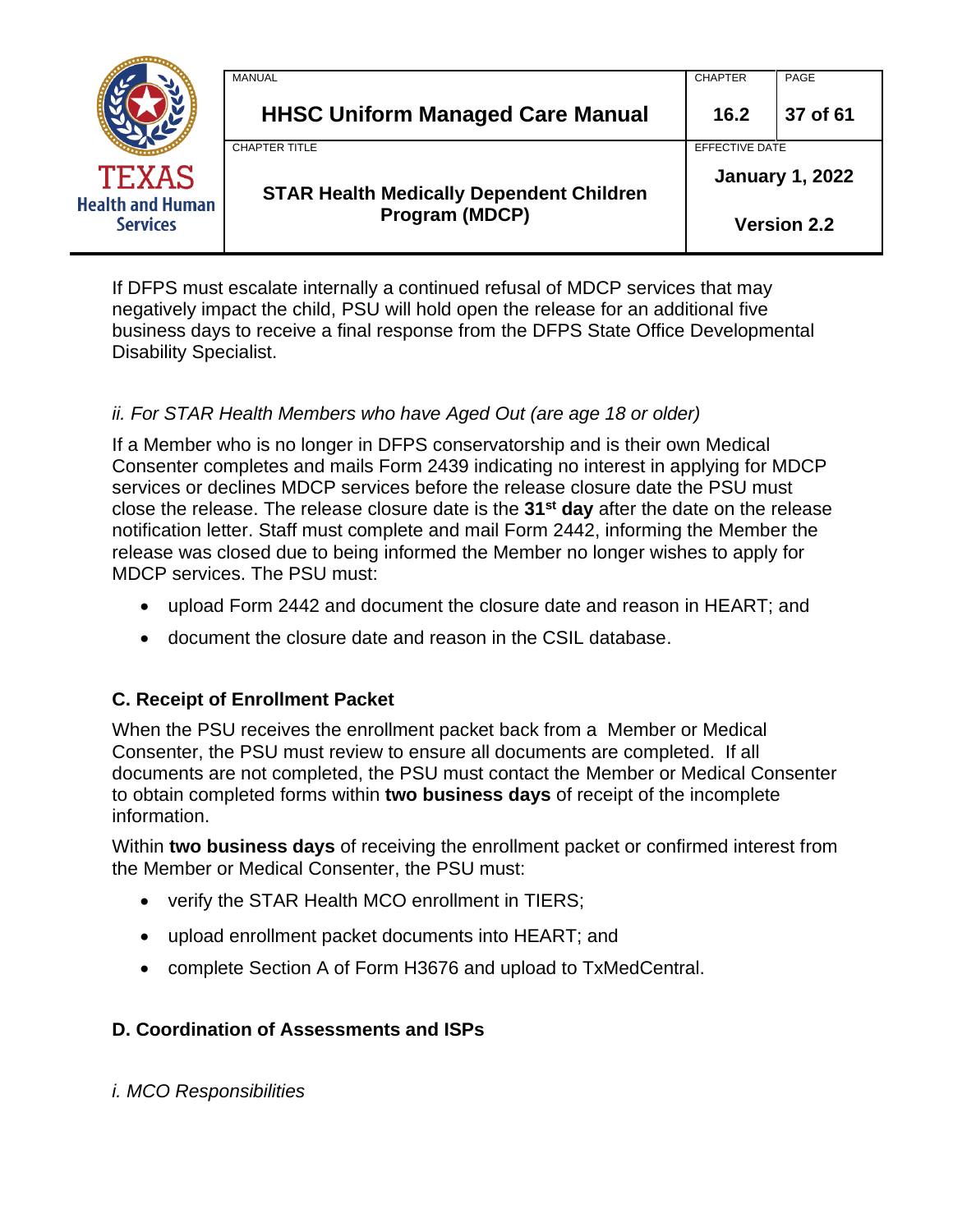If DFPS must escalate internally a continued refusal of MDCP services that may negatively impact the child, PSU will hold open the release for an additional five business days to receive a final response from the DFPS State Office Developmental Disability Specialist.

*ii. For STAR Health Members who have Aged Out (are age 18 or older)*

If a Member who is no longer in DFPS conservatorship and is their own Medical Consenter completes and mails Form 2439 indicating no interest in applying for MDCP services or declines MDCP services before the release closure date the PSU must close the release. The release closure date is the **31st day** after the date on the release notification letter. Staff must complete and mail Form 2442, informing the Member the release was closed due to being informed the Member no longer wishes to apply for MDCP services. The PSU must:

- upload Form 2442 and document the closure date and reason in HEART; and
- document the closure date and reason in the CSIL database.

### C. Receipt of Enrollment Packet

When the PSU receives the enrollment packet back from a Member or Medical Consenter, the PSU must review to ensure all documents are completed. If all documents are not completed, the PSU must contact the Member or Medical Consenter to obtain completed forms within **two business days** of receipt of the incomplete information.

Within **two business days** of receiving the enrollment packet or confirmed interest from the Member or Medical Consenter, the PSU must:

- verify the STAR Health MCO enrollment in TIERS;
- upload enrollment packet documents into HEART; and
- complete Section A of Form H3676 and upload to TxMedCentral.

### D. Coordination of Assessments and ISPs

*i. MCO Responsibilities*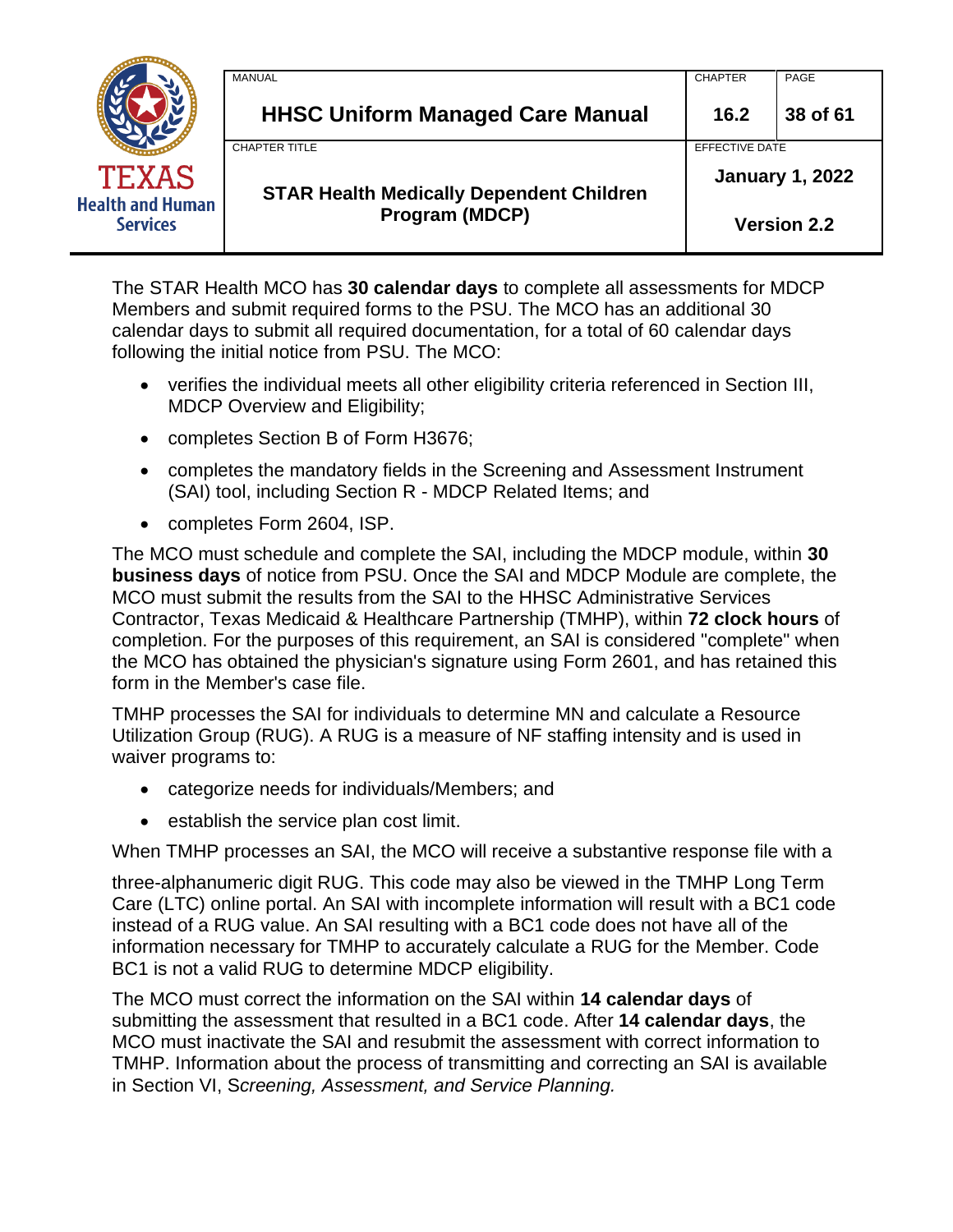The STAR Health MCO has **30 calendar days** to complete all assessments for MDCP Members and submit required forms to the PSU. The MCO has an additional 30 calendar days to submit all required documentation, for a total of 60 calendar days following the initial notice from PSU. The MCO:

- verifies the individual meets all other eligibility criteria referenced in Section III, MDCP Overview and Eligibility;
- completes Section B of Form H3676;
- completes the mandatory fields in the Screening and Assessment Instrument (SAI) tool, including Section R - MDCP Related Items; and
- completes Form 2604, ISP.

The MCO must schedule and complete the SAI, including the MDCP module, within **30 business days** of notice from PSU. Once the SAI and MDCP Module are complete, the MCO must submit the results from the SAI to the HHSC Administrative Services Contractor, Texas Medicaid & Healthcare Partnership (TMHP), within **72 clock hours** of completion. For the purposes of this requirement, an SAI is considered "complete" when the MCO has obtained the physician's signature using Form 2601, and has retained this form in the Member's case file.

TMHP processes the SAI for individuals to determine MN and calculate a Resource Utilization Group (RUG). A RUG is a measure of NF staffing intensity and is used in waiver programs to:

- categorize needs for individuals/Members; and
- establish the service plan cost limit.

When TMHP processes an SAI, the MCO will receive a substantive response file with a

three-alphanumeric digit RUG. This code may also be viewed in the TMHP Long Term Care (LTC) online portal. An SAI with incomplete information will result with a BC1 code instead of a RUG value. An SAI resulting with a BC1 code does not have all of the information necessary for TMHP to accurately calculate a RUG for the Member. Code BC1 is not a valid RUG to determine MDCP eligibility.

The MCO must correct the information on the SAI within **14 calendar days** of submitting the assessment that resulted in a BC1 code. After **14 calendar days**, the MCO must inactivate the SAI and resubmit the assessment with correct information to TMHP. Information about the process of transmitting and correcting an SAI is available in Section VI, S*creening, Assessment, and Service Planning.*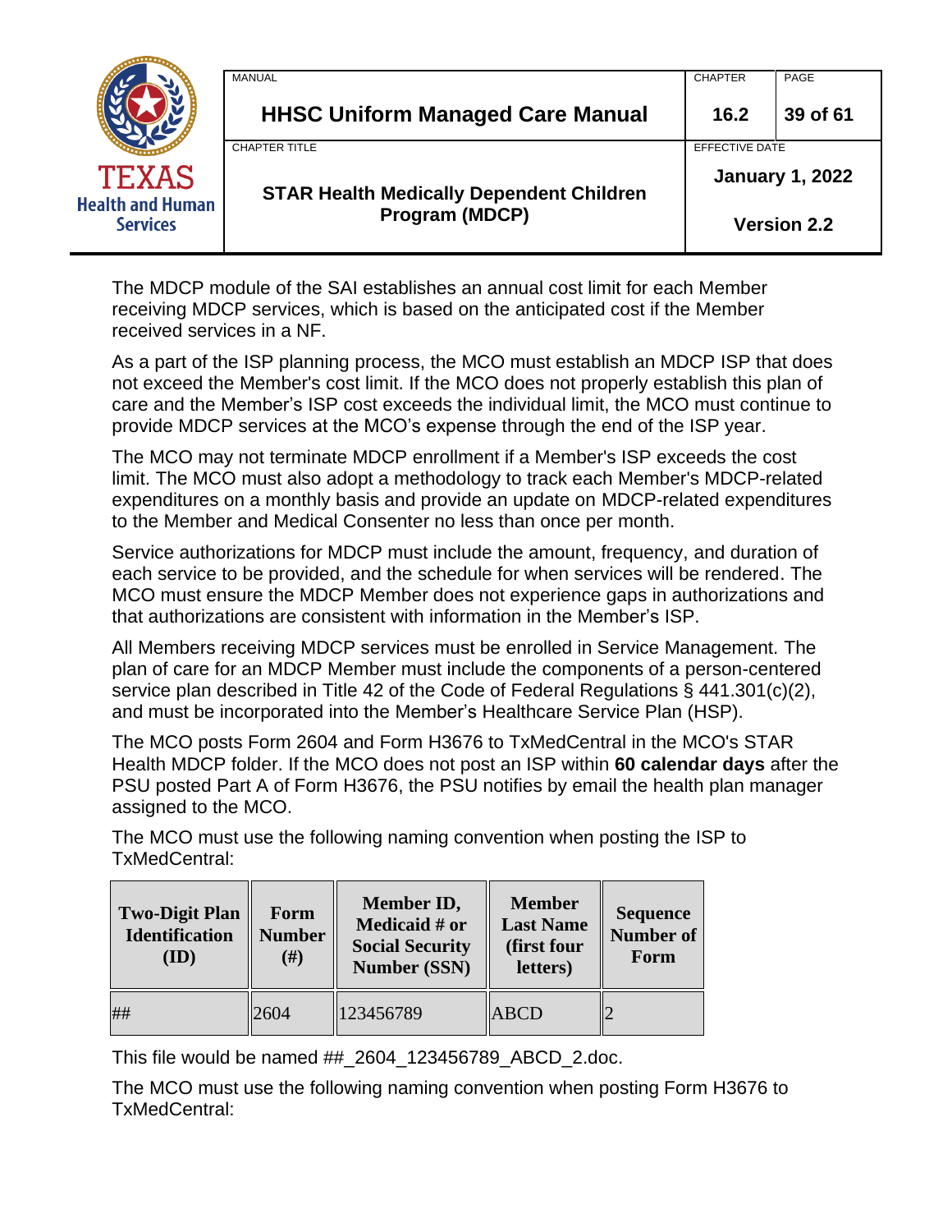The MDCP module of the SAI establishes an annual cost limit for each Member receiving MDCP services, which is based on the anticipated cost if the Member received services in a NF.

As a part of the ISP planning process, the MCO must establish an MDCP ISP that does not exceed the Member's cost limit. If the MCO does not properly establish this plan of care and the Member's ISP cost exceeds the individual limit, the MCO must continue to provide MDCP services at the MCO's expense through the end of the ISP year.

The MCO may not terminate MDCP enrollment if a Member's ISP exceeds the cost limit. The MCO must also adopt a methodology to track each Member's MDCP-related expenditures on a monthly basis and provide an update on MDCP-related expenditures to the Member and Medical Consenter no less than once per month.

Service authorizations for MDCP must include the amount, frequency, and duration of each service to be provided, and the schedule for when services will be rendered. The MCO must ensure the MDCP Member does not experience gaps in authorizations and that authorizations are consistent with information in the Member's ISP.

All Members receiving MDCP services must be enrolled in Service Management. The plan of care for an MDCP Member must include the components of a person-centered service plan described in Title 42 of the Code of Federal Regulations § 441.301(c)(2), and must be incorporated into the Member's Healthcare Service Plan (HSP).

The MCO posts Form 2604 and Form H3676 to TxMedCentral in the MCO's STAR Health MDCP folder. If the MCO does not post an ISP within **60 calendar days** after the PSU posted Part A of Form H3676, the PSU notifies by email the health plan manager assigned to the MCO.

The MCO must use the following naming convention when posting the ISP to TxMedCentral:

| Two-Digit Plan Identification (ID) | Form Number (#) | Member ID, Medicaid # or Social Security Number (SSN) | Member Last Name (first four letters) | Sequence Number of Form |
|---|---|---|---|---|
| ## | 2604 | 123456789 | ABCD | 2 |

This file would be named ##_2604_123456789_ABCD_2.doc.

The MCO must use the following naming convention when posting Form H3676 to TxMedCentral: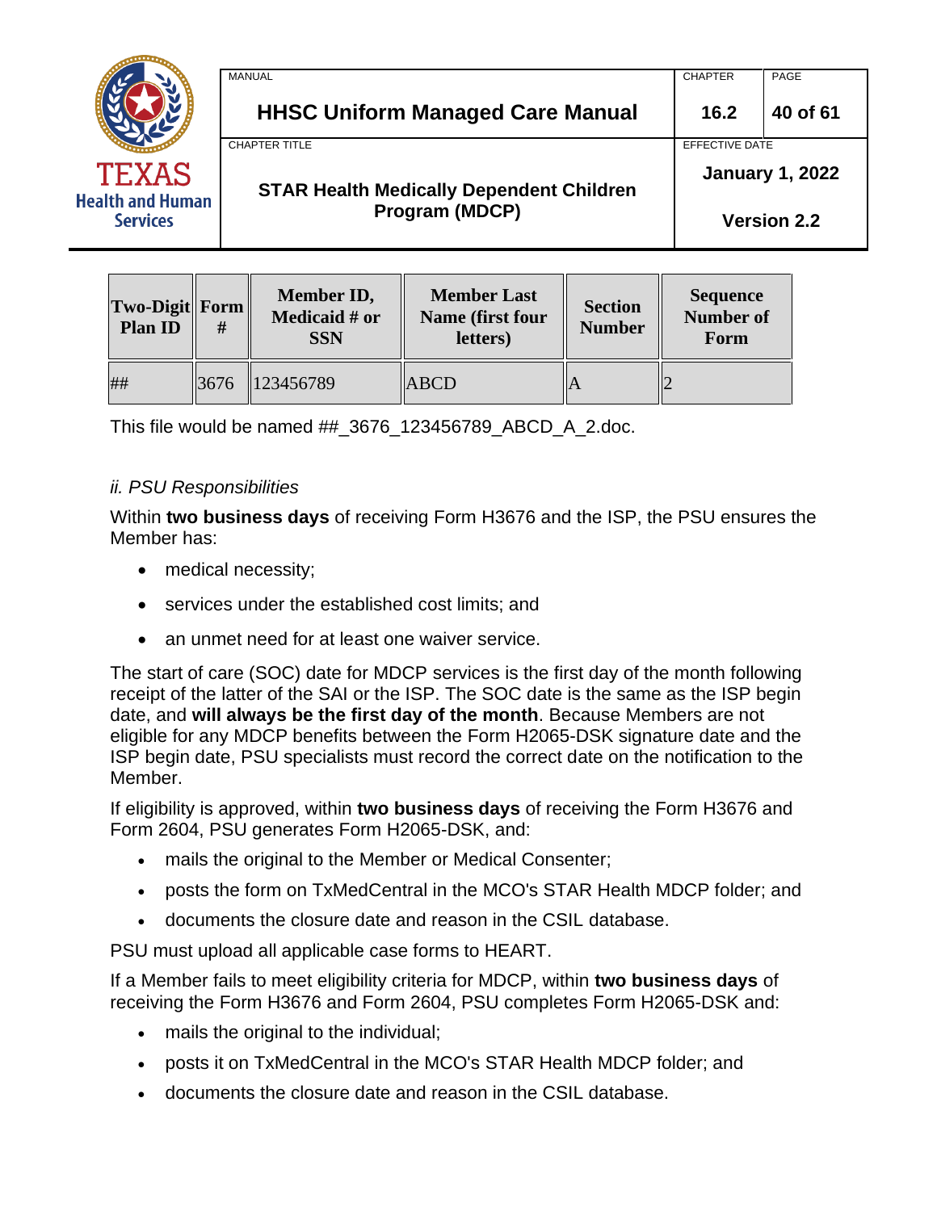| Two-Digit Plan ID | Form # | Member ID, Medicaid # or SSN | Member Last Name (first four letters) | Section Number | Sequence Number of Form |
|---|---|---|---|---|---|
| ## | 3676 | 123456789 | ABCD | A | 2 |

This file would be named ##_3676_123456789_ABCD_A_2.doc.

*ii. PSU Responsibilities*

Within **two business days** of receiving Form H3676 and the ISP, the PSU ensures the Member has:

- medical necessity;
- services under the established cost limits; and
- an unmet need for at least one waiver service.

The start of care (SOC) date for MDCP services is the first day of the month following receipt of the latter of the SAI or the ISP. The SOC date is the same as the ISP begin date, and **will always be the first day of the month**. Because Members are not eligible for any MDCP benefits between the Form H2065-DSK signature date and the ISP begin date, PSU specialists must record the correct date on the notification to the Member.

If eligibility is approved, within **two business days** of receiving the Form H3676 and Form 2604, PSU generates Form H2065-DSK, and:

- mails the original to the Member or Medical Consenter;
- posts the form on TxMedCentral in the MCO's STAR Health MDCP folder; and
- documents the closure date and reason in the CSIL database.

PSU must upload all applicable case forms to HEART.

If a Member fails to meet eligibility criteria for MDCP, within **two business days** of receiving the Form H3676 and Form 2604, PSU completes Form H2065-DSK and:

- mails the original to the individual;
- posts it on TxMedCentral in the MCO's STAR Health MDCP folder; and
- documents the closure date and reason in the CSIL database.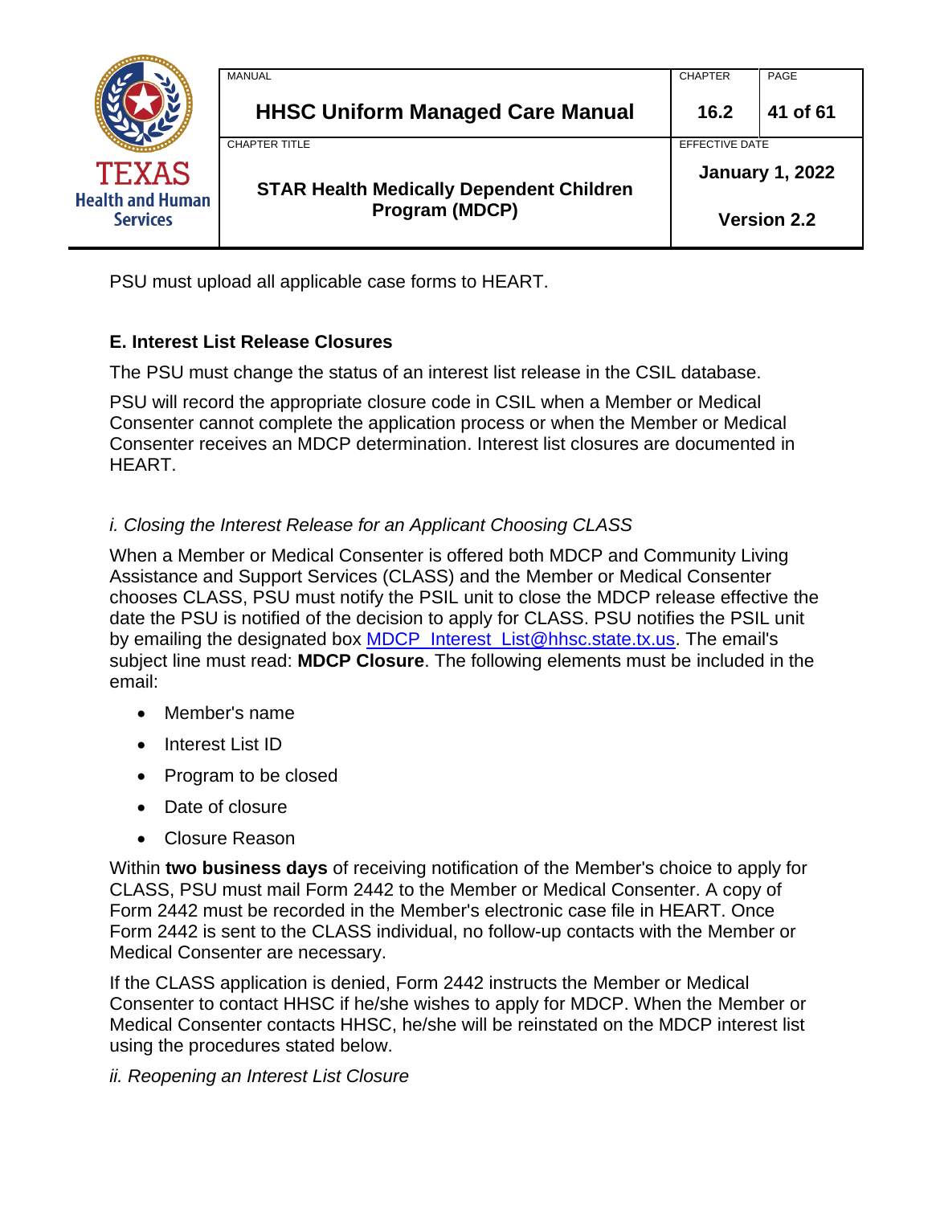PSU must upload all applicable case forms to HEART.

### E. Interest List Release Closures

The PSU must change the status of an interest list release in the CSIL database.

PSU will record the appropriate closure code in CSIL when a Member or Medical Consenter cannot complete the application process or when the Member or Medical Consenter receives an MDCP determination. Interest list closures are documented in HEART.

#### *i. Closing the Interest Release for an Applicant Choosing CLASS*

When a Member or Medical Consenter is offered both MDCP and Community Living Assistance and Support Services (CLASS) and the Member or Medical Consenter chooses CLASS, PSU must notify the PSIL unit to close the MDCP release effective the date the PSU is notified of the decision to apply for CLASS. PSU notifies the PSIL unit by emailing the designated box [MDCP_Interest_List@hhsc.state.tx.us](mailto:MDCP_Interest_List@hhsc.state.tx.us). The email's subject line must read: **MDCP Closure**. The following elements must be included in the email:

- Member's name
- Interest List ID
- Program to be closed
- Date of closure
- Closure Reason

Within **two business days** of receiving notification of the Member's choice to apply for CLASS, PSU must mail Form 2442 to the Member or Medical Consenter. A copy of Form 2442 must be recorded in the Member's electronic case file in HEART. Once Form 2442 is sent to the CLASS individual, no follow-up contacts with the Member or Medical Consenter are necessary.

If the CLASS application is denied, Form 2442 instructs the Member or Medical Consenter to contact HHSC if he/she wishes to apply for MDCP. When the Member or Medical Consenter contacts HHSC, he/she will be reinstated on the MDCP interest list using the procedures stated below.

#### *ii. Reopening an Interest List Closure*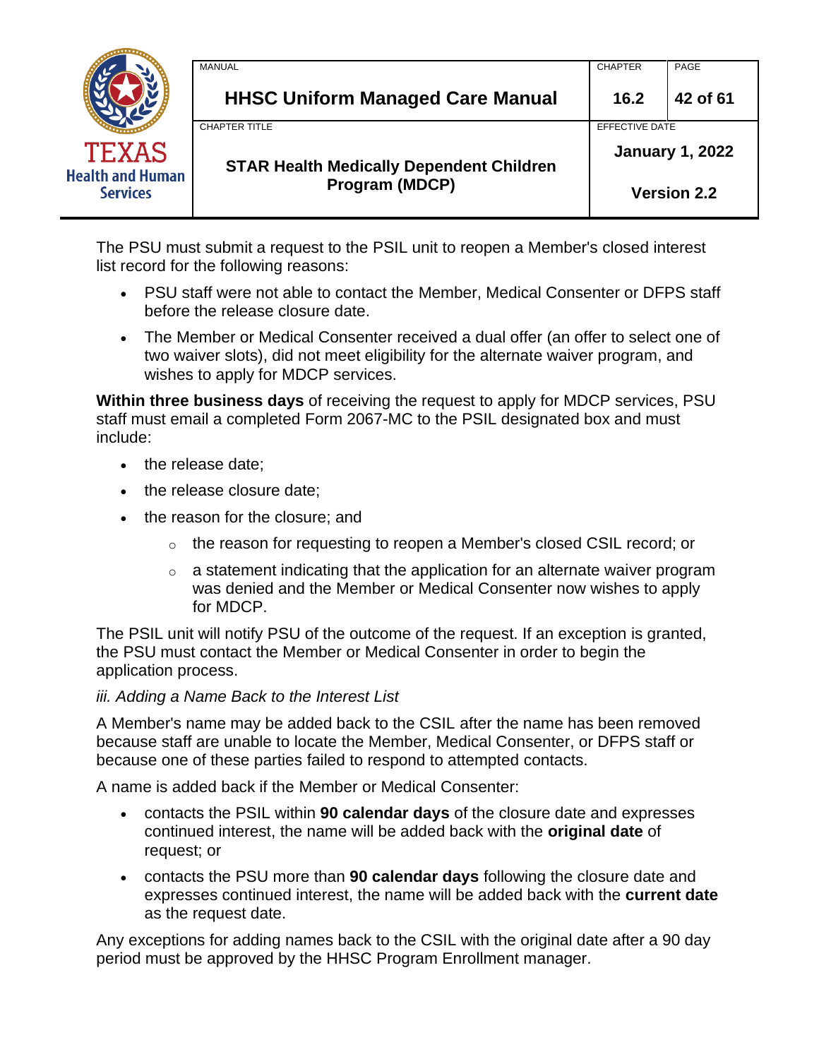The PSU must submit a request to the PSIL unit to reopen a Member's closed interest list record for the following reasons:

- PSU staff were not able to contact the Member, Medical Consenter or DFPS staff before the release closure date.
- The Member or Medical Consenter received a dual offer (an offer to select one of two waiver slots), did not meet eligibility for the alternate waiver program, and wishes to apply for MDCP services.

**Within three business days** of receiving the request to apply for MDCP services, PSU staff must email a completed Form 2067-MC to the PSIL designated box and must include:

- the release date;
- the release closure date;
- the reason for the closure; and
    - the reason for requesting to reopen a Member's closed CSIL record; or
    - a statement indicating that the application for an alternate waiver program was denied and the Member or Medical Consenter now wishes to apply for MDCP.

The PSIL unit will notify PSU of the outcome of the request. If an exception is granted, the PSU must contact the Member or Medical Consenter in order to begin the application process.

*iii. Adding a Name Back to the Interest List*

A Member's name may be added back to the CSIL after the name has been removed because staff are unable to locate the Member, Medical Consenter, or DFPS staff or because one of these parties failed to respond to attempted contacts.

A name is added back if the Member or Medical Consenter:

- contacts the PSIL within **90 calendar days** of the closure date and expresses continued interest, the name will be added back with the **original date** of request; or
- contacts the PSU more than **90 calendar days** following the closure date and expresses continued interest, the name will be added back with the **current date** as the request date.

Any exceptions for adding names back to the CSIL with the original date after a 90 day period must be approved by the HHSC Program Enrollment manager.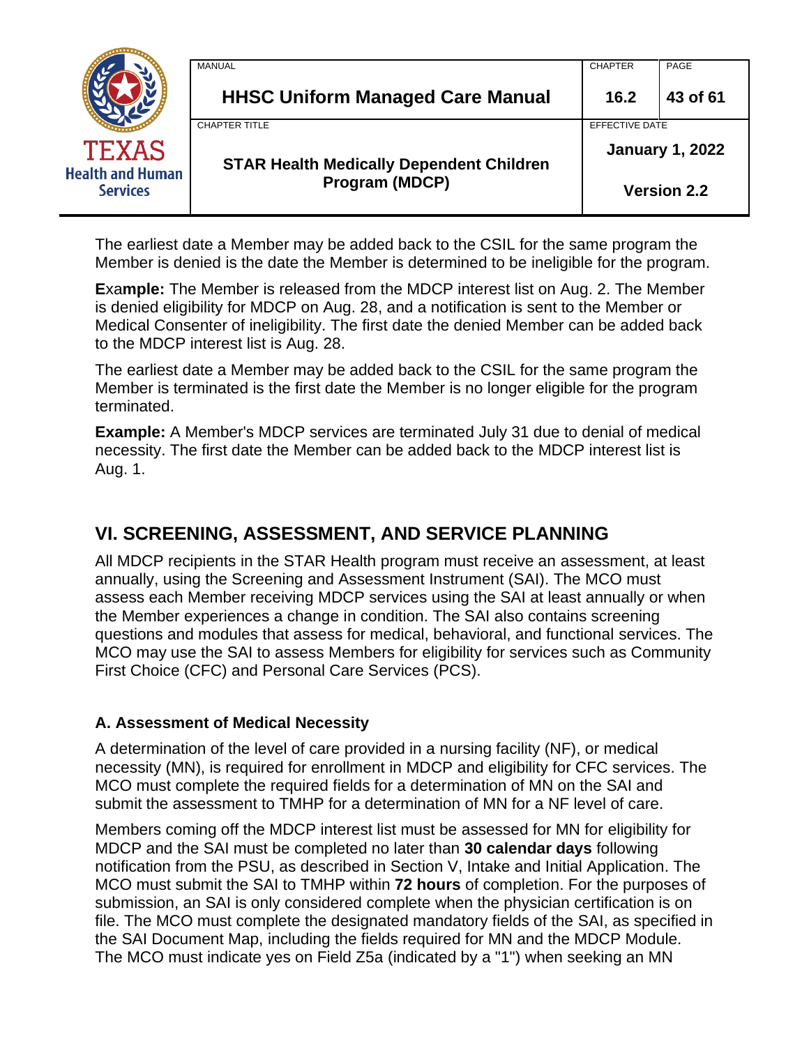The earliest date a Member may be added back to the CSIL for the same program the Member is denied is the date the Member is determined to be ineligible for the program.

**Example:** The Member is released from the MDCP interest list on Aug. 2. The Member is denied eligibility for MDCP on Aug. 28, and a notification is sent to the Member or Medical Consenter of ineligibility. The first date the denied Member can be added back to the MDCP interest list is Aug. 28.

The earliest date a Member may be added back to the CSIL for the same program the Member is terminated is the first date the Member is no longer eligible for the program terminated.

**Example:** A Member's MDCP services are terminated July 31 due to denial of medical necessity. The first date the Member can be added back to the MDCP interest list is Aug. 1.

## VI. SCREENING, ASSESSMENT, AND SERVICE PLANNING

All MDCP recipients in the STAR Health program must receive an assessment, at least annually, using the Screening and Assessment Instrument (SAI). The MCO must assess each Member receiving MDCP services using the SAI at least annually or when the Member experiences a change in condition. The SAI also contains screening questions and modules that assess for medical, behavioral, and functional services. The MCO may use the SAI to assess Members for eligibility for services such as Community First Choice (CFC) and Personal Care Services (PCS).

### A. Assessment of Medical Necessity

A determination of the level of care provided in a nursing facility (NF), or medical necessity (MN), is required for enrollment in MDCP and eligibility for CFC services. The MCO must complete the required fields for a determination of MN on the SAI and submit the assessment to TMHP for a determination of MN for a NF level of care.

Members coming off the MDCP interest list must be assessed for MN for eligibility for MDCP and the SAI must be completed no later than **30 calendar days** following notification from the PSU, as described in Section V, Intake and Initial Application. The MCO must submit the SAI to TMHP within **72 hours** of completion. For the purposes of submission, an SAI is only considered complete when the physician certification is on file. The MCO must complete the designated mandatory fields of the SAI, as specified in the SAI Document Map, including the fields required for MN and the MDCP Module. The MCO must indicate yes on Field Z5a (indicated by a "1") when seeking an MN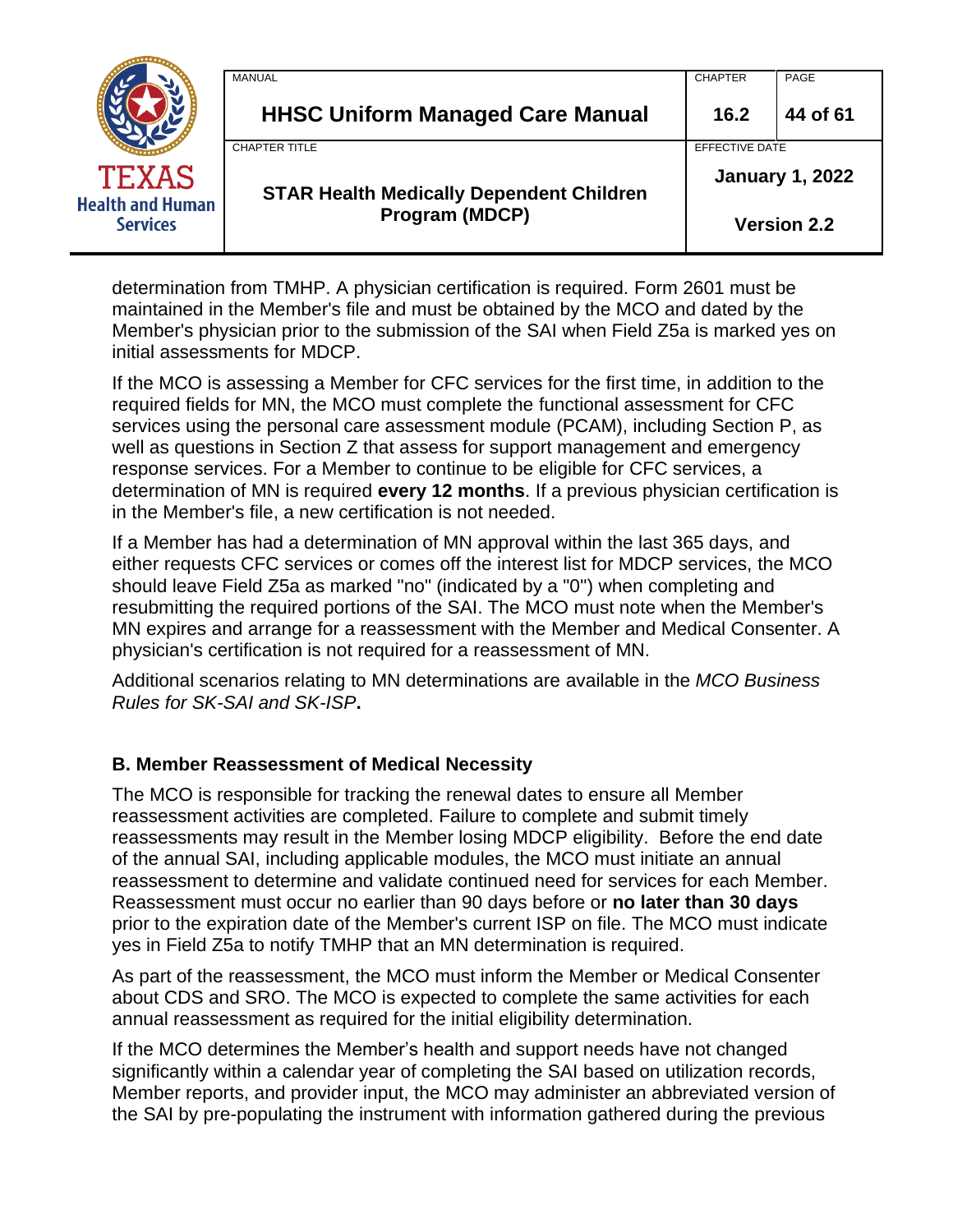determination from TMHP. A physician certification is required. Form 2601 must be maintained in the Member's file and must be obtained by the MCO and dated by the Member's physician prior to the submission of the SAI when Field Z5a is marked yes on initial assessments for MDCP.

If the MCO is assessing a Member for CFC services for the first time, in addition to the required fields for MN, the MCO must complete the functional assessment for CFC services using the personal care assessment module (PCAM), including Section P, as well as questions in Section Z that assess for support management and emergency response services. For a Member to continue to be eligible for CFC services, a determination of MN is required **every 12 months**. If a previous physician certification is in the Member's file, a new certification is not needed.

If a Member has had a determination of MN approval within the last 365 days, and either requests CFC services or comes off the interest list for MDCP services, the MCO should leave Field Z5a as marked "no" (indicated by a "0") when completing and resubmitting the required portions of the SAI. The MCO must note when the Member's MN expires and arrange for a reassessment with the Member and Medical Consenter. A physician's certification is not required for a reassessment of MN.

Additional scenarios relating to MN determinations are available in the *MCO Business Rules for SK-SAI and SK-ISP*.

### B. Member Reassessment of Medical Necessity

The MCO is responsible for tracking the renewal dates to ensure all Member reassessment activities are completed. Failure to complete and submit timely reassessments may result in the Member losing MDCP eligibility. Before the end date of the annual SAI, including applicable modules, the MCO must initiate an annual reassessment to determine and validate continued need for services for each Member. Reassessment must occur no earlier than 90 days before or **no later than 30 days** prior to the expiration date of the Member's current ISP on file. The MCO must indicate yes in Field Z5a to notify TMHP that an MN determination is required.

As part of the reassessment, the MCO must inform the Member or Medical Consenter about CDS and SRO. The MCO is expected to complete the same activities for each annual reassessment as required for the initial eligibility determination.

If the MCO determines the Member's health and support needs have not changed significantly within a calendar year of completing the SAI based on utilization records, Member reports, and provider input, the MCO may administer an abbreviated version of the SAI by pre-populating the instrument with information gathered during the previous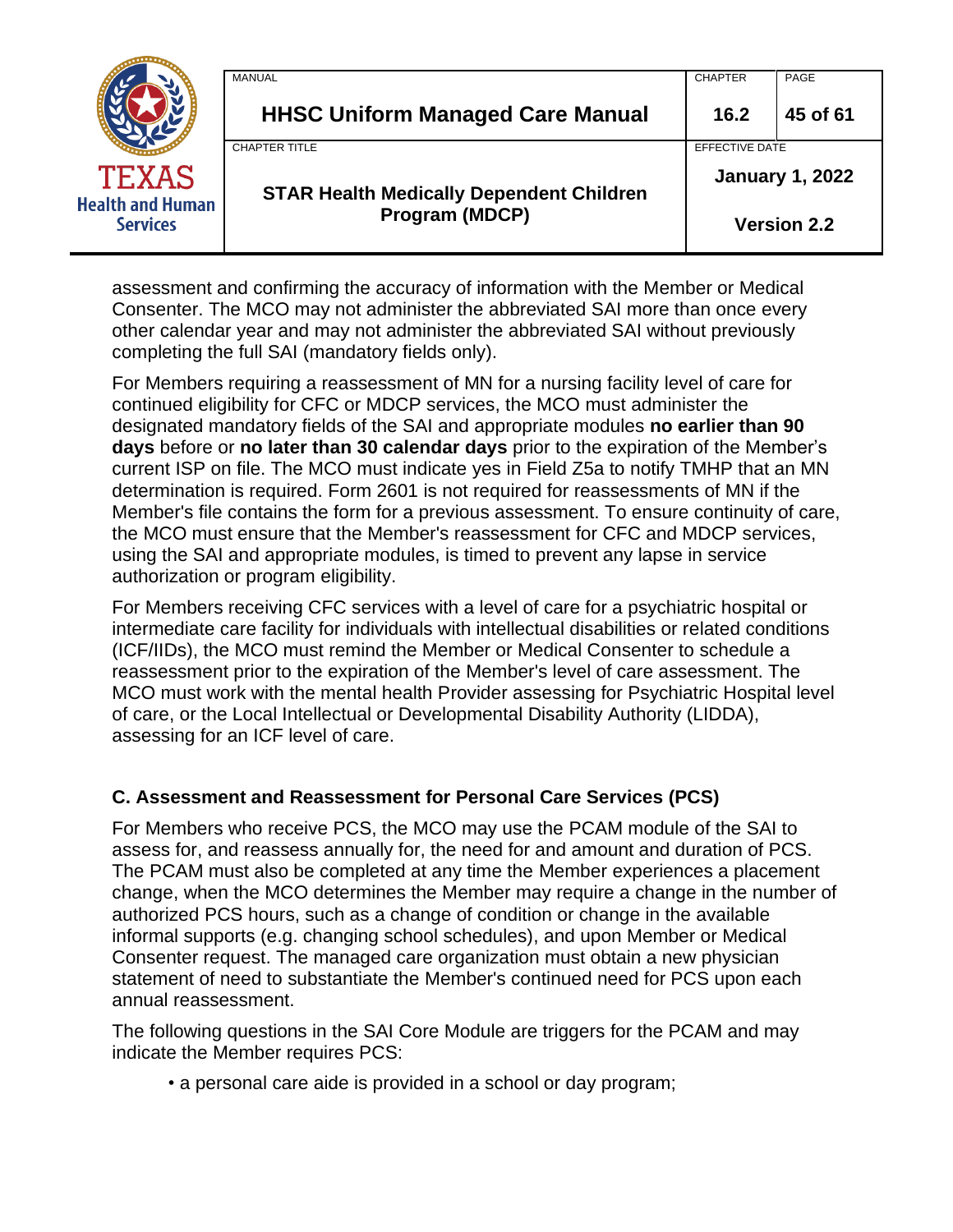assessment and confirming the accuracy of information with the Member or Medical Consenter. The MCO may not administer the abbreviated SAI more than once every other calendar year and may not administer the abbreviated SAI without previously completing the full SAI (mandatory fields only).

For Members requiring a reassessment of MN for a nursing facility level of care for continued eligibility for CFC or MDCP services, the MCO must administer the designated mandatory fields of the SAI and appropriate modules **no earlier than 90 days** before or **no later than 30 calendar days** prior to the expiration of the Member's current ISP on file. The MCO must indicate yes in Field Z5a to notify TMHP that an MN determination is required. Form 2601 is not required for reassessments of MN if the Member's file contains the form for a previous assessment. To ensure continuity of care, the MCO must ensure that the Member's reassessment for CFC and MDCP services, using the SAI and appropriate modules, is timed to prevent any lapse in service authorization or program eligibility.

For Members receiving CFC services with a level of care for a psychiatric hospital or intermediate care facility for individuals with intellectual disabilities or related conditions (ICF/IIDs), the MCO must remind the Member or Medical Consenter to schedule a reassessment prior to the expiration of the Member's level of care assessment. The MCO must work with the mental health Provider assessing for Psychiatric Hospital level of care, or the Local Intellectual or Developmental Disability Authority (LIDDA), assessing for an ICF level of care.

### C. Assessment and Reassessment for Personal Care Services (PCS)

For Members who receive PCS, the MCO may use the PCAM module of the SAI to assess for, and reassess annually for, the need for and amount and duration of PCS. The PCAM must also be completed at any time the Member experiences a placement change, when the MCO determines the Member may require a change in the number of authorized PCS hours, such as a change of condition or change in the available informal supports (e.g. changing school schedules), and upon Member or Medical Consenter request. The managed care organization must obtain a new physician statement of need to substantiate the Member's continued need for PCS upon each annual reassessment.

The following questions in the SAI Core Module are triggers for the PCAM and may indicate the Member requires PCS:

- a personal care aide is provided in a school or day program;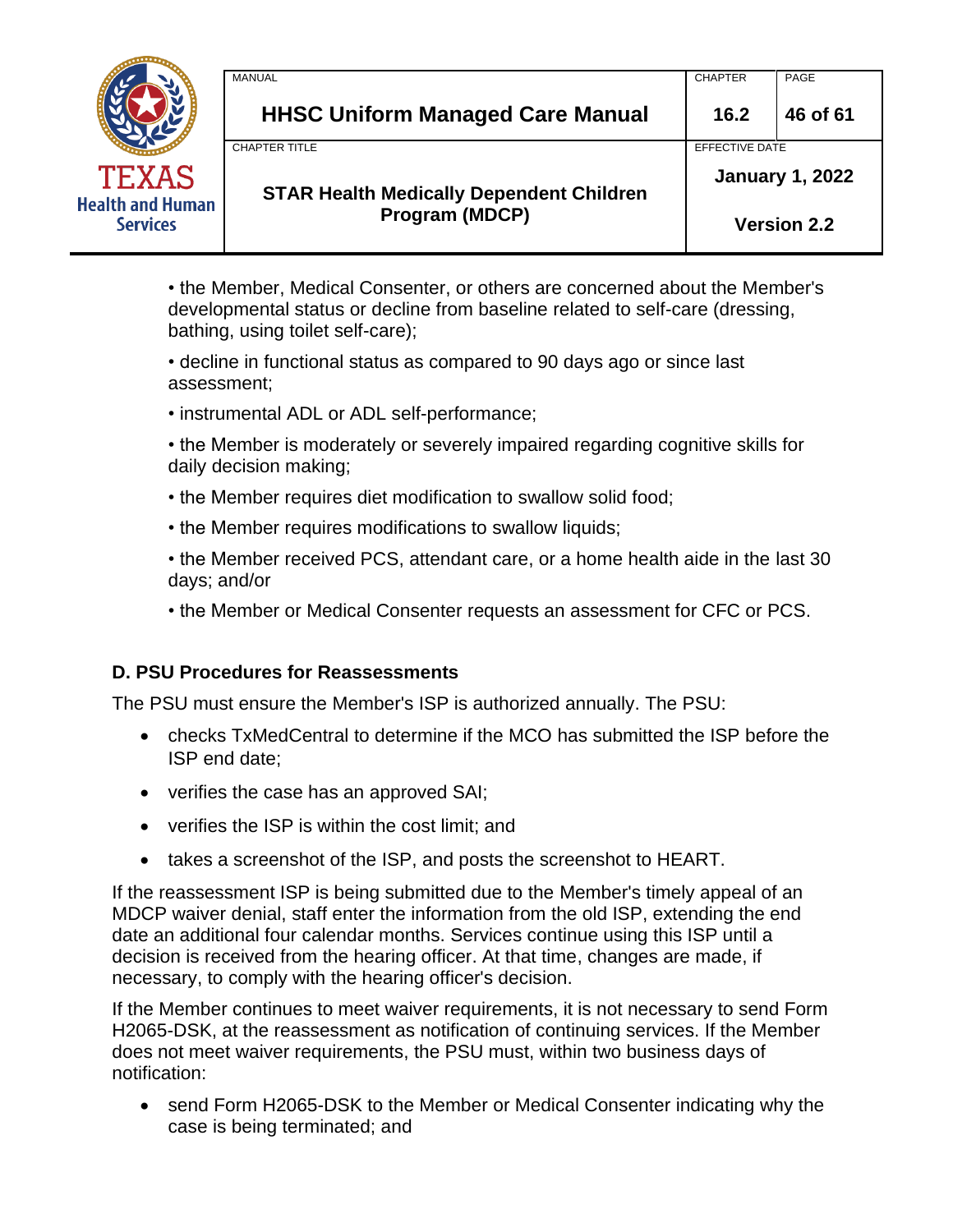- the Member, Medical Consenter, or others are concerned about the Member's developmental status or decline from baseline related to self-care (dressing, bathing, using toilet self-care);
- decline in functional status as compared to 90 days ago or since last assessment;
- instrumental ADL or ADL self-performance;
- the Member is moderately or severely impaired regarding cognitive skills for daily decision making;
- the Member requires diet modification to swallow solid food;
- the Member requires modifications to swallow liquids;
- the Member received PCS, attendant care, or a home health aide in the last 30 days; and/or
- the Member or Medical Consenter requests an assessment for CFC or PCS.

### D. PSU Procedures for Reassessments

The PSU must ensure the Member's ISP is authorized annually. The PSU:

- checks TxMedCentral to determine if the MCO has submitted the ISP before the ISP end date;
- verifies the case has an approved SAI;
- verifies the ISP is within the cost limit; and
- takes a screenshot of the ISP, and posts the screenshot to HEART.

If the reassessment ISP is being submitted due to the Member's timely appeal of an MDCP waiver denial, staff enter the information from the old ISP, extending the end date an additional four calendar months. Services continue using this ISP until a decision is received from the hearing officer. At that time, changes are made, if necessary, to comply with the hearing officer's decision.

If the Member continues to meet waiver requirements, it is not necessary to send Form H2065-DSK, at the reassessment as notification of continuing services. If the Member does not meet waiver requirements, the PSU must, within two business days of notification:

- send Form H2065-DSK to the Member or Medical Consenter indicating why the case is being terminated; and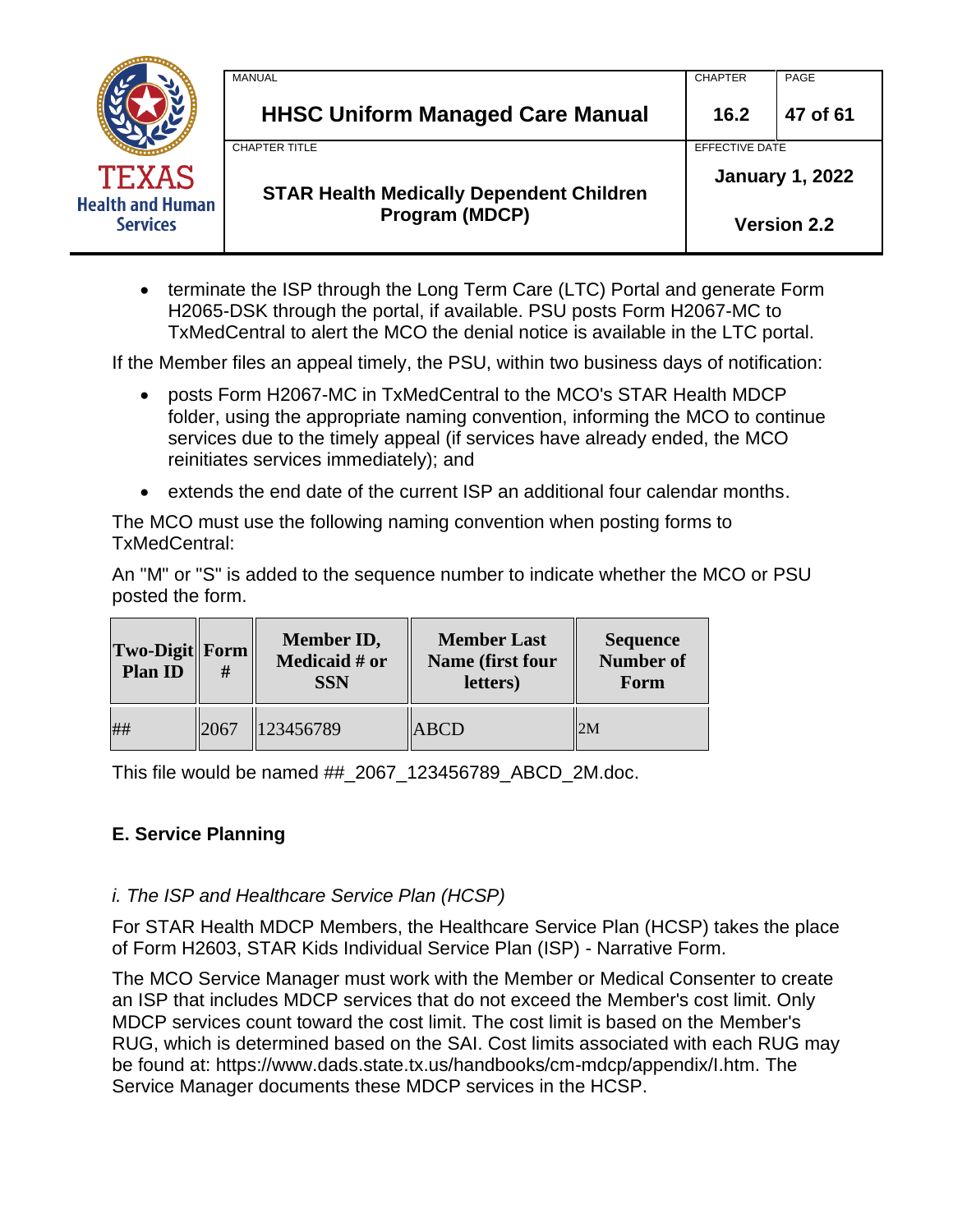- terminate the ISP through the Long Term Care (LTC) Portal and generate Form H2065-DSK through the portal, if available. PSU posts Form H2067-MC to TxMedCentral to alert the MCO the denial notice is available in the LTC portal.

If the Member files an appeal timely, the PSU, within two business days of notification:

- posts Form H2067-MC in TxMedCentral to the MCO's STAR Health MDCP folder, using the appropriate naming convention, informing the MCO to continue services due to the timely appeal (if services have already ended, the MCO reinitiates services immediately); and
- extends the end date of the current ISP an additional four calendar months.

The MCO must use the following naming convention when posting forms to TxMedCentral:

An "M" or "S" is added to the sequence number to indicate whether the MCO or PSU posted the form.

| Two-Digit Plan ID | Form # | Member ID, Medicaid # or SSN | Member Last Name (first four letters) | Sequence Number of Form |
|---|---|---|---|---|
| ## | 2067 | 123456789 | ABCD | 2M |

This file would be named ##_2067_123456789_ABCD_2M.doc.

## E. Service Planning

### *i. The ISP and Healthcare Service Plan (HCSP)*

For STAR Health MDCP Members, the Healthcare Service Plan (HCSP) takes the place of Form H2603, STAR Kids Individual Service Plan (ISP) - Narrative Form.

The MCO Service Manager must work with the Member or Medical Consenter to create an ISP that includes MDCP services that do not exceed the Member's cost limit. Only MDCP services count toward the cost limit. The cost limit is based on the Member's RUG, which is determined based on the SAI. Cost limits associated with each RUG may be found at: https://www.dads.state.tx.us/handbooks/cm-mdcp/appendix/I.htm. The Service Manager documents these MDCP services in the HCSP.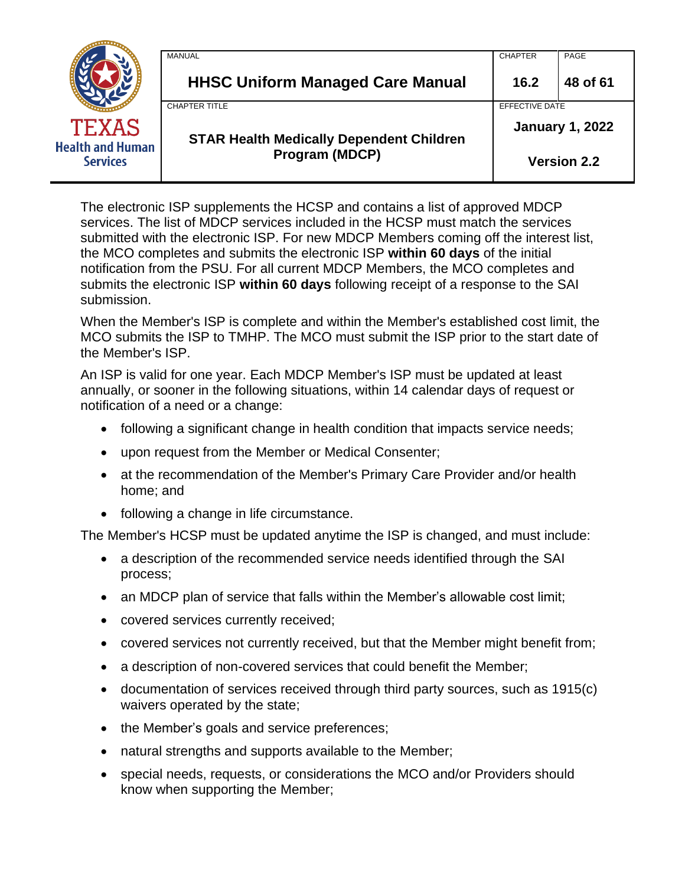The electronic ISP supplements the HCSP and contains a list of approved MDCP services. The list of MDCP services included in the HCSP must match the services submitted with the electronic ISP. For new MDCP Members coming off the interest list, the MCO completes and submits the electronic ISP **within 60 days** of the initial notification from the PSU. For all current MDCP Members, the MCO completes and submits the electronic ISP **within 60 days** following receipt of a response to the SAI submission.

When the Member's ISP is complete and within the Member's established cost limit, the MCO submits the ISP to TMHP. The MCO must submit the ISP prior to the start date of the Member's ISP.

An ISP is valid for one year. Each MDCP Member's ISP must be updated at least annually, or sooner in the following situations, within 14 calendar days of request or notification of a need or a change:

- following a significant change in health condition that impacts service needs;
- upon request from the Member or Medical Consenter;
- at the recommendation of the Member's Primary Care Provider and/or health home; and
- following a change in life circumstance.

The Member's HCSP must be updated anytime the ISP is changed, and must include:

- a description of the recommended service needs identified through the SAI process;
- an MDCP plan of service that falls within the Member's allowable cost limit;
- covered services currently received;
- covered services not currently received, but that the Member might benefit from;
- a description of non-covered services that could benefit the Member;
- documentation of services received through third party sources, such as 1915(c) waivers operated by the state;
- the Member's goals and service preferences;
- natural strengths and supports available to the Member;
- special needs, requests, or considerations the MCO and/or Providers should know when supporting the Member;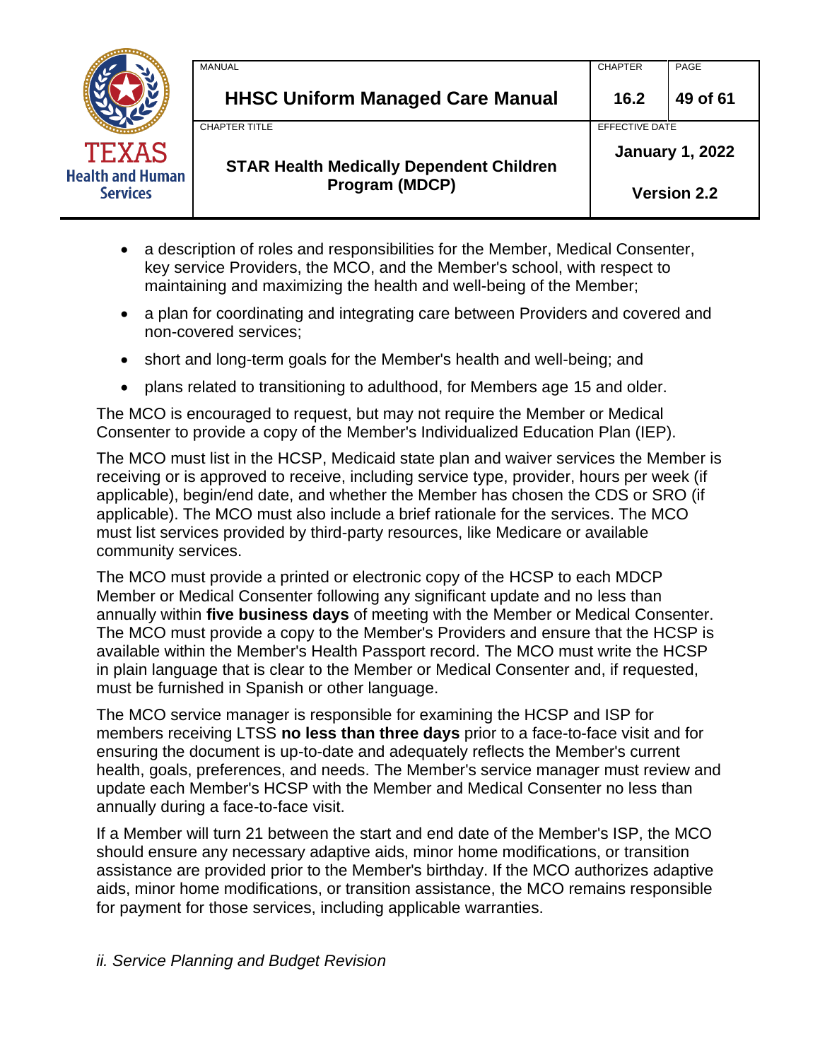- a description of roles and responsibilities for the Member, Medical Consenter, key service Providers, the MCO, and the Member's school, with respect to maintaining and maximizing the health and well-being of the Member;
- a plan for coordinating and integrating care between Providers and covered and non-covered services;
- short and long-term goals for the Member's health and well-being; and
- plans related to transitioning to adulthood, for Members age 15 and older.

The MCO is encouraged to request, but may not require the Member or Medical Consenter to provide a copy of the Member's Individualized Education Plan (IEP).

The MCO must list in the HCSP, Medicaid state plan and waiver services the Member is receiving or is approved to receive, including service type, provider, hours per week (if applicable), begin/end date, and whether the Member has chosen the CDS or SRO (if applicable). The MCO must also include a brief rationale for the services. The MCO must list services provided by third-party resources, like Medicare or available community services.

The MCO must provide a printed or electronic copy of the HCSP to each MDCP Member or Medical Consenter following any significant update and no less than annually within **five business days** of meeting with the Member or Medical Consenter. The MCO must provide a copy to the Member's Providers and ensure that the HCSP is available within the Member's Health Passport record. The MCO must write the HCSP in plain language that is clear to the Member or Medical Consenter and, if requested, must be furnished in Spanish or other language.

The MCO service manager is responsible for examining the HCSP and ISP for members receiving LTSS **no less than three days** prior to a face-to-face visit and for ensuring the document is up-to-date and adequately reflects the Member's current health, goals, preferences, and needs. The Member's service manager must review and update each Member's HCSP with the Member and Medical Consenter no less than annually during a face-to-face visit.

If a Member will turn 21 between the start and end date of the Member's ISP, the MCO should ensure any necessary adaptive aids, minor home modifications, or transition assistance are provided prior to the Member's birthday. If the MCO authorizes adaptive aids, minor home modifications, or transition assistance, the MCO remains responsible for payment for those services, including applicable warranties.

*ii. Service Planning and Budget Revision*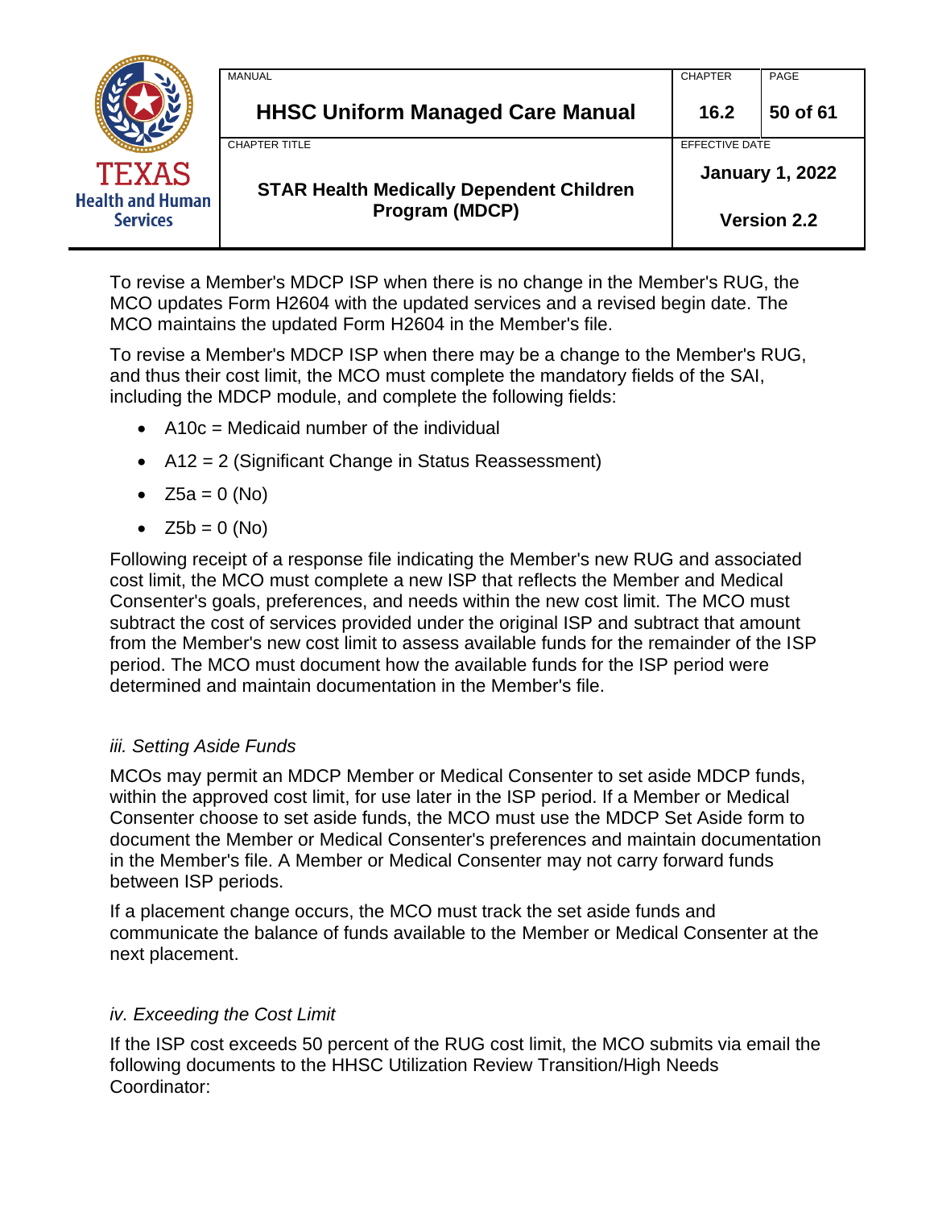To revise a Member's MDCP ISP when there is no change in the Member's RUG, the MCO updates Form H2604 with the updated services and a revised begin date. The MCO maintains the updated Form H2604 in the Member's file.

To revise a Member's MDCP ISP when there may be a change to the Member's RUG, and thus their cost limit, the MCO must complete the mandatory fields of the SAI, including the MDCP module, and complete the following fields:

- A10c = Medicaid number of the individual
- A12 = 2 (Significant Change in Status Reassessment)
- Z5a = 0 (No)
- Z5b = 0 (No)

Following receipt of a response file indicating the Member's new RUG and associated cost limit, the MCO must complete a new ISP that reflects the Member and Medical Consenter's goals, preferences, and needs within the new cost limit. The MCO must subtract the cost of services provided under the original ISP and subtract that amount from the Member's new cost limit to assess available funds for the remainder of the ISP period. The MCO must document how the available funds for the ISP period were determined and maintain documentation in the Member's file.

*iii. Setting Aside Funds*

MCOs may permit an MDCP Member or Medical Consenter to set aside MDCP funds, within the approved cost limit, for use later in the ISP period. If a Member or Medical Consenter choose to set aside funds, the MCO must use the MDCP Set Aside form to document the Member or Medical Consenter's preferences and maintain documentation in the Member's file. A Member or Medical Consenter may not carry forward funds between ISP periods.

If a placement change occurs, the MCO must track the set aside funds and communicate the balance of funds available to the Member or Medical Consenter at the next placement.

*iv. Exceeding the Cost Limit*

If the ISP cost exceeds 50 percent of the RUG cost limit, the MCO submits via email the following documents to the HHSC Utilization Review Transition/High Needs Coordinator: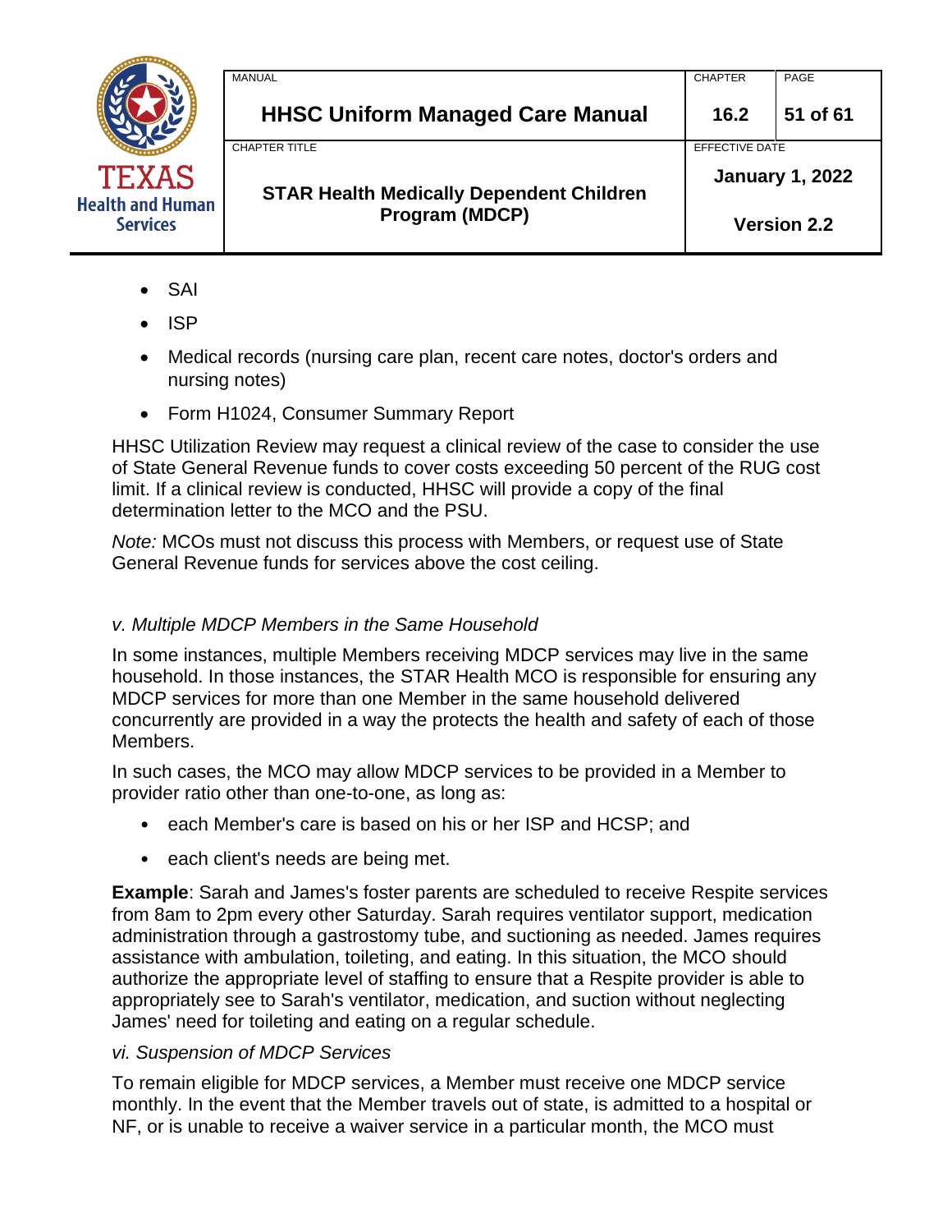- SAI
- ISP
- Medical records (nursing care plan, recent care notes, doctor's orders and nursing notes)
- Form H1024, Consumer Summary Report

HHSC Utilization Review may request a clinical review of the case to consider the use of State General Revenue funds to cover costs exceeding 50 percent of the RUG cost limit. If a clinical review is conducted, HHSC will provide a copy of the final determination letter to the MCO and the PSU.

*Note:* MCOs must not discuss this process with Members, or request use of State General Revenue funds for services above the cost ceiling.

### *v. Multiple MDCP Members in the Same Household*

In some instances, multiple Members receiving MDCP services may live in the same household. In those instances, the STAR Health MCO is responsible for ensuring any MDCP services for more than one Member in the same household delivered concurrently are provided in a way the protects the health and safety of each of those Members.

In such cases, the MCO may allow MDCP services to be provided in a Member to provider ratio other than one-to-one, as long as:

- each Member's care is based on his or her ISP and HCSP; and
- each client's needs are being met.

**Example**: Sarah and James's foster parents are scheduled to receive Respite services from 8am to 2pm every other Saturday. Sarah requires ventilator support, medication administration through a gastrostomy tube, and suctioning as needed. James requires assistance with ambulation, toileting, and eating. In this situation, the MCO should authorize the appropriate level of staffing to ensure that a Respite provider is able to appropriately see to Sarah's ventilator, medication, and suction without neglecting James' need for toileting and eating on a regular schedule.

### *vi. Suspension of MDCP Services*

To remain eligible for MDCP services, a Member must receive one MDCP service monthly. In the event that the Member travels out of state, is admitted to a hospital or NF, or is unable to receive a waiver service in a particular month, the MCO must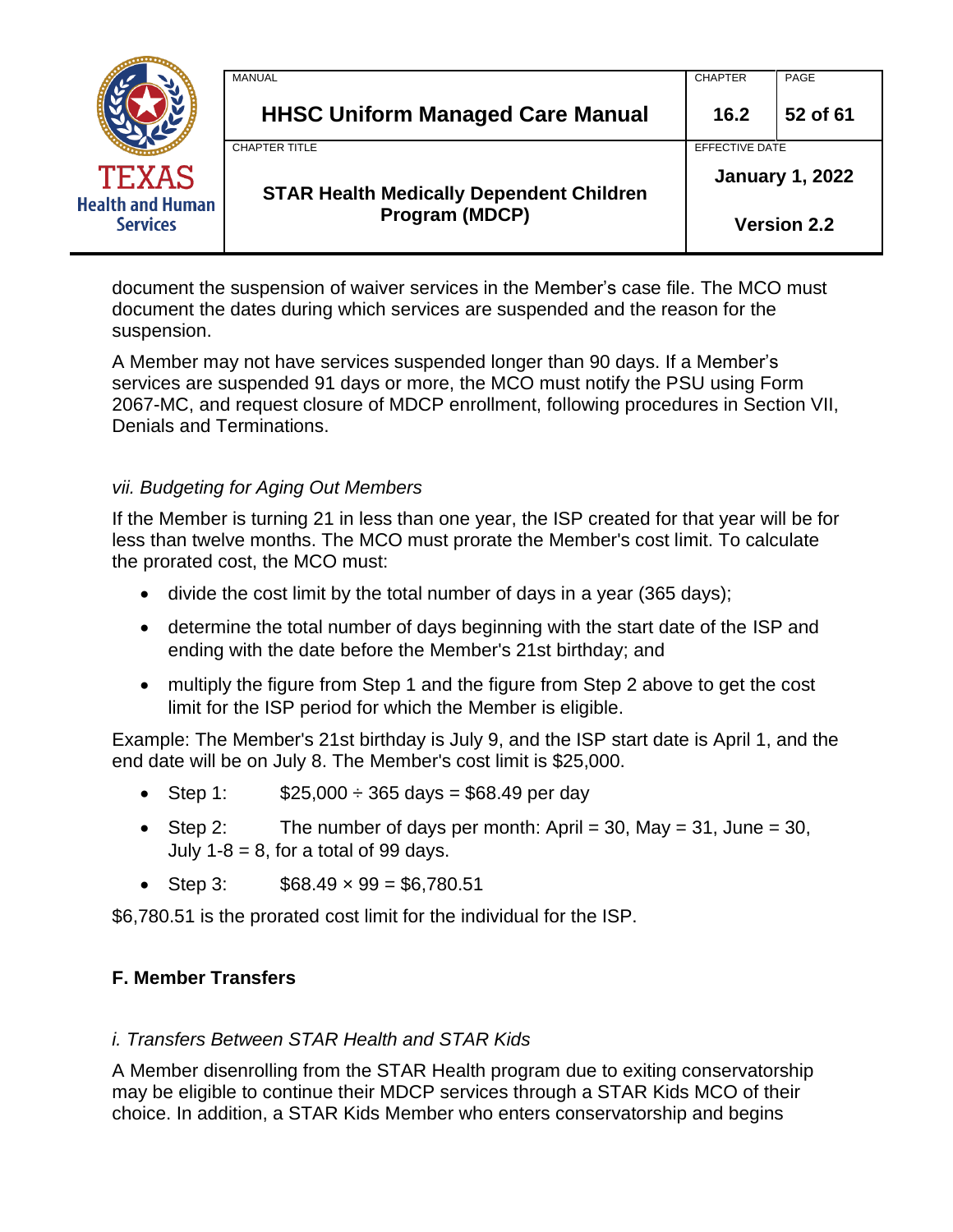document the suspension of waiver services in the Member's case file. The MCO must document the dates during which services are suspended and the reason for the suspension.

A Member may not have services suspended longer than 90 days. If a Member's services are suspended 91 days or more, the MCO must notify the PSU using Form 2067-MC, and request closure of MDCP enrollment, following procedures in Section VII, Denials and Terminations.

### *vii. Budgeting for Aging Out Members*

If the Member is turning 21 in less than one year, the ISP created for that year will be for less than twelve months. The MCO must prorate the Member's cost limit. To calculate the prorated cost, the MCO must:

- divide the cost limit by the total number of days in a year (365 days);
- determine the total number of days beginning with the start date of the ISP and ending with the date before the Member's 21st birthday; and
- multiply the figure from Step 1 and the figure from Step 2 above to get the cost limit for the ISP period for which the Member is eligible.

Example: The Member's 21st birthday is July 9, and the ISP start date is April 1, and the end date will be on July 8. The Member's cost limit is $25,000.

- Step 1: $25,000 ÷ 365 days = $68.49 per day
- Step 2: The number of days per month: April = 30, May = 31, June = 30, July 1-8 = 8, for a total of 99 days.
- Step 3: $68.49 × 99 = $6,780.51

$6,780.51 is the prorated cost limit for the individual for the ISP.

## F. Member Transfers

### *i. Transfers Between STAR Health and STAR Kids*

A Member disenrolling from the STAR Health program due to exiting conservatorship may be eligible to continue their MDCP services through a STAR Kids MCO of their choice. In addition, a STAR Kids Member who enters conservatorship and begins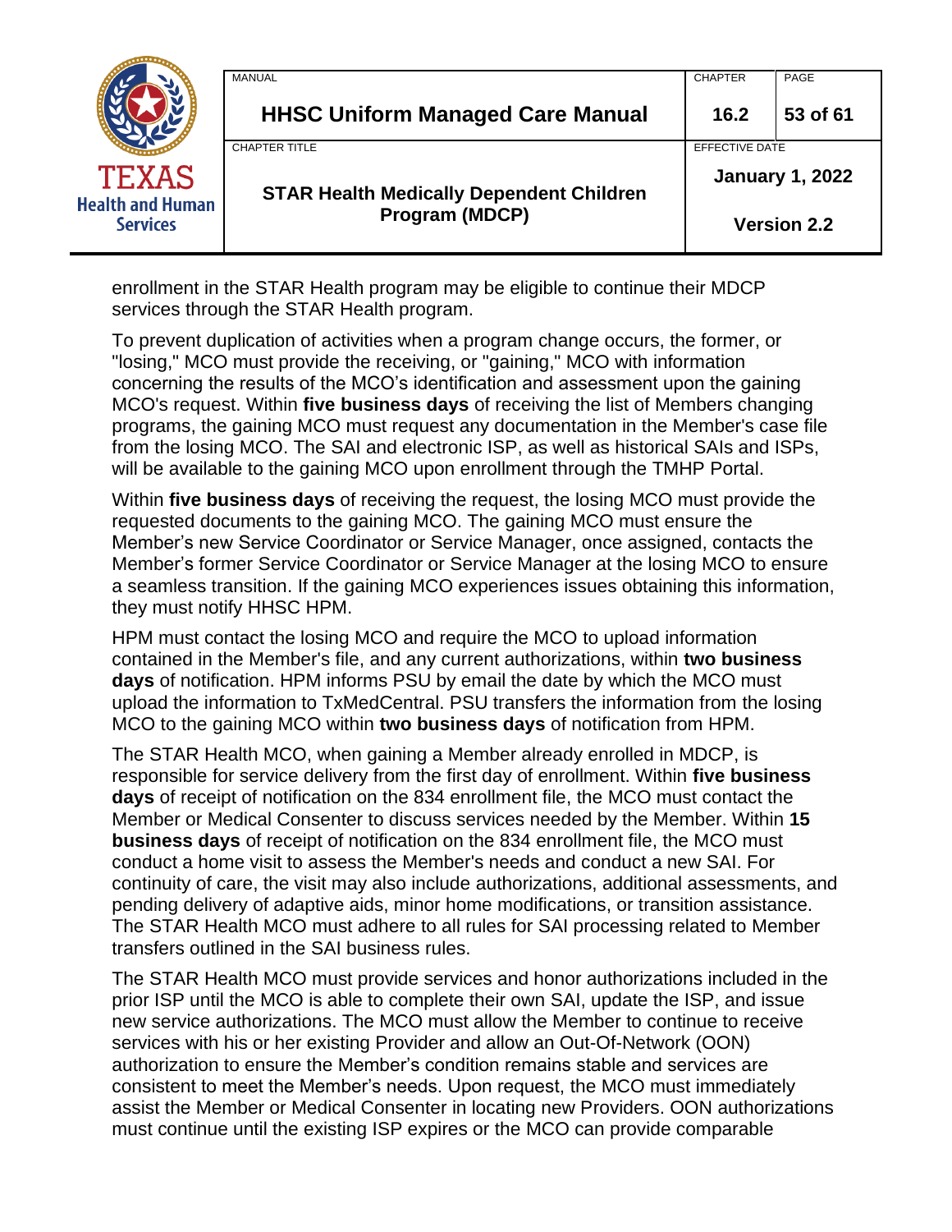enrollment in the STAR Health program may be eligible to continue their MDCP services through the STAR Health program.

To prevent duplication of activities when a program change occurs, the former, or "losing," MCO must provide the receiving, or "gaining," MCO with information concerning the results of the MCO's identification and assessment upon the gaining MCO's request. Within **five business days** of receiving the list of Members changing programs, the gaining MCO must request any documentation in the Member's case file from the losing MCO. The SAI and electronic ISP, as well as historical SAIs and ISPs, will be available to the gaining MCO upon enrollment through the TMHP Portal.

Within **five business days** of receiving the request, the losing MCO must provide the requested documents to the gaining MCO. The gaining MCO must ensure the Member's new Service Coordinator or Service Manager, once assigned, contacts the Member's former Service Coordinator or Service Manager at the losing MCO to ensure a seamless transition. If the gaining MCO experiences issues obtaining this information, they must notify HHSC HPM.

HPM must contact the losing MCO and require the MCO to upload information contained in the Member's file, and any current authorizations, within **two business days** of notification. HPM informs PSU by email the date by which the MCO must upload the information to TxMedCentral. PSU transfers the information from the losing MCO to the gaining MCO within **two business days** of notification from HPM.

The STAR Health MCO, when gaining a Member already enrolled in MDCP, is responsible for service delivery from the first day of enrollment. Within **five business days** of receipt of notification on the 834 enrollment file, the MCO must contact the Member or Medical Consenter to discuss services needed by the Member. Within **15 business days** of receipt of notification on the 834 enrollment file, the MCO must conduct a home visit to assess the Member's needs and conduct a new SAI. For continuity of care, the visit may also include authorizations, additional assessments, and pending delivery of adaptive aids, minor home modifications, or transition assistance. The STAR Health MCO must adhere to all rules for SAI processing related to Member transfers outlined in the SAI business rules.

The STAR Health MCO must provide services and honor authorizations included in the prior ISP until the MCO is able to complete their own SAI, update the ISP, and issue new service authorizations. The MCO must allow the Member to continue to receive services with his or her existing Provider and allow an Out-Of-Network (OON) authorization to ensure the Member's condition remains stable and services are consistent to meet the Member's needs. Upon request, the MCO must immediately assist the Member or Medical Consenter in locating new Providers. OON authorizations must continue until the existing ISP expires or the MCO can provide comparable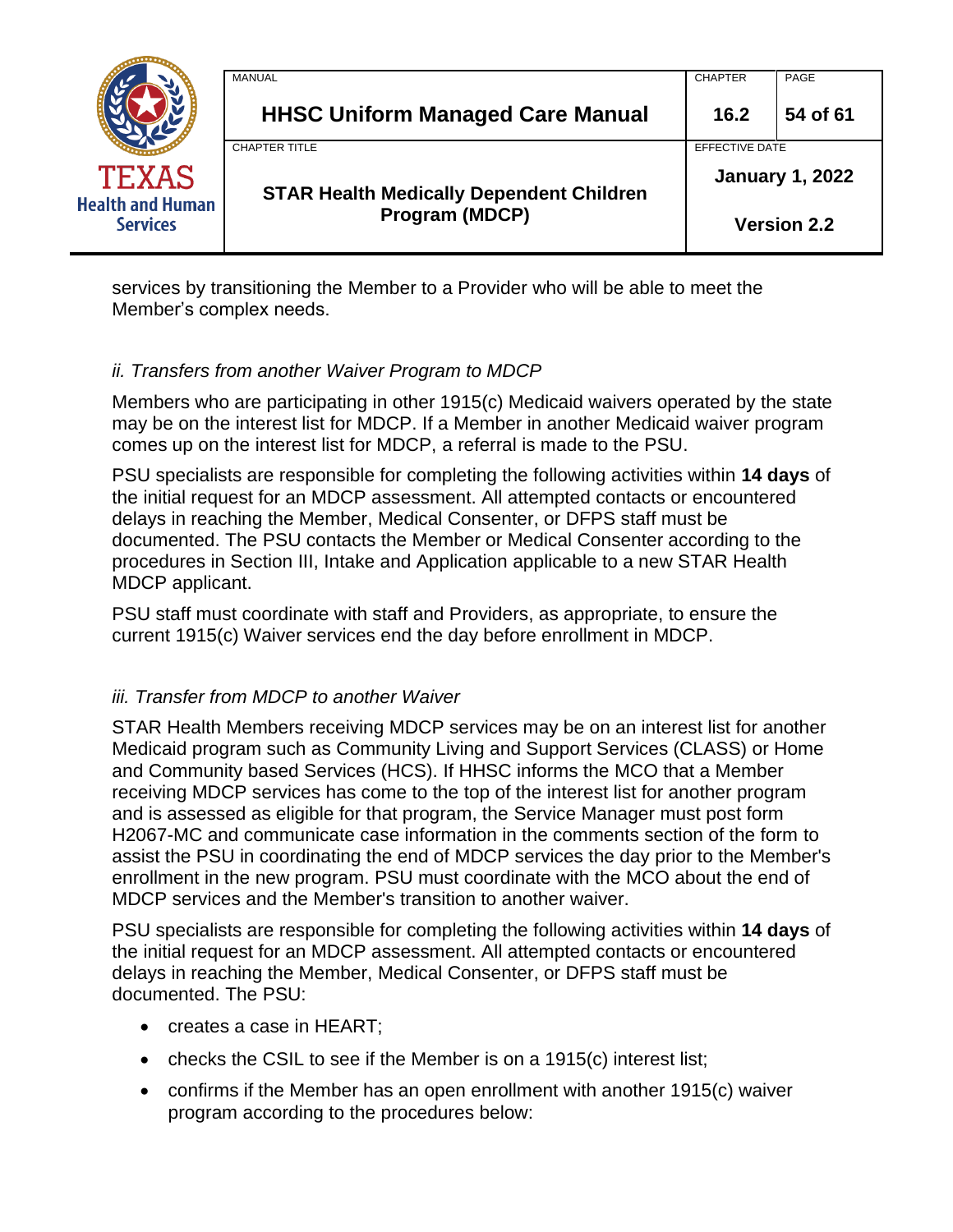services by transitioning the Member to a Provider who will be able to meet the Member's complex needs.

*ii. Transfers from another Waiver Program to MDCP*

Members who are participating in other 1915(c) Medicaid waivers operated by the state may be on the interest list for MDCP. If a Member in another Medicaid waiver program comes up on the interest list for MDCP, a referral is made to the PSU.

PSU specialists are responsible for completing the following activities within **14 days** of the initial request for an MDCP assessment. All attempted contacts or encountered delays in reaching the Member, Medical Consenter, or DFPS staff must be documented. The PSU contacts the Member or Medical Consenter according to the procedures in Section III, Intake and Application applicable to a new STAR Health MDCP applicant.

PSU staff must coordinate with staff and Providers, as appropriate, to ensure the current 1915(c) Waiver services end the day before enrollment in MDCP.

*iii. Transfer from MDCP to another Waiver*

STAR Health Members receiving MDCP services may be on an interest list for another Medicaid program such as Community Living and Support Services (CLASS) or Home and Community based Services (HCS). If HHSC informs the MCO that a Member receiving MDCP services has come to the top of the interest list for another program and is assessed as eligible for that program, the Service Manager must post form H2067-MC and communicate case information in the comments section of the form to assist the PSU in coordinating the end of MDCP services the day prior to the Member's enrollment in the new program. PSU must coordinate with the MCO about the end of MDCP services and the Member's transition to another waiver.

PSU specialists are responsible for completing the following activities within **14 days** of the initial request for an MDCP assessment. All attempted contacts or encountered delays in reaching the Member, Medical Consenter, or DFPS staff must be documented. The PSU:

- creates a case in HEART;
- checks the CSIL to see if the Member is on a 1915(c) interest list;
- confirms if the Member has an open enrollment with another 1915(c) waiver program according to the procedures below: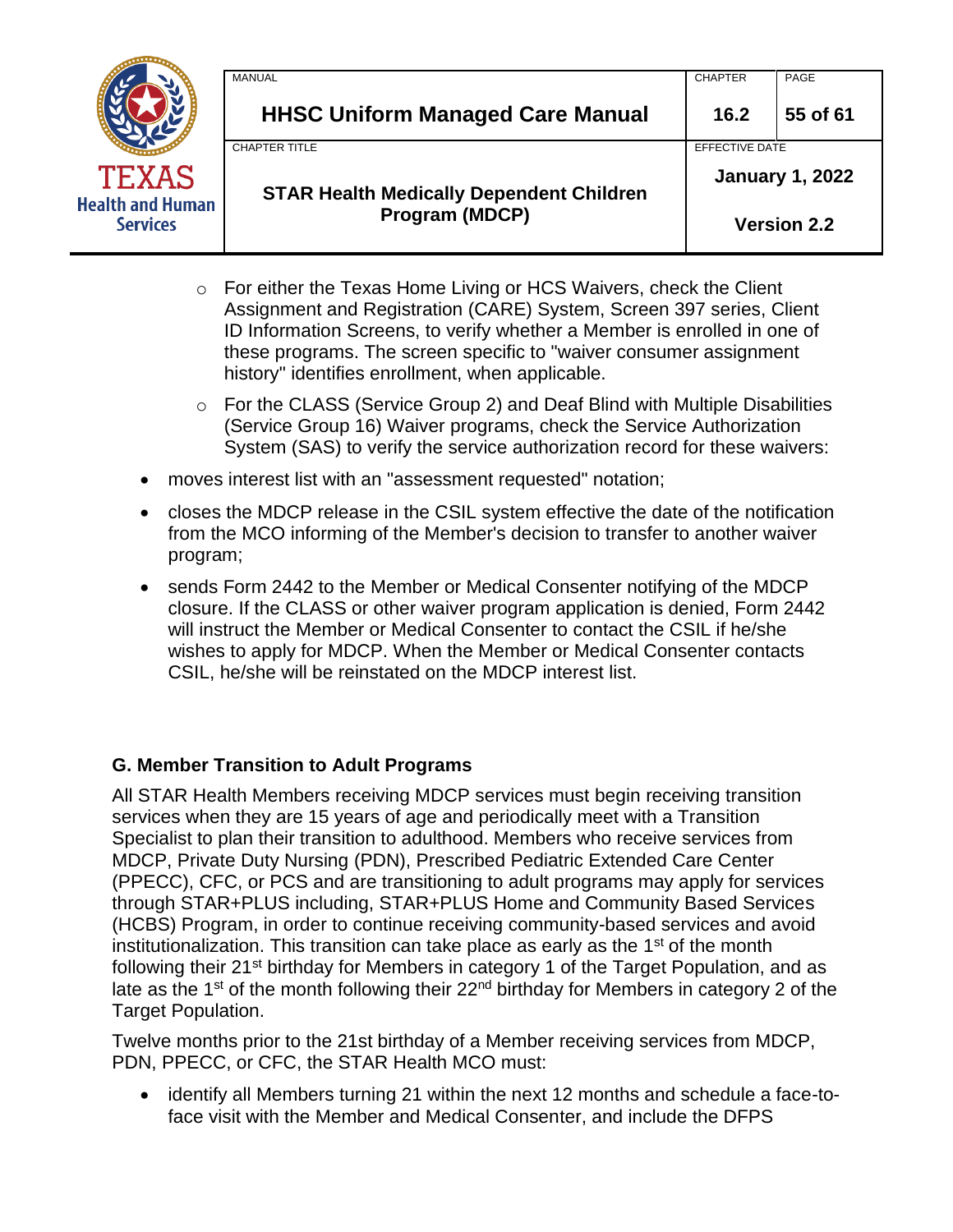- For either the Texas Home Living or HCS Waivers, check the Client Assignment and Registration (CARE) System, Screen 397 series, Client ID Information Screens, to verify whether a Member is enrolled in one of these programs. The screen specific to "waiver consumer assignment history" identifies enrollment, when applicable.
- For the CLASS (Service Group 2) and Deaf Blind with Multiple Disabilities (Service Group 16) Waiver programs, check the Service Authorization System (SAS) to verify the service authorization record for these waivers:

- moves interest list with an "assessment requested" notation;
- closes the MDCP release in the CSIL system effective the date of the notification from the MCO informing of the Member's decision to transfer to another waiver program;
- sends Form 2442 to the Member or Medical Consenter notifying of the MDCP closure. If the CLASS or other waiver program application is denied, Form 2442 will instruct the Member or Medical Consenter to contact the CSIL if he/she wishes to apply for MDCP. When the Member or Medical Consenter contacts CSIL, he/she will be reinstated on the MDCP interest list.

### G. Member Transition to Adult Programs

All STAR Health Members receiving MDCP services must begin receiving transition services when they are 15 years of age and periodically meet with a Transition Specialist to plan their transition to adulthood. Members who receive services from MDCP, Private Duty Nursing (PDN), Prescribed Pediatric Extended Care Center (PPECC), CFC, or PCS and are transitioning to adult programs may apply for services through STAR+PLUS including, STAR+PLUS Home and Community Based Services (HCBS) Program, in order to continue receiving community-based services and avoid institutionalization. This transition can take place as early as the 1st of the month following their 21st birthday for Members in category 1 of the Target Population, and as late as the 1st of the month following their 22nd birthday for Members in category 2 of the Target Population.

Twelve months prior to the 21st birthday of a Member receiving services from MDCP, PDN, PPECC, or CFC, the STAR Health MCO must:

- identify all Members turning 21 within the next 12 months and schedule a face-to-face visit with the Member and Medical Consenter, and include the DFPS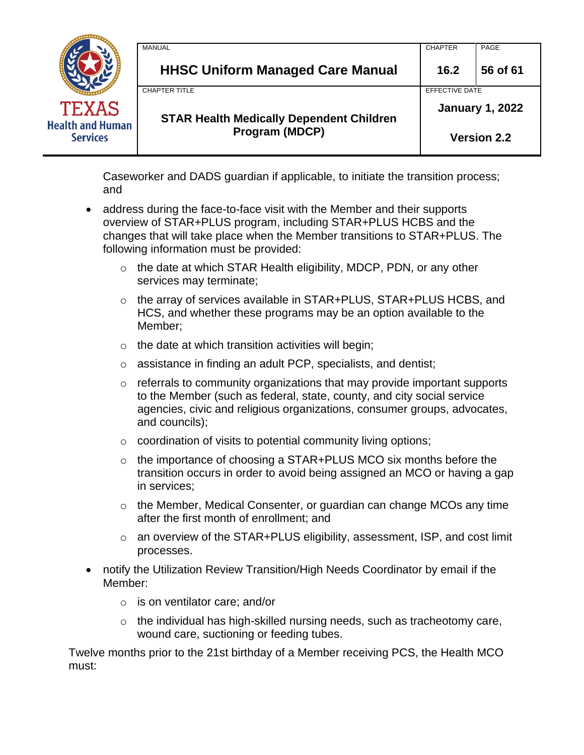Caseworker and DADS guardian if applicable, to initiate the transition process; and

- address during the face-to-face visit with the Member and their supports overview of STAR+PLUS program, including STAR+PLUS HCBS and the changes that will take place when the Member transitions to STAR+PLUS. The following information must be provided:
    - the date at which STAR Health eligibility, MDCP, PDN, or any other services may terminate;
    - the array of services available in STAR+PLUS, STAR+PLUS HCBS, and HCS, and whether these programs may be an option available to the Member;
    - the date at which transition activities will begin;
    - assistance in finding an adult PCP, specialists, and dentist;
    - referrals to community organizations that may provide important supports to the Member (such as federal, state, county, and city social service agencies, civic and religious organizations, consumer groups, advocates, and councils);
    - coordination of visits to potential community living options;
    - the importance of choosing a STAR+PLUS MCO six months before the transition occurs in order to avoid being assigned an MCO or having a gap in services;
    - the Member, Medical Consenter, or guardian can change MCOs any time after the first month of enrollment; and
    - an overview of the STAR+PLUS eligibility, assessment, ISP, and cost limit processes.
- notify the Utilization Review Transition/High Needs Coordinator by email if the Member:
    - is on ventilator care; and/or
    - the individual has high-skilled nursing needs, such as tracheotomy care, wound care, suctioning or feeding tubes.

Twelve months prior to the 21st birthday of a Member receiving PCS, the Health MCO must: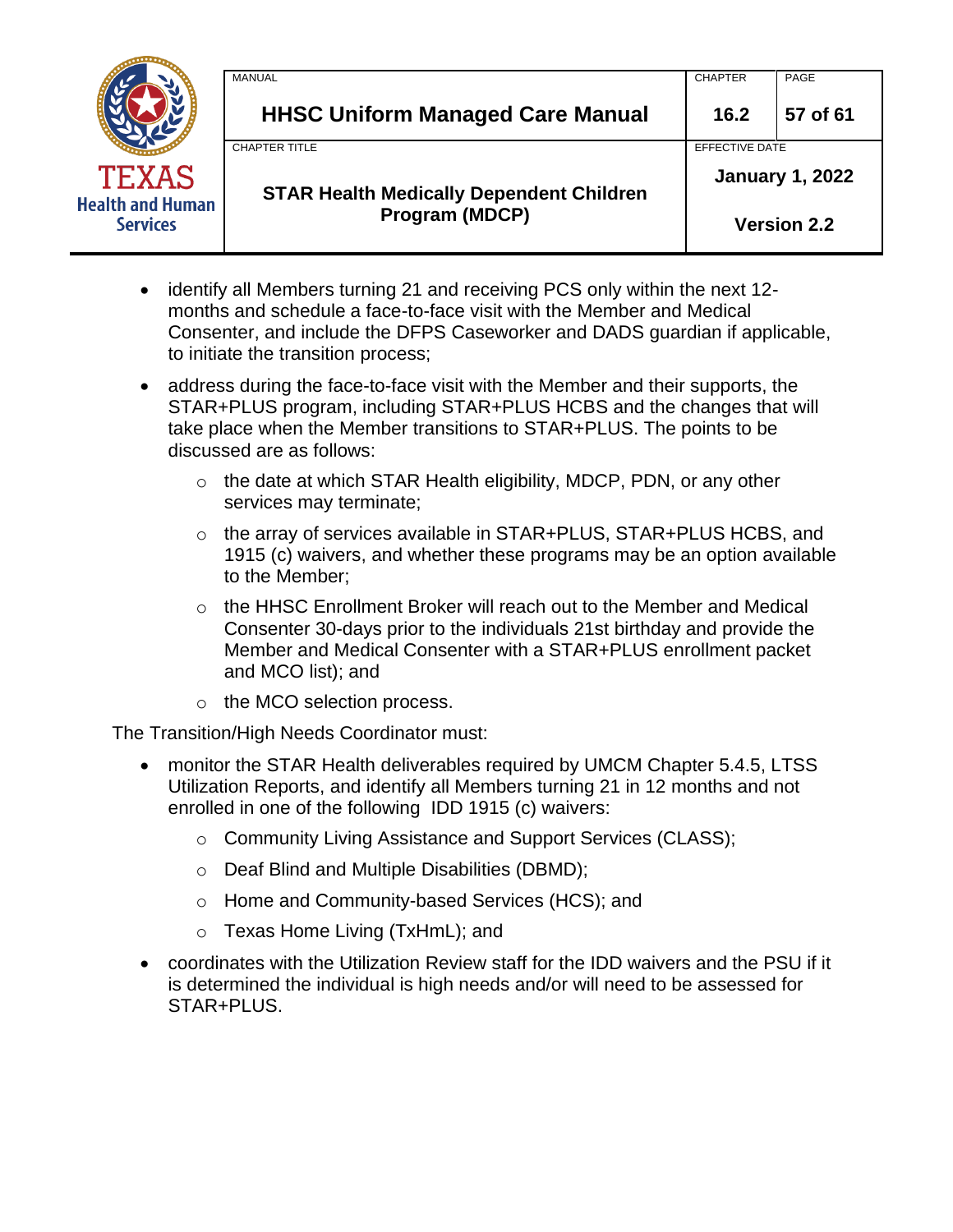- identify all Members turning 21 and receiving PCS only within the next 12-months and schedule a face-to-face visit with the Member and Medical Consenter, and include the DFPS Caseworker and DADS guardian if applicable, to initiate the transition process;
- address during the face-to-face visit with the Member and their supports, the STAR+PLUS program, including STAR+PLUS HCBS and the changes that will take place when the Member transitions to STAR+PLUS. The points to be discussed are as follows:
  - the date at which STAR Health eligibility, MDCP, PDN, or any other services may terminate;
  - the array of services available in STAR+PLUS, STAR+PLUS HCBS, and 1915 (c) waivers, and whether these programs may be an option available to the Member;
  - the HHSC Enrollment Broker will reach out to the Member and Medical Consenter 30-days prior to the individuals 21st birthday and provide the Member and Medical Consenter with a STAR+PLUS enrollment packet and MCO list); and
  - the MCO selection process.

The Transition/High Needs Coordinator must:

- monitor the STAR Health deliverables required by UMCM Chapter 5.4.5, LTSS Utilization Reports, and identify all Members turning 21 in 12 months and not enrolled in one of the following IDD 1915 (c) waivers:
  - Community Living Assistance and Support Services (CLASS);
  - Deaf Blind and Multiple Disabilities (DBMD);
  - Home and Community-based Services (HCS); and
  - Texas Home Living (TxHmL); and
- coordinates with the Utilization Review staff for the IDD waivers and the PSU if it is determined the individual is high needs and/or will need to be assessed for STAR+PLUS.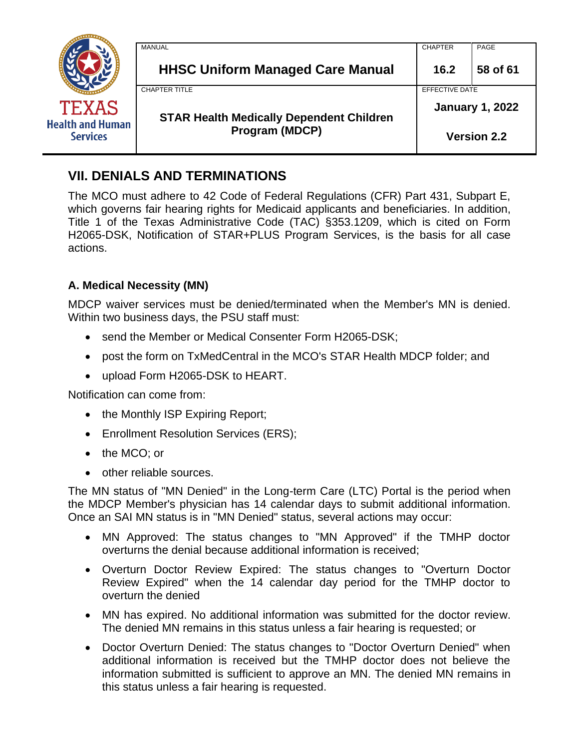## VII. DENIALS AND TERMINATIONS

The MCO must adhere to 42 Code of Federal Regulations (CFR) Part 431, Subpart E, which governs fair hearing rights for Medicaid applicants and beneficiaries. In addition, Title 1 of the Texas Administrative Code (TAC) §353.1209, which is cited on Form H2065-DSK, Notification of STAR+PLUS Program Services, is the basis for all case actions.

### A. Medical Necessity (MN)

MDCP waiver services must be denied/terminated when the Member's MN is denied. Within two business days, the PSU staff must:

- send the Member or Medical Consenter Form H2065-DSK;
- post the form on TxMedCentral in the MCO's STAR Health MDCP folder; and
- upload Form H2065-DSK to HEART.

Notification can come from:

- the Monthly ISP Expiring Report;
- Enrollment Resolution Services (ERS);
- the MCO; or
- other reliable sources.

The MN status of "MN Denied" in the Long-term Care (LTC) Portal is the period when the MDCP Member's physician has 14 calendar days to submit additional information. Once an SAI MN status is in "MN Denied" status, several actions may occur:

- MN Approved: The status changes to "MN Approved" if the TMHP doctor overturns the denial because additional information is received;
- Overturn Doctor Review Expired: The status changes to "Overturn Doctor Review Expired" when the 14 calendar day period for the TMHP doctor to overturn the denied
- MN has expired. No additional information was submitted for the doctor review. The denied MN remains in this status unless a fair hearing is requested; or
- Doctor Overturn Denied: The status changes to "Doctor Overturn Denied" when additional information is received but the TMHP doctor does not believe the information submitted is sufficient to approve an MN. The denied MN remains in this status unless a fair hearing is requested.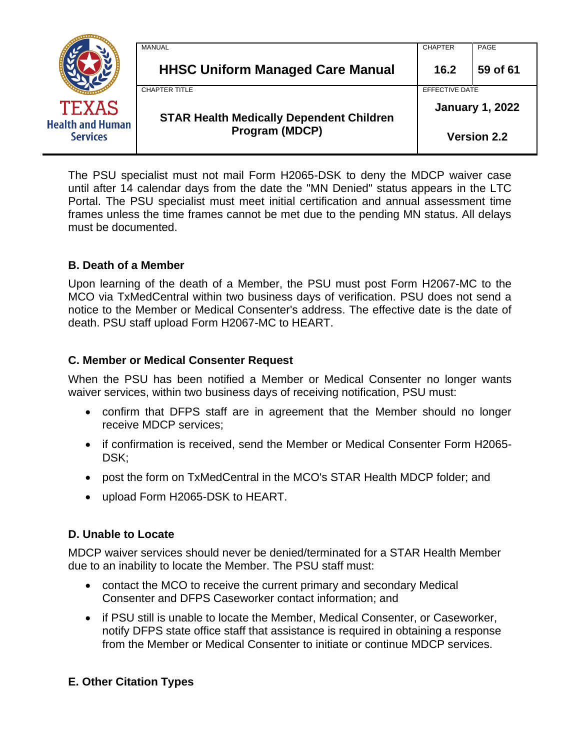The PSU specialist must not mail Form H2065-DSK to deny the MDCP waiver case until after 14 calendar days from the date the "MN Denied" status appears in the LTC Portal. The PSU specialist must meet initial certification and annual assessment time frames unless the time frames cannot be met due to the pending MN status. All delays must be documented.

### B. Death of a Member

Upon learning of the death of a Member, the PSU must post Form H2067-MC to the MCO via TxMedCentral within two business days of verification. PSU does not send a notice to the Member or Medical Consenter's address. The effective date is the date of death. PSU staff upload Form H2067-MC to HEART.

### C. Member or Medical Consenter Request

When the PSU has been notified a Member or Medical Consenter no longer wants waiver services, within two business days of receiving notification, PSU must:

- confirm that DFPS staff are in agreement that the Member should no longer receive MDCP services;
- if confirmation is received, send the Member or Medical Consenter Form H2065-DSK;
- post the form on TxMedCentral in the MCO's STAR Health MDCP folder; and
- upload Form H2065-DSK to HEART.

### D. Unable to Locate

MDCP waiver services should never be denied/terminated for a STAR Health Member due to an inability to locate the Member. The PSU staff must:

- contact the MCO to receive the current primary and secondary Medical Consenter and DFPS Caseworker contact information; and
- if PSU still is unable to locate the Member, Medical Consenter, or Caseworker, notify DFPS state office staff that assistance is required in obtaining a response from the Member or Medical Consenter to initiate or continue MDCP services.

### E. Other Citation Types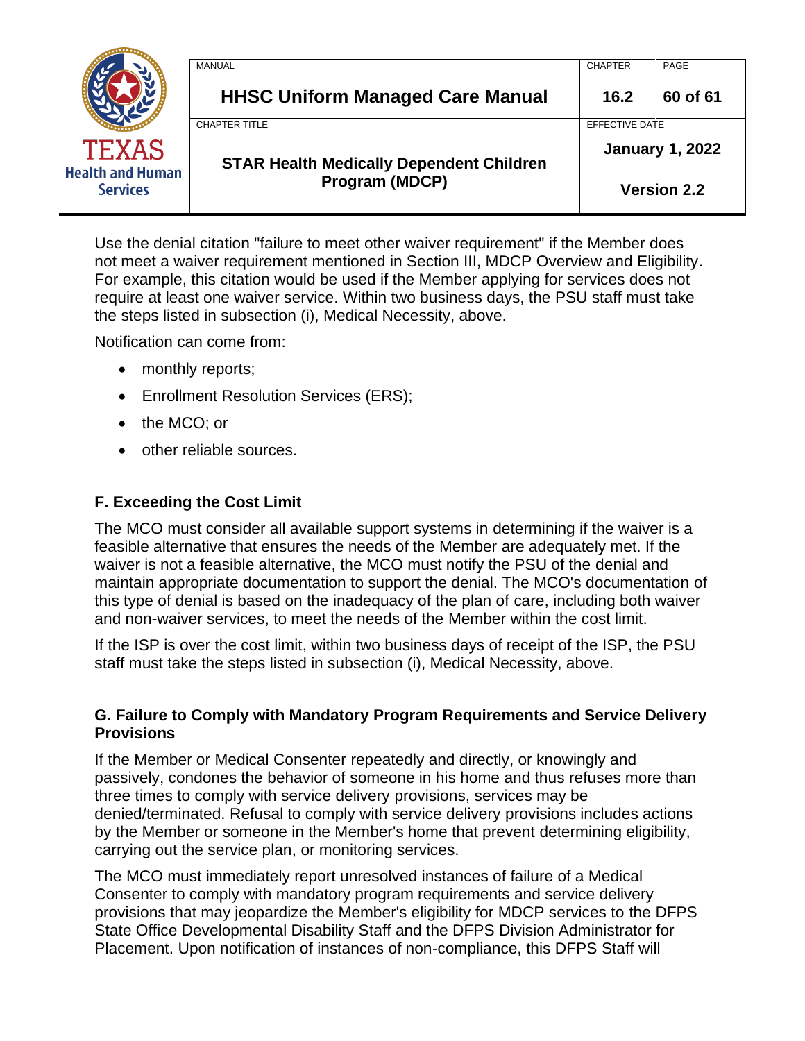Use the denial citation "failure to meet other waiver requirement" if the Member does not meet a waiver requirement mentioned in Section III, MDCP Overview and Eligibility. For example, this citation would be used if the Member applying for services does not require at least one waiver service. Within two business days, the PSU staff must take the steps listed in subsection (i), Medical Necessity, above.

Notification can come from:

- monthly reports;
- Enrollment Resolution Services (ERS);
- the MCO; or
- other reliable sources.

### F. Exceeding the Cost Limit

The MCO must consider all available support systems in determining if the waiver is a feasible alternative that ensures the needs of the Member are adequately met. If the waiver is not a feasible alternative, the MCO must notify the PSU of the denial and maintain appropriate documentation to support the denial. The MCO's documentation of this type of denial is based on the inadequacy of the plan of care, including both waiver and non-waiver services, to meet the needs of the Member within the cost limit.

If the ISP is over the cost limit, within two business days of receipt of the ISP, the PSU staff must take the steps listed in subsection (i), Medical Necessity, above.

### G. Failure to Comply with Mandatory Program Requirements and Service Delivery Provisions

If the Member or Medical Consenter repeatedly and directly, or knowingly and passively, condones the behavior of someone in his home and thus refuses more than three times to comply with service delivery provisions, services may be denied/terminated. Refusal to comply with service delivery provisions includes actions by the Member or someone in the Member's home that prevent determining eligibility, carrying out the service plan, or monitoring services.

The MCO must immediately report unresolved instances of failure of a Medical Consenter to comply with mandatory program requirements and service delivery provisions that may jeopardize the Member's eligibility for MDCP services to the DFPS State Office Developmental Disability Staff and the DFPS Division Administrator for Placement. Upon notification of instances of non-compliance, this DFPS Staff will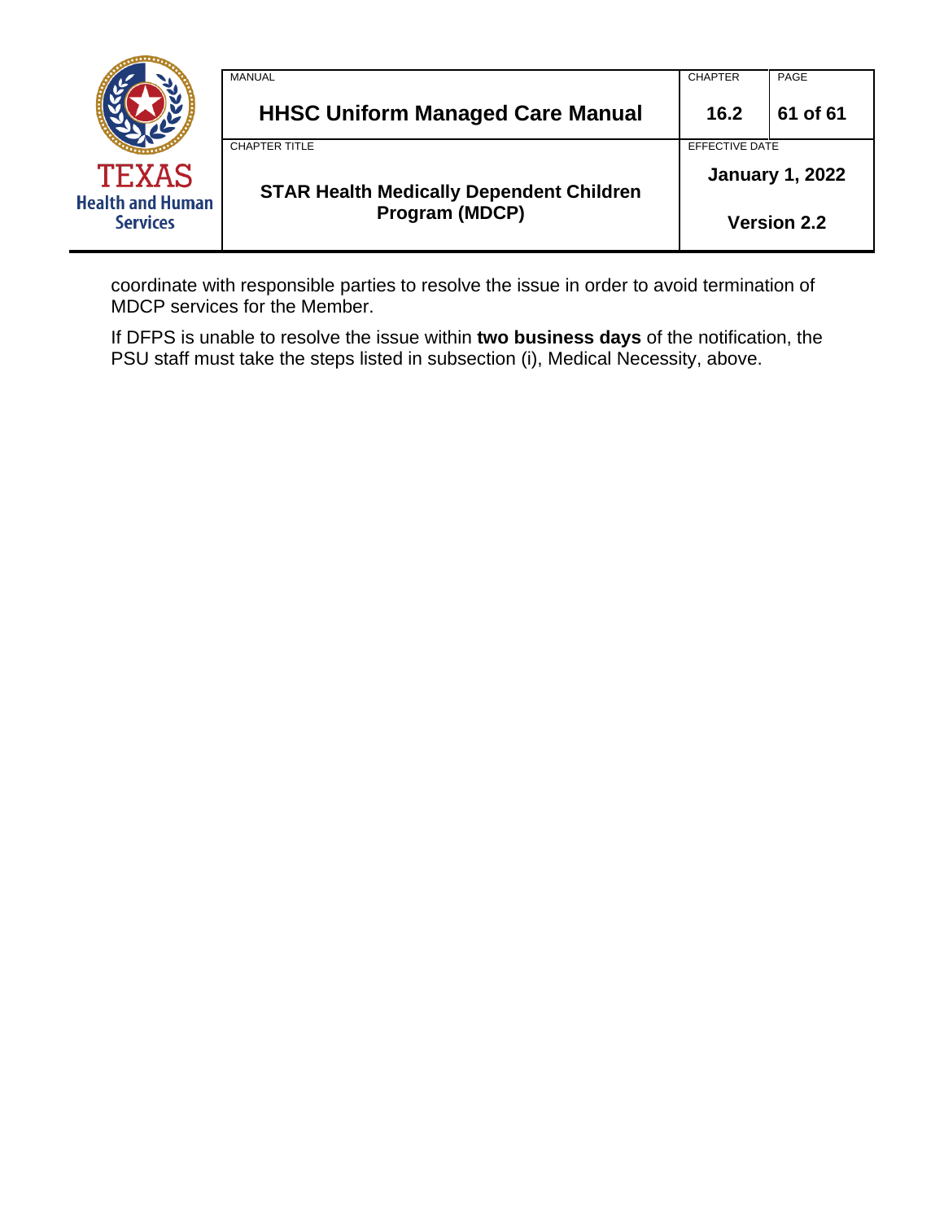coordinate with responsible parties to resolve the issue in order to avoid termination of MDCP services for the Member.

If DFPS is unable to resolve the issue within **two business days** of the notification, the PSU staff must take the steps listed in subsection (i), Medical Necessity, above.